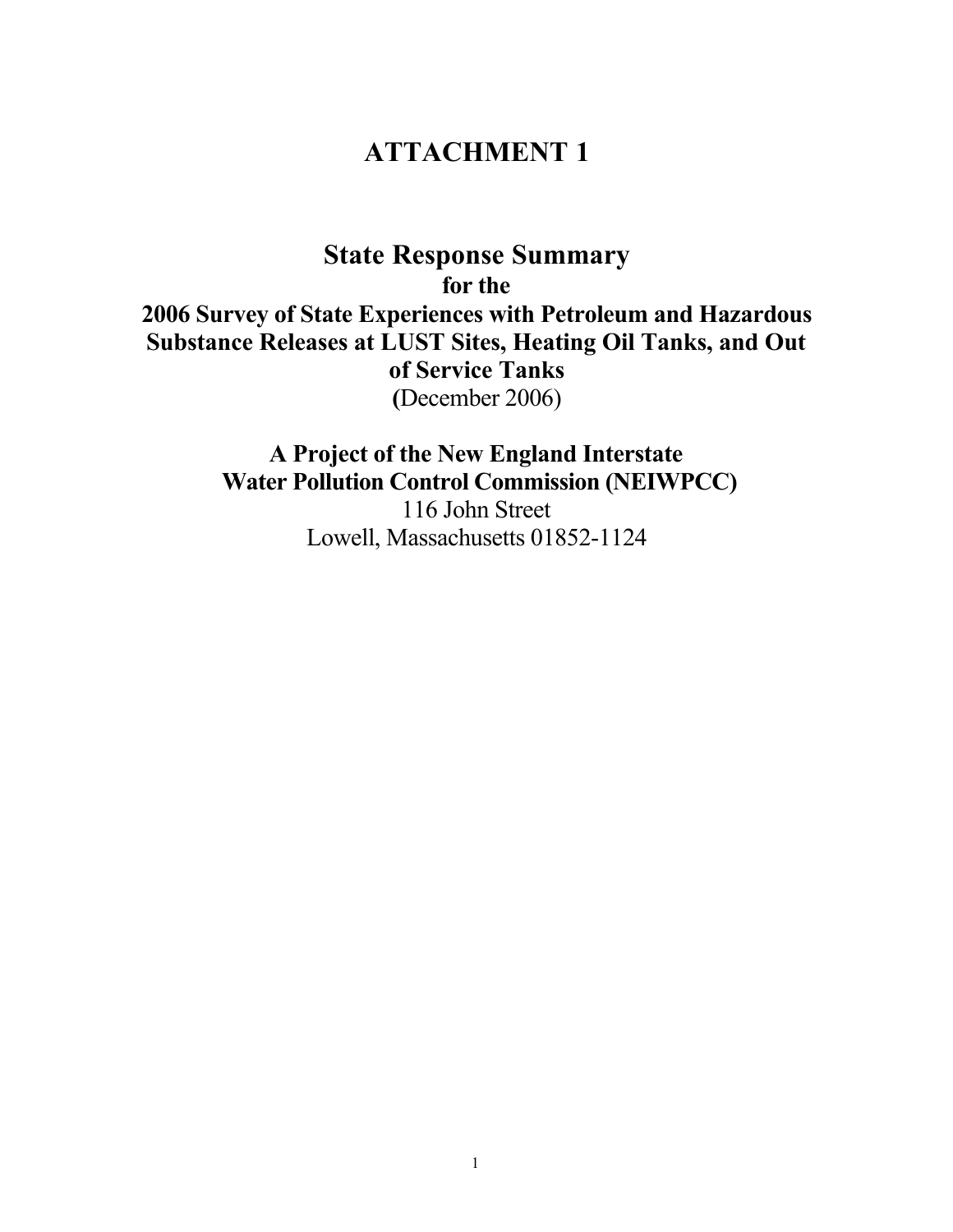# ATTACHMENT 1

## State Response Summary

**for the**

**2006 Survey of State Experiences with Petroleum and Hazardous Substance Releases at LUST Sites, Heating Oil Tanks, and Out of Service Tanks**

**(**December 2006)

**A Project of the New England Interstate Water Pollution Control Commission (NEIWPCC)**

116 John Street
Lowell, Massachusetts 01852-1124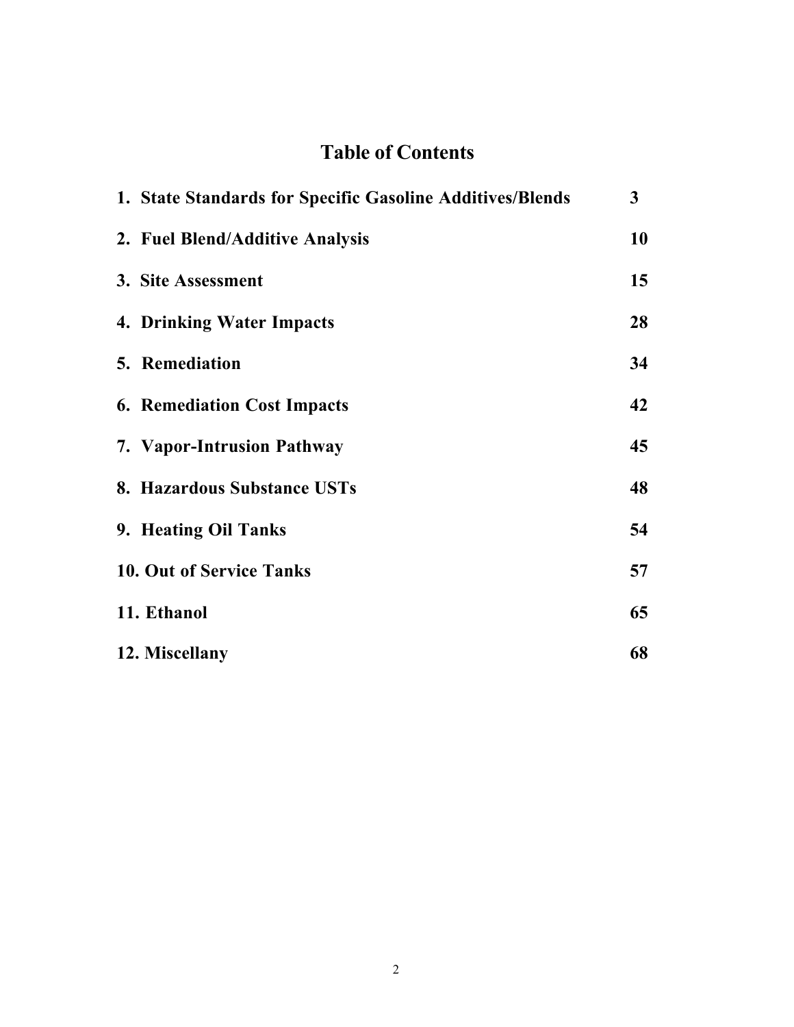# Table of Contents

| | |
|---|---|
| **1. State Standards for Specific Gasoline Additives/Blends** | **3** |
| **2. Fuel Blend/Additive Analysis** | **10** |
| **3. Site Assessment** | **15** |
| **4. Drinking Water Impacts** | **28** |
| **5. Remediation** | **34** |
| **6. Remediation Cost Impacts** | **42** |
| **7. Vapor-Intrusion Pathway** | **45** |
| **8. Hazardous Substance USTs** | **48** |
| **9. Heating Oil Tanks** | **54** |
| **10. Out of Service Tanks** | **57** |
| **11. Ethanol** | **65** |
| **12. Miscellany** | **68** |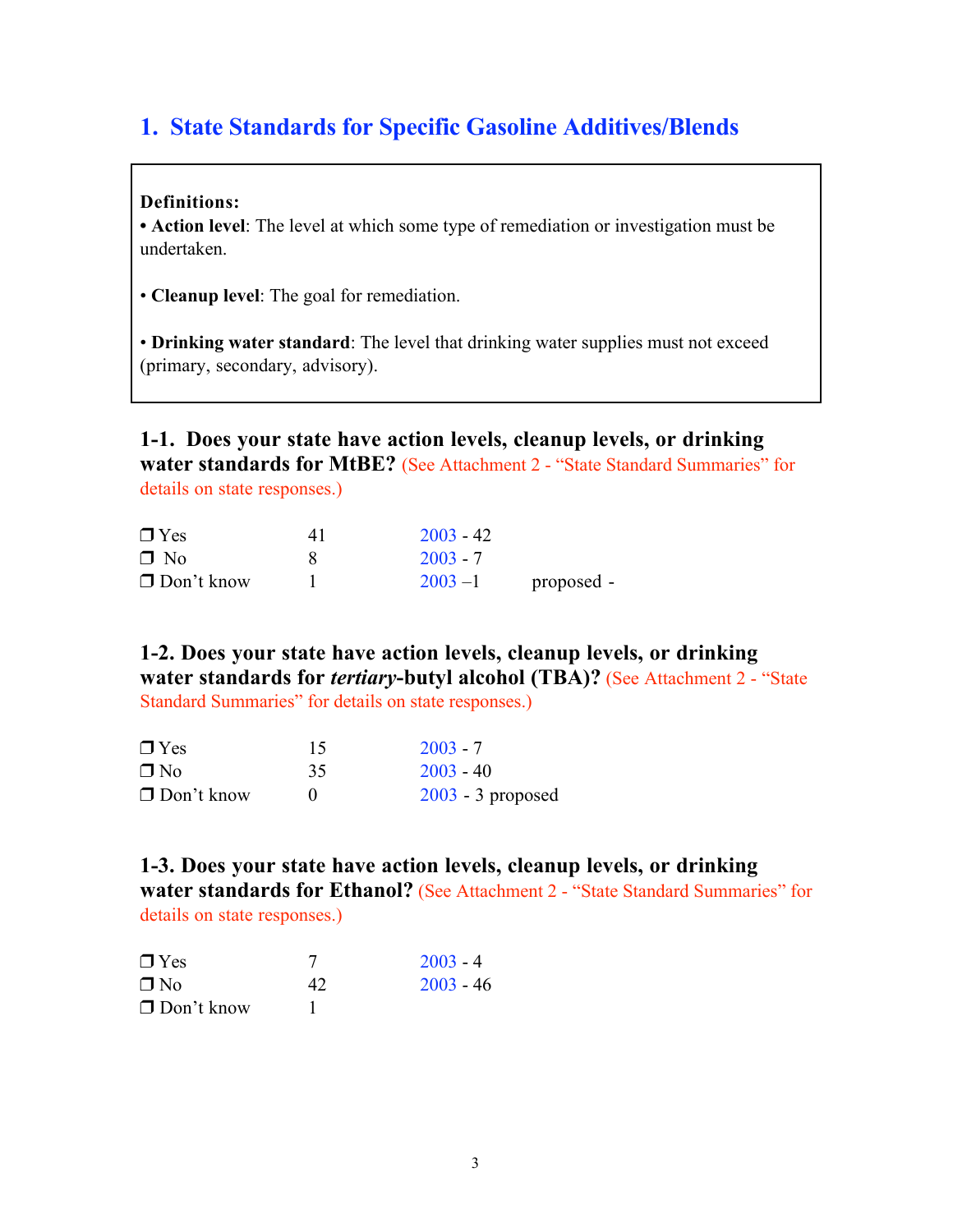## 1. State Standards for Specific Gasoline Additives/Blends

**Definitions:**

• **Action level**: The level at which some type of remediation or investigation must be undertaken.

• **Cleanup level**: The goal for remediation.

• **Drinking water standard**: The level that drinking water supplies must not exceed (primary, secondary, advisory).

### 1-1. Does your state have action levels, cleanup levels, or drinking water standards for MtBE? (See Attachment 2 - "State Standard Summaries" for details on state responses.)

| | | | |
|---|---|---|---|
| ❒ Yes | 41 | 2003 - 42 | |
| ❒ No | 8 | 2003 - 7 | |
| ❒ Don't know | 1 | 2003 –1 | proposed - |

### 1-2. Does your state have action levels, cleanup levels, or drinking water standards for *tertiary*-butyl alcohol (TBA)? (See Attachment 2 - "State Standard Summaries" for details on state responses.)

| | | |
|---|---|---|
| ❒ Yes | 15 | 2003 - 7 |
| ❒ No | 35 | 2003 - 40 |
| ❒ Don't know | 0 | 2003 - 3 proposed |

### 1-3. Does your state have action levels, cleanup levels, or drinking water standards for Ethanol? (See Attachment 2 - "State Standard Summaries" for details on state responses.)

| | | |
|---|---|---|
| ❒ Yes | 7 | 2003 - 4 |
| ❒ No | 42 | 2003 - 46 |
| ❒ Don't know | 1 | |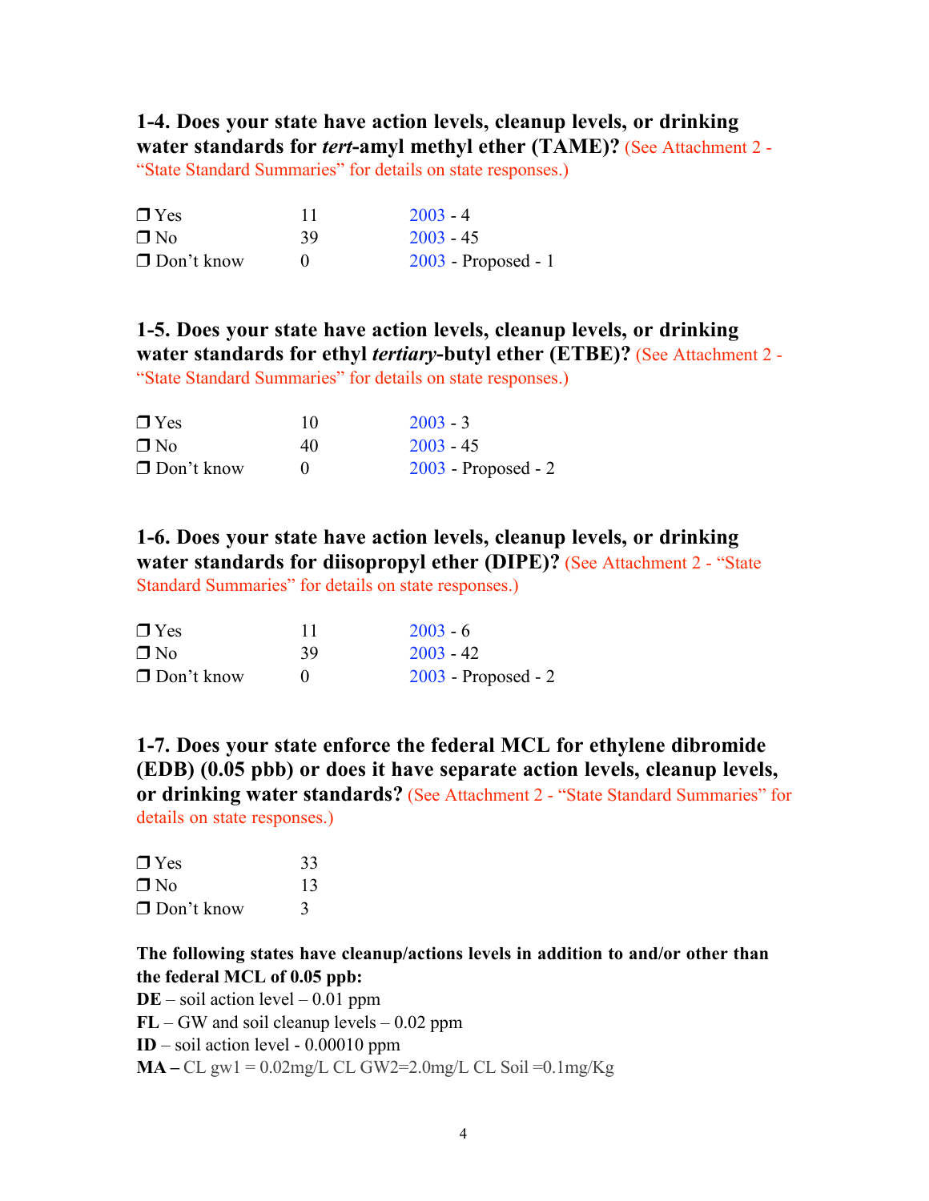**1-4. Does your state have action levels, cleanup levels, or drinking water standards for *tert*-amyl methyl ether (TAME)?** (See Attachment 2 - "State Standard Summaries" for details on state responses.)

| | | |
|---|---|---|
| ❒ Yes | 11 | 2003 - 4 |
| ❒ No | 39 | 2003 - 45 |
| ❒ Don't know | 0 | 2003 - Proposed - 1 |

**1-5. Does your state have action levels, cleanup levels, or drinking water standards for ethyl *tertiary*-butyl ether (ETBE)?** (See Attachment 2 - "State Standard Summaries" for details on state responses.)

| | | |
|---|---|---|
| ❒ Yes | 10 | 2003 - 3 |
| ❒ No | 40 | 2003 - 45 |
| ❒ Don't know | 0 | 2003 - Proposed - 2 |

**1-6. Does your state have action levels, cleanup levels, or drinking water standards for diisopropyl ether (DIPE)?** (See Attachment 2 - "State Standard Summaries" for details on state responses.)

| | | |
|---|---|---|
| ❒ Yes | 11 | 2003 - 6 |
| ❒ No | 39 | 2003 - 42 |
| ❒ Don't know | 0 | 2003 - Proposed - 2 |

**1-7. Does your state enforce the federal MCL for ethylene dibromide (EDB) (0.05 pbb) or does it have separate action levels, cleanup levels, or drinking water standards?** (See Attachment 2 - "State Standard Summaries" for details on state responses.)

| | |
|---|---|
| ❒ Yes | 33 |
| ❒ No | 13 |
| ❒ Don't know | 3 |

**The following states have cleanup/actions levels in addition to and/or other than the federal MCL of 0.05 ppb:**

**DE** – soil action level – 0.01 ppm
**FL** – GW and soil cleanup levels – 0.02 ppm
**ID** – soil action level - 0.00010 ppm
**MA –** CL gw1 = 0.02mg/L CL GW2=2.0mg/L CL Soil =0.1mg/Kg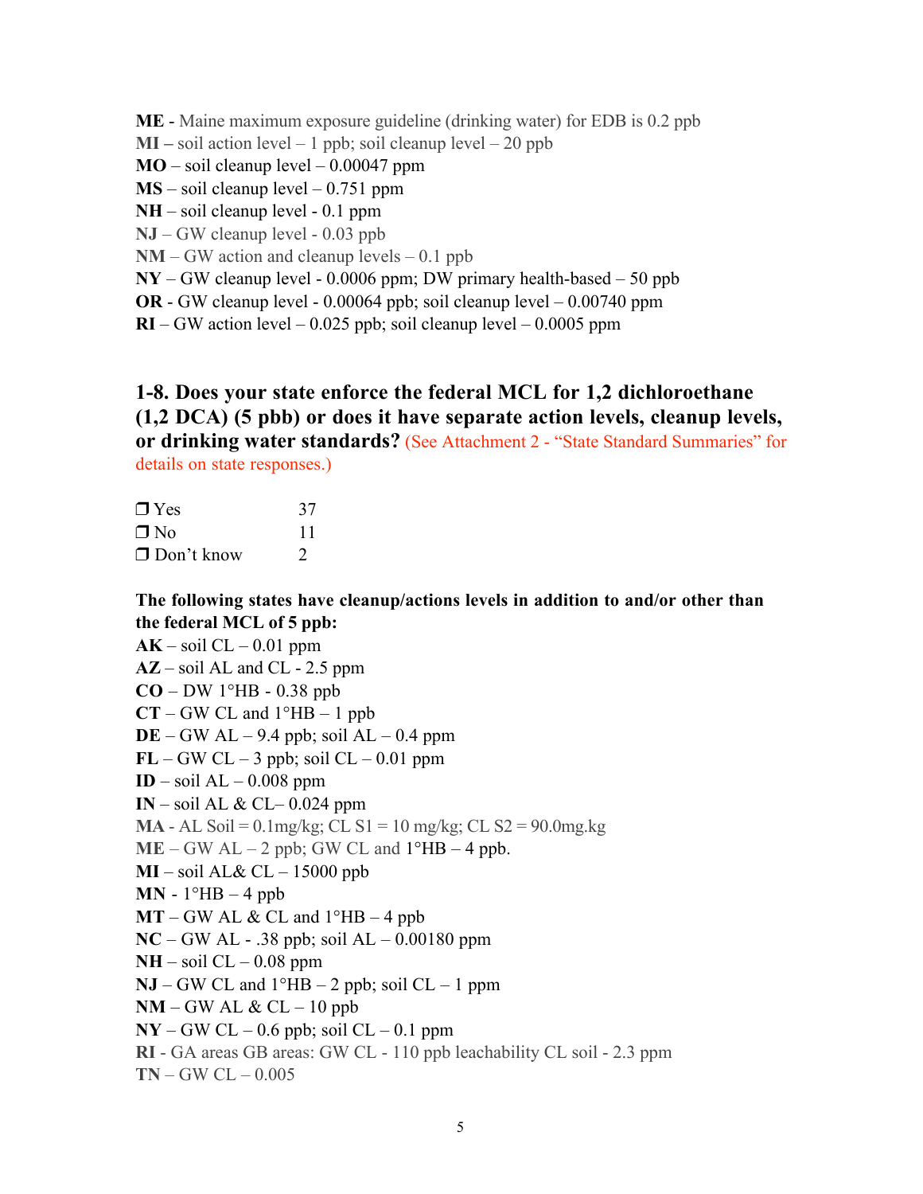**ME** - Maine maximum exposure guideline (drinking water) for EDB is 0.2 ppb
**MI** – soil action level – 1 ppb; soil cleanup level – 20 ppb
**MO** – soil cleanup level – 0.00047 ppm
**MS** – soil cleanup level – 0.751 ppm
**NH** – soil cleanup level - 0.1 ppm
**NJ** – GW cleanup level - 0.03 ppb
**NM** – GW action and cleanup levels – 0.1 ppb
**NY** – GW cleanup level - 0.0006 ppm; DW primary health-based – 50 ppb
**OR** - GW cleanup level - 0.00064 ppb; soil cleanup level – 0.00740 ppm
**RI** – GW action level – 0.025 ppb; soil cleanup level – 0.0005 ppm

## 1-8. Does your state enforce the federal MCL for 1,2 dichloroethane (1,2 DCA) (5 pbb) or does it have separate action levels, cleanup levels, or drinking water standards?

(See Attachment 2 - "State Standard Summaries" for details on state responses.)

❒ Yes 37
❒ No 11
❒ Don't know 2

**The following states have cleanup/actions levels in addition to and/or other than the federal MCL of 5 ppb:**

**AK** – soil CL – 0.01 ppm
**AZ** – soil AL and CL - 2.5 ppm
**CO** – DW 1°HB - 0.38 ppb
**CT** – GW CL and 1°HB – 1 ppb
**DE** – GW AL – 9.4 ppb; soil AL – 0.4 ppm
**FL** – GW CL – 3 ppb; soil CL – 0.01 ppm
**ID** – soil AL – 0.008 ppm
**IN** – soil AL & CL– 0.024 ppm
**MA** - AL Soil = 0.1mg/kg; CL S1 = 10 mg/kg; CL S2 = 90.0mg.kg
**ME** – GW AL – 2 ppb; GW CL and 1°HB – 4 ppb.
**MI** – soil AL& CL – 15000 ppb
**MN** - 1°HB – 4 ppb
**MT** – GW AL & CL and 1°HB – 4 ppb
**NC** – GW AL - .38 ppb; soil AL – 0.00180 ppm
**NH** – soil CL – 0.08 ppm
**NJ** – GW CL and 1°HB – 2 ppb; soil CL – 1 ppm
**NM** – GW AL & CL – 10 ppb
**NY** – GW CL – 0.6 ppb; soil CL – 0.1 ppm
**RI** - GA areas GB areas: GW CL - 110 ppb leachability CL soil - 2.3 ppm
**TN** – GW CL – 0.005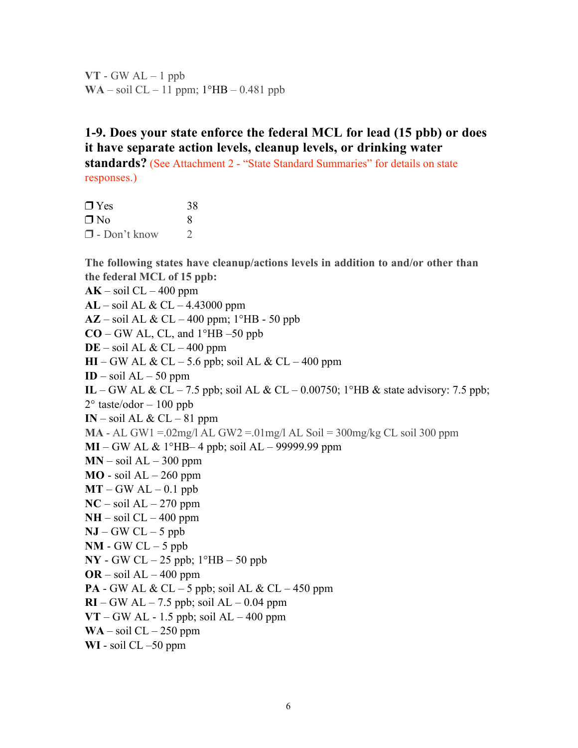**VT** - GW AL – 1 ppb
**WA** – soil CL – 11 ppm; 1°HB – 0.481 ppb

### 1-9. Does your state enforce the federal MCL for lead (15 pbb) or does it have separate action levels, cleanup levels, or drinking water standards? (See Attachment 2 - "State Standard Summaries" for details on state responses.)

| | |
|---|---|
| ❒ Yes | 38 |
| ❒ No | 8 |
| ❒ - Don't know | 2 |

**The following states have cleanup/actions levels in addition to and/or other than the federal MCL of 15 ppb:**

**AK** – soil CL – 400 ppm
**AL** – soil AL & CL – 4.43000 ppm
**AZ** – soil AL & CL – 400 ppm; 1°HB - 50 ppb
**CO** – GW AL, CL, and 1°HB –50 ppb
**DE** – soil AL & CL – 400 ppm
**HI** – GW AL & CL – 5.6 ppb; soil AL & CL – 400 ppm
**ID** – soil AL – 50 ppm
**IL** – GW AL & CL – 7.5 ppb; soil AL & CL – 0.00750; 1°HB & state advisory: 7.5 ppb; 2° taste/odor – 100 ppb
**IN** – soil AL & CL – 81 ppm
**MA** - AL GW1 =.02mg/l AL GW2 =.01mg/l AL Soil = 300mg/kg CL soil 300 ppm
**MI** – GW AL & 1°HB– 4 ppb; soil AL – 99999.99 ppm
**MN** – soil AL – 300 ppm
**MO** - soil AL – 260 ppm
**MT** – GW AL – 0.1 ppb
**NC** – soil AL – 270 ppm
**NH** – soil CL – 400 ppm
**NJ** – GW CL – 5 ppb
**NM** - GW CL – 5 ppb
**NY** - GW CL – 25 ppb; 1°HB – 50 ppb
**OR** – soil AL – 400 ppm
**PA** - GW AL & CL – 5 ppb; soil AL & CL – 450 ppm
**RI** – GW AL – 7.5 ppb; soil AL – 0.04 ppm
**VT** – GW AL - 1.5 ppb; soil AL – 400 ppm
**WA** – soil CL – 250 ppm
**WI** - soil CL –50 ppm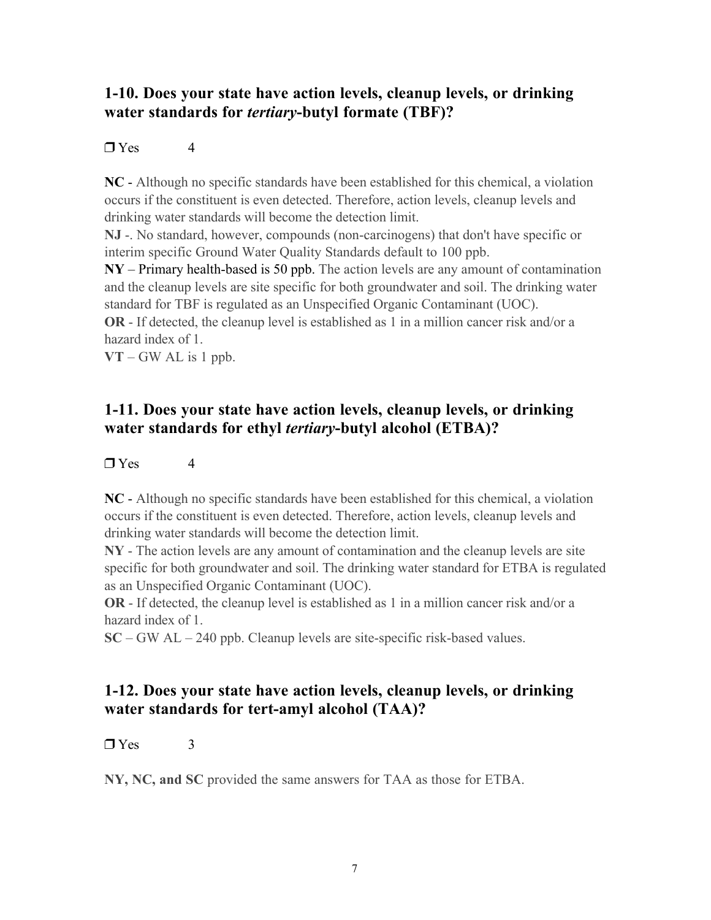### 1-10. Does your state have action levels, cleanup levels, or drinking water standards for *tertiary*-butyl formate (TBF)?

❒ Yes 4

**NC** - Although no specific standards have been established for this chemical, a violation occurs if the constituent is even detected. Therefore, action levels, cleanup levels and drinking water standards will become the detection limit.

**NJ** -. No standard, however, compounds (non-carcinogens) that don't have specific or interim specific Ground Water Quality Standards default to 100 ppb.

**NY** – Primary health-based is 50 ppb. The action levels are any amount of contamination and the cleanup levels are site specific for both groundwater and soil. The drinking water standard for TBF is regulated as an Unspecified Organic Contaminant (UOC).

**OR** - If detected, the cleanup level is established as 1 in a million cancer risk and/or a hazard index of 1.

**VT** – GW AL is 1 ppb.

### 1-11. Does your state have action levels, cleanup levels, or drinking water standards for ethyl *tertiary*-butyl alcohol (ETBA)?

❒ Yes 4

**NC** - Although no specific standards have been established for this chemical, a violation occurs if the constituent is even detected. Therefore, action levels, cleanup levels and drinking water standards will become the detection limit.

**NY** - The action levels are any amount of contamination and the cleanup levels are site specific for both groundwater and soil. The drinking water standard for ETBA is regulated as an Unspecified Organic Contaminant (UOC).

**OR** - If detected, the cleanup level is established as 1 in a million cancer risk and/or a hazard index of 1.

**SC** – GW AL – 240 ppb. Cleanup levels are site-specific risk-based values.

### 1-12. Does your state have action levels, cleanup levels, or drinking water standards for tert-amyl alcohol (TAA)?

❒ Yes 3

**NY, NC, and SC** provided the same answers for TAA as those for ETBA.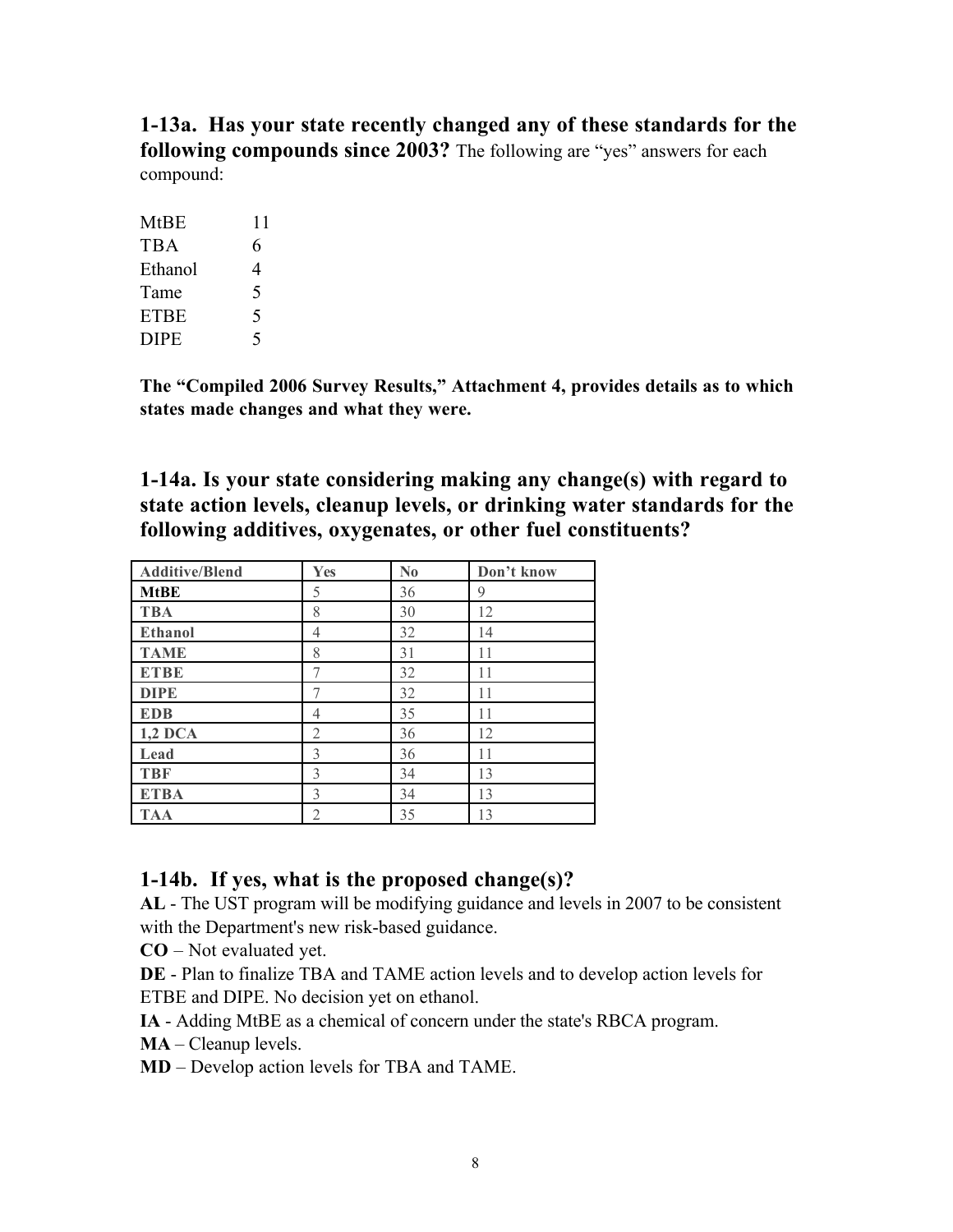### 1-13a. Has your state recently changed any of these standards for the following compounds since 2003?

The following are "yes" answers for each compound:

| | |
|---|---|
| MtBE | 11 |
| TBA | 6 |
| Ethanol | 4 |
| Tame | 5 |
| ETBE | 5 |
| DIPE | 5 |

**The "Compiled 2006 Survey Results," Attachment 4, provides details as to which states made changes and what they were.**

### 1-14a. Is your state considering making any change(s) with regard to state action levels, cleanup levels, or drinking water standards for the following additives, oxygenates, or other fuel constituents?

| Additive/Blend | Yes | No | Don't know |
|---|---|---|---|
| **MtBE** | 5 | 36 | 9 |
| **TBA** | 8 | 30 | 12 |
| **Ethanol** | 4 | 32 | 14 |
| **TAME** | 8 | 31 | 11 |
| **ETBE** | 7 | 32 | 11 |
| **DIPE** | 7 | 32 | 11 |
| **EDB** | 4 | 35 | 11 |
| **1,2 DCA** | 2 | 36 | 12 |
| **Lead** | 3 | 36 | 11 |
| **TBF** | 3 | 34 | 13 |
| **ETBA** | 3 | 34 | 13 |
| **TAA** | 2 | 35 | 13 |

### 1-14b. If yes, what is the proposed change(s)?

**AL** - The UST program will be modifying guidance and levels in 2007 to be consistent with the Department's new risk-based guidance.

**CO** – Not evaluated yet.

**DE** - Plan to finalize TBA and TAME action levels and to develop action levels for ETBE and DIPE. No decision yet on ethanol.

**IA** - Adding MtBE as a chemical of concern under the state's RBCA program.

**MA** – Cleanup levels.

**MD** – Develop action levels for TBA and TAME.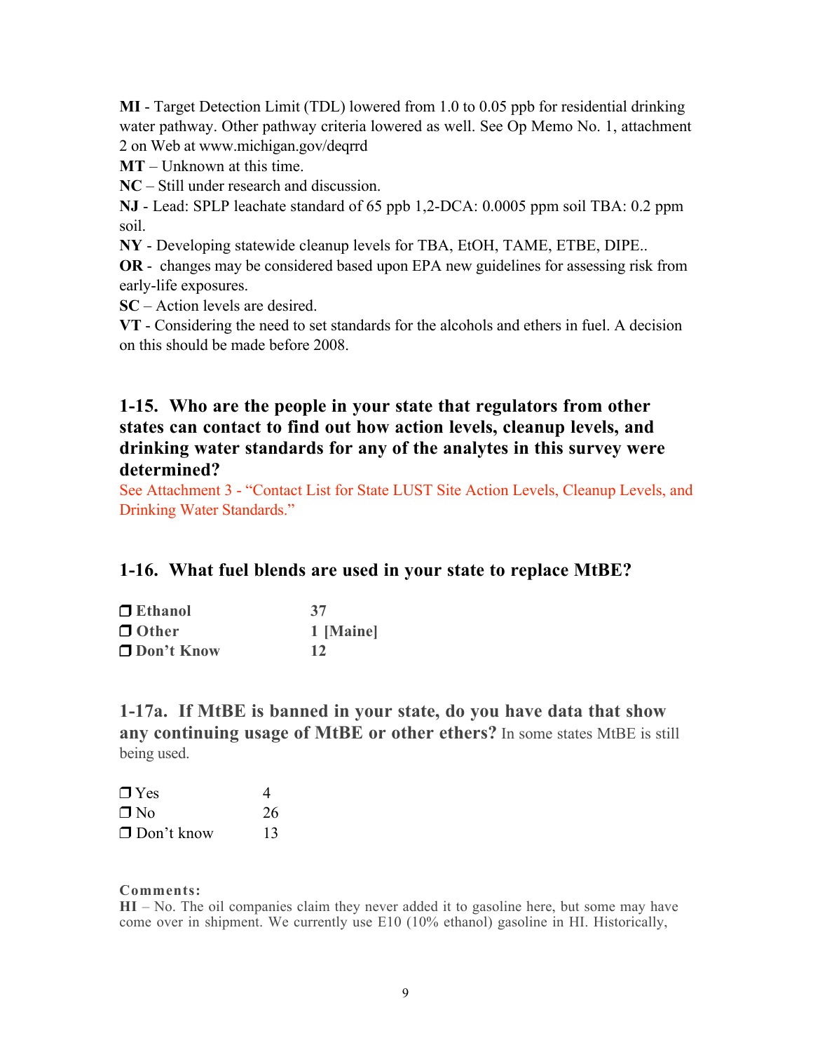**MI** - Target Detection Limit (TDL) lowered from 1.0 to 0.05 ppb for residential drinking water pathway. Other pathway criteria lowered as well. See Op Memo No. 1, attachment 2 on Web at www.michigan.gov/deqrrd

**MT** – Unknown at this time.

**NC** – Still under research and discussion.

**NJ** - Lead: SPLP leachate standard of 65 ppb 1,2-DCA: 0.0005 ppm soil TBA: 0.2 ppm soil.

**NY** - Developing statewide cleanup levels for TBA, EtOH, TAME, ETBE, DIPE..

**OR** - changes may be considered based upon EPA new guidelines for assessing risk from early-life exposures.

**SC** – Action levels are desired.

**VT** - Considering the need to set standards for the alcohols and ethers in fuel. A decision on this should be made before 2008.

## 1-15. Who are the people in your state that regulators from other states can contact to find out how action levels, cleanup levels, and drinking water standards for any of the analytes in this survey were determined?

See Attachment 3 - "Contact List for State LUST Site Action Levels, Cleanup Levels, and Drinking Water Standards."

## 1-16. What fuel blends are used in your state to replace MtBE?

| | |
|---|---|
| ❒ **Ethanol** | **37** |
| ❒ **Other** | **1 [Maine]** |
| ❒ **Don't Know** | **12** |

## 1-17a. If MtBE is banned in your state, do you have data that show any continuing usage of MtBE or other ethers?

In some states MtBE is still being used.

| | |
|---|---|
| ❒ Yes | 4 |
| ❒ No | 26 |
| ❒ Don't know | 13 |

**Comments:**

**HI** – No. The oil companies claim they never added it to gasoline here, but some may have come over in shipment. We currently use E10 (10% ethanol) gasoline in HI. Historically,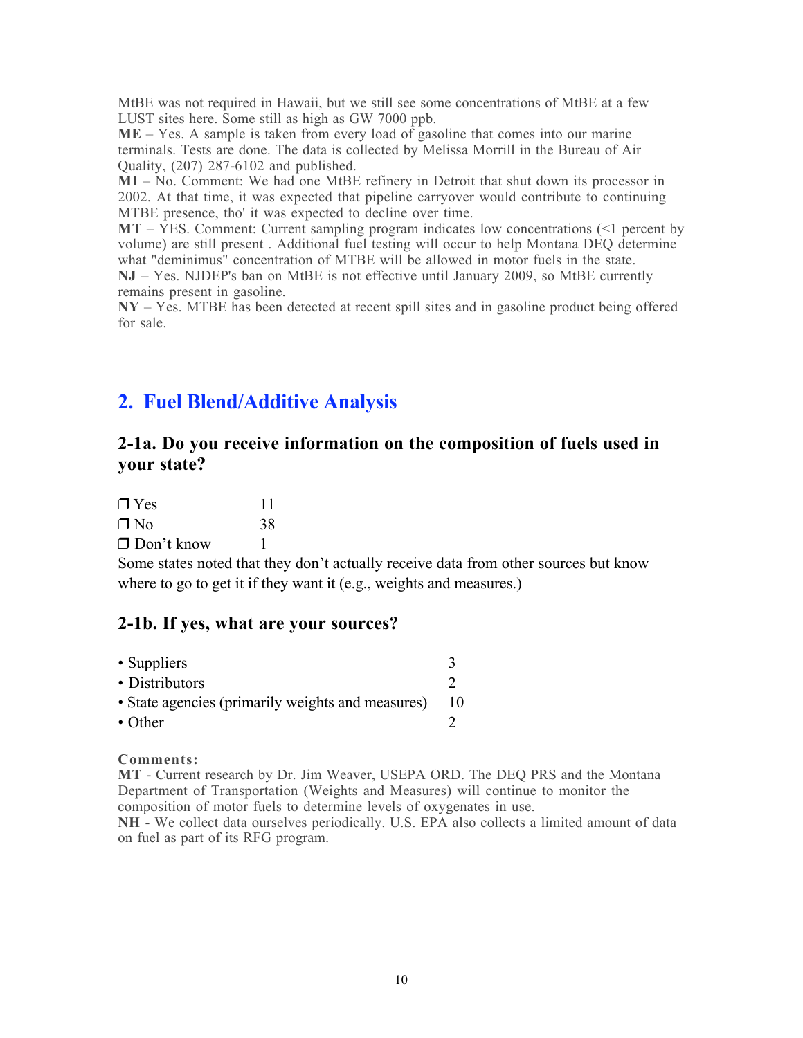MtBE was not required in Hawaii, but we still see some concentrations of MtBE at a few LUST sites here. Some still as high as GW 7000 ppb.

**ME** – Yes. A sample is taken from every load of gasoline that comes into our marine terminals. Tests are done. The data is collected by Melissa Morrill in the Bureau of Air Quality, (207) 287-6102 and published.

**MI** – No. Comment: We had one MtBE refinery in Detroit that shut down its processor in 2002. At that time, it was expected that pipeline carryover would contribute to continuing MTBE presence, tho' it was expected to decline over time.

**MT** – YES. Comment: Current sampling program indicates low concentrations (<1 percent by volume) are still present . Additional fuel testing will occur to help Montana DEQ determine what "deminimus" concentration of MTBE will be allowed in motor fuels in the state.

**NJ** – Yes. NJDEP's ban on MtBE is not effective until January 2009, so MtBE currently remains present in gasoline.

**NY** – Yes. MTBE has been detected at recent spill sites and in gasoline product being offered for sale.

## 2. Fuel Blend/Additive Analysis

### 2-1a. Do you receive information on the composition of fuels used in your state?

| | |
|---|---|
| ❒ Yes | 11 |
| ❒ No | 38 |
| ❒ Don't know | 1 |

Some states noted that they don't actually receive data from other sources but know where to go to get it if they want it (e.g., weights and measures.)

### 2-1b. If yes, what are your sources?

| | |
|---|---|
| • Suppliers | 3 |
| • Distributors | 2 |
| • State agencies (primarily weights and measures) | 10 |
| • Other | 2 |

**Comments:**

**MT** - Current research by Dr. Jim Weaver, USEPA ORD. The DEQ PRS and the Montana Department of Transportation (Weights and Measures) will continue to monitor the composition of motor fuels to determine levels of oxygenates in use.

**NH** - We collect data ourselves periodically. U.S. EPA also collects a limited amount of data on fuel as part of its RFG program.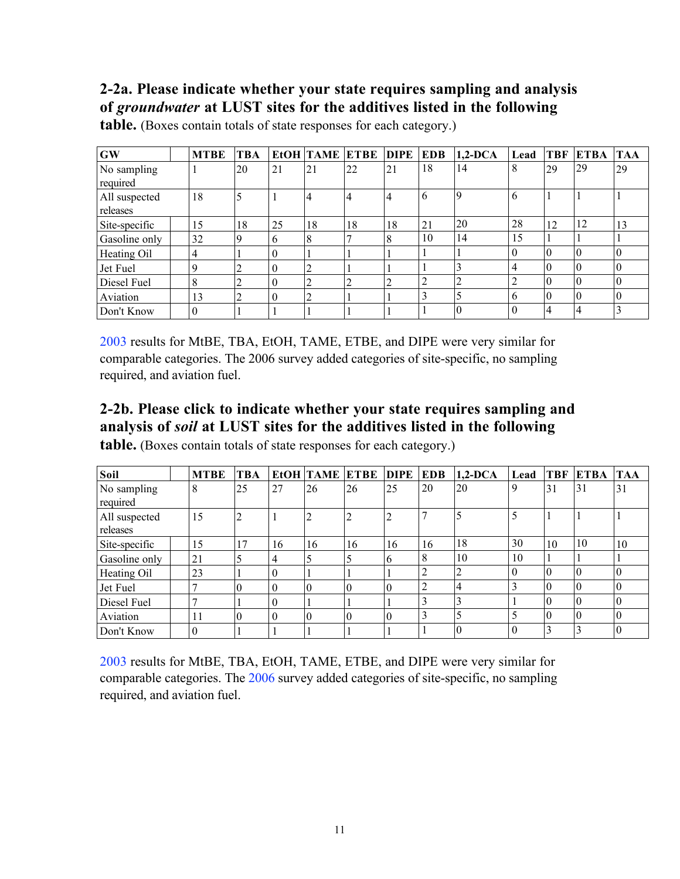### 2-2a. Please indicate whether your state requires sampling and analysis of *groundwater* at LUST sites for the additives listed in the following table. (Boxes contain totals of state responses for each category.)

| GW | MTBE | TBA | EtOH | TAME | ETBE | DIPE | EDB | 1,2-DCA | Lead | TBF | ETBA | TAA |
|---|---|---|---|---|---|---|---|---|---|---|---|---|
| No sampling required | 1 | 20 | 21 | 21 | 22 | 21 | 18 | 14 | 8 | 29 | 29 | 29 |
| All suspected releases | 18 | 5 | 1 | 4 | 4 | 4 | 6 | 9 | 6 | 1 | 1 | 1 |
| Site-specific | 15 | 18 | 25 | 18 | 18 | 18 | 21 | 20 | 28 | 12 | 12 | 13 |
| Gasoline only | 32 | 9 | 6 | 8 | 7 | 8 | 10 | 14 | 15 | 1 | 1 | 1 |
| Heating Oil | 4 | 1 | 0 | 1 | 1 | 1 | 1 | 1 | 0 | 0 | 0 | 0 |
| Jet Fuel | 9 | 2 | 0 | 2 | 1 | 1 | 1 | 3 | 4 | 0 | 0 | 0 |
| Diesel Fuel | 8 | 2 | 0 | 2 | 2 | 2 | 2 | 2 | 2 | 0 | 0 | 0 |
| Aviation | 13 | 2 | 0 | 2 | 1 | 1 | 3 | 5 | 6 | 0 | 0 | 0 |
| Don't Know | 0 | 1 | 1 | 1 | 1 | 1 | 1 | 0 | 0 | 4 | 4 | 3 |

2003 results for MtBE, TBA, EtOH, TAME, ETBE, and DIPE were very similar for comparable categories. The 2006 survey added categories of site-specific, no sampling required, and aviation fuel.

### 2-2b. Please click to indicate whether your state requires sampling and analysis of *soil* at LUST sites for the additives listed in the following table. (Boxes contain totals of state responses for each category.)

| Soil | MTBE | TBA | EtOH | TAME | ETBE | DIPE | EDB | 1,2-DCA | Lead | TBF | ETBA | TAA |
|---|---|---|---|---|---|---|---|---|---|---|---|---|
| No sampling required | 8 | 25 | 27 | 26 | 26 | 25 | 20 | 20 | 9 | 31 | 31 | 31 |
| All suspected releases | 15 | 2 | 1 | 2 | 2 | 2 | 7 | 5 | 5 | 1 | 1 | 1 |
| Site-specific | 15 | 17 | 16 | 16 | 16 | 16 | 16 | 18 | 30 | 10 | 10 | 10 |
| Gasoline only | 21 | 5 | 4 | 5 | 5 | 6 | 8 | 10 | 10 | 1 | 1 | 1 |
| Heating Oil | 23 | 1 | 0 | 1 | 1 | 1 | 2 | 2 | 0 | 0 | 0 | 0 |
| Jet Fuel | 7 | 0 | 0 | 0 | 0 | 0 | 2 | 4 | 3 | 0 | 0 | 0 |
| Diesel Fuel | 7 | 1 | 0 | 1 | 1 | 1 | 3 | 3 | 1 | 0 | 0 | 0 |
| Aviation | 11 | 0 | 0 | 0 | 0 | 0 | 3 | 5 | 5 | 0 | 0 | 0 |
| Don't Know | 0 | 1 | 1 | 1 | 1 | 1 | 1 | 0 | 0 | 3 | 3 | 0 |

2003 results for MtBE, TBA, EtOH, TAME, ETBE, and DIPE were very similar for comparable categories. The 2006 survey added categories of site-specific, no sampling required, and aviation fuel.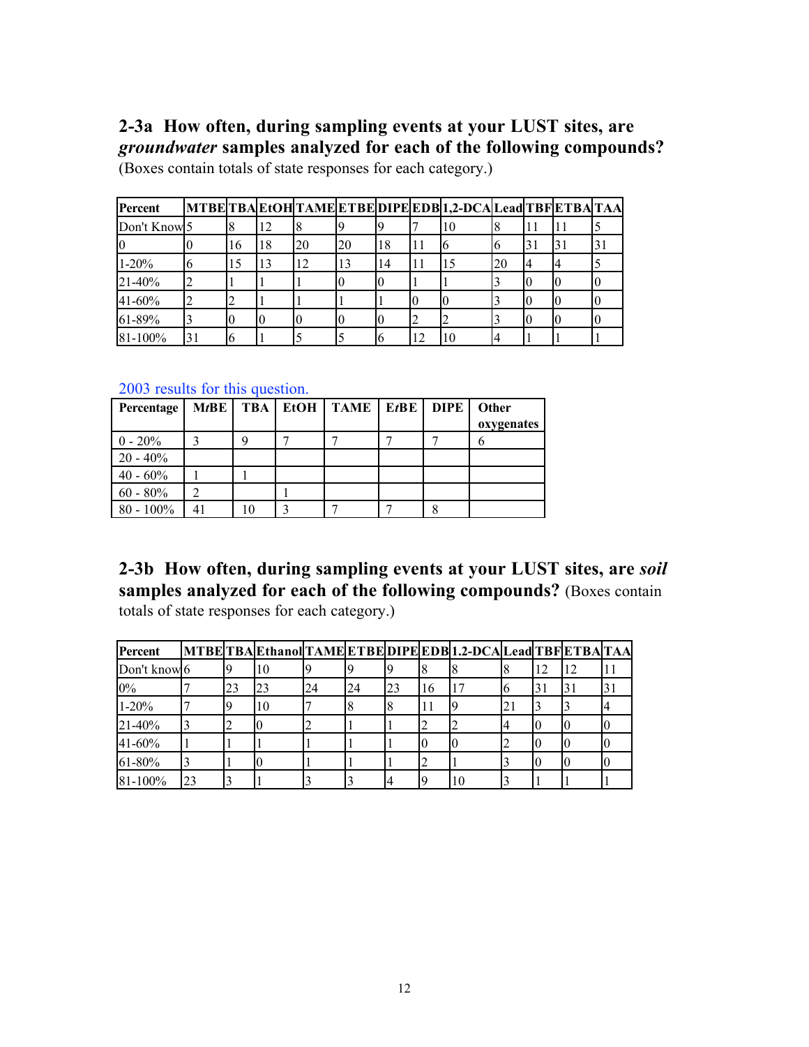## 2-3a How often, during sampling events at your LUST sites, are *groundwater* samples analyzed for each of the following compounds?

(Boxes contain totals of state responses for each category.)

| Percent | MTBE | TBA | EtOH | TAME | ETBE | DIPE | EDB | 1,2-DCA | Lead | TBF | ETBA | TAA |
|---|---|---|---|---|---|---|---|---|---|---|---|---|
| Don't Know | 5 | 8 | 12 | 8 | 9 | 9 | 7 | 10 | 8 | 11 | 11 | 5 |
| 0 | 0 | 16 | 18 | 20 | 20 | 18 | 11 | 6 | 6 | 31 | 31 | 31 |
| 1-20% | 6 | 15 | 13 | 12 | 13 | 14 | 11 | 15 | 20 | 4 | 4 | 5 |
| 21-40% | 2 | 1 | 1 | 1 | 0 | 0 | 1 | 1 | 3 | 0 | 0 | 0 |
| 41-60% | 2 | 2 | 1 | 1 | 1 | 1 | 0 | 0 | 3 | 0 | 0 | 0 |
| 61-89% | 3 | 0 | 0 | 0 | 0 | 0 | 2 | 2 | 3 | 0 | 0 | 0 |
| 81-100% | 31 | 6 | 1 | 5 | 5 | 6 | 12 | 10 | 4 | 1 | 1 | 1 |

2003 results for this question.

| Percentage | M*t*BE | TBA | EtOH | TAME | E*t*BE | DIPE | Other oxygenates |
|---|---|---|---|---|---|---|---|
| 0 - 20% | 3 | 9 | 7 | 7 | 7 | 7 | 6 |
| 20 - 40% | | | | | | | |
| 40 - 60% | 1 | 1 | | | | | |
| 60 - 80% | 2 | | 1 | | | | |
| 80 - 100% | 41 | 10 | 3 | 7 | 7 | 8 | |

## 2-3b How often, during sampling events at your LUST sites, are *soil* samples analyzed for each of the following compounds?

(Boxes contain totals of state responses for each category.)

| Percent | MTBE | TBA | Ethanol | TAME | ETBE | DIPE | EDB | 1.2-DCA | Lead | TBF | ETBA | TAA |
|---|---|---|---|---|---|---|---|---|---|---|---|---|
| Don't know | 6 | 9 | 10 | 9 | 9 | 9 | 8 | 8 | 8 | 12 | 12 | 11 |
| 0% | 7 | 23 | 23 | 24 | 24 | 23 | 16 | 17 | 6 | 31 | 31 | 31 |
| 1-20% | 7 | 9 | 10 | 7 | 8 | 8 | 11 | 9 | 21 | 3 | 3 | 4 |
| 21-40% | 3 | 2 | 0 | 2 | 1 | 1 | 2 | 2 | 4 | 0 | 0 | 0 |
| 41-60% | 1 | 1 | 1 | 1 | 1 | 1 | 0 | 0 | 2 | 0 | 0 | 0 |
| 61-80% | 3 | 1 | 0 | 1 | 1 | 1 | 2 | 1 | 3 | 0 | 0 | 0 |
| 81-100% | 23 | 3 | 1 | 3 | 3 | 4 | 9 | 10 | 3 | 1 | 1 | 1 |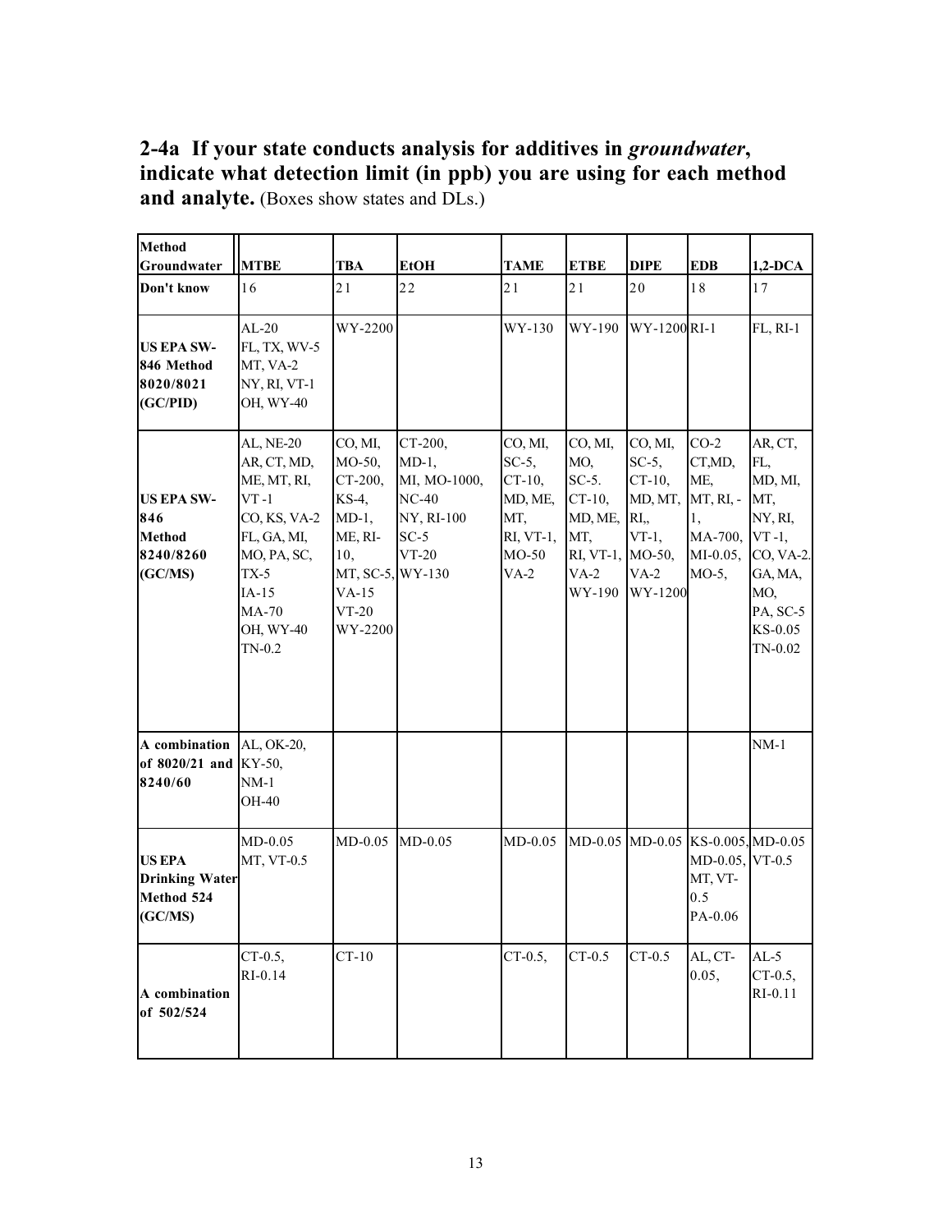## 2-4a If your state conducts analysis for additives in *groundwater*, indicate what detection limit (in ppb) you are using for each method and analyte. (Boxes show states and DLs.)

| Method Groundwater | MTBE | TBA | EtOH | TAME | ETBE | DIPE | EDB | 1,2-DCA |
|---|---|---|---|---|---|---|---|---|
| Don't know | 16 | 21 | 22 | 21 | 21 | 20 | 18 | 17 |
| US EPA SW-846 Method 8020/8021 (GC/PID) | AL-20<br>FL, TX, WV-5<br>MT, VA-2<br>NY, RI, VT-1<br>OH, WY-40 | WY-2200 | | WY-130 | WY-190 | WY-1200 | RI-1 | FL, RI-1 |
| US EPA SW-846 Method 8240/8260 (GC/MS) | AL, NE-20<br>AR, CT, MD, ME, MT, RI, VT -1<br>CO, KS, VA-2<br>FL, GA, MI, MO, PA, SC, TX-5<br>IA-15<br>MA-70<br>OH, WY-40<br>TN-0.2 | CO, MI, MO-50, CT-200, KS-4, MD-1, ME, RI-10, MT, SC-5, VA-15<br>VT-20<br>WY-2200 | CT-200, MD-1, MI, MO-1000, NC-40<br>NY, RI-100<br>SC-5<br>VT-20<br>WY-130 | CO, MI, SC-5, CT-10, MD, ME, MT, RI, VT-1, MO-50<br>VA-2 | CO, MI, MO, SC-5. CT-10, MD, ME, MT, RI, VT-1, VA-2<br>WY-190 | CO, MI, SC-5, CT-10, MD, MT, RI,, VT-1, MO-50, VA-2<br>WY-1200 | CO-2<br>CT,MD, ME, MT, RI, -1, MA-700, MI-0.05, MO-5, | AR, CT, FL, MD, MI, MT, NY, RI, VT -1, CO, VA-2. GA, MA, MO, PA, SC-5<br>KS-0.05<br>TN-0.02 |
| A combination of 8020/21 and 8240/60 | AL, OK-20, KY-50, NM-1<br>OH-40 | | | | | | | NM-1 |
| US EPA Drinking Water Method 524 (GC/MS) | MD-0.05<br>MT, VT-0.5 | MD-0.05 | MD-0.05 | MD-0.05 | MD-0.05 | MD-0.05 | KS-0.005, MD-0.05, MT, VT-0.5<br>PA-0.06 | MD-0.05<br>VT-0.5 |
| A combination of 502/524 | CT-0.5, RI-0.14 | CT-10 | | CT-0.5, | CT-0.5 | CT-0.5 | AL, CT-0.05, | AL-5<br>CT-0.5, RI-0.11 |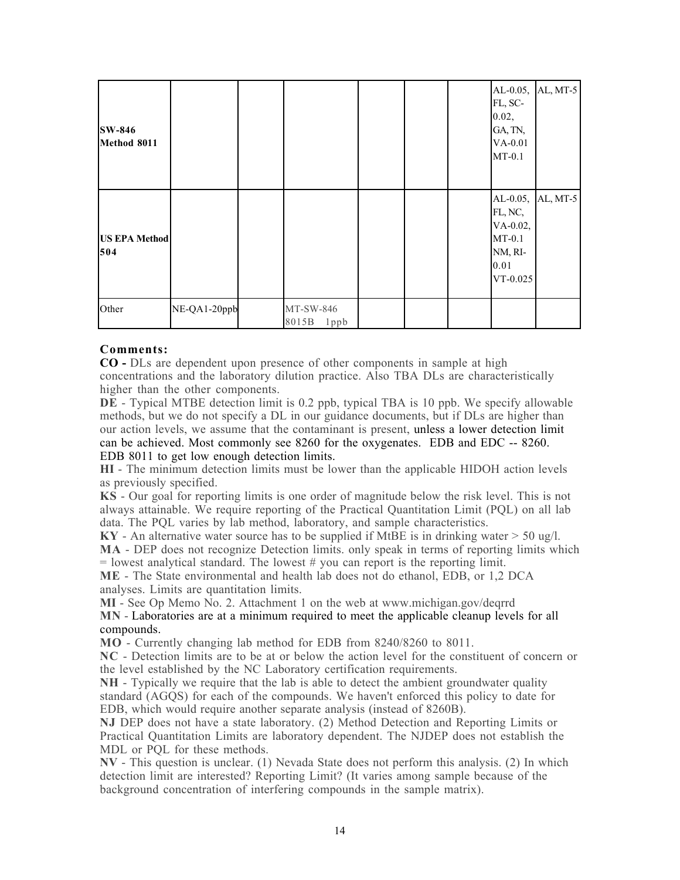|  |  |  |  |  |  |  |  |  |
|---|---|---|---|---|---|---|---|---|
| **SW-846 Method 8011** |  |  |  |  |  |  | AL-0.05, FL, SC-0.02, GA, TN, VA-0.01 MT-0.1 | AL, MT-5 |
| **US EPA Method 504** |  |  |  |  |  |  | AL-0.05, FL, NC, VA-0.02, MT-0.1 NM, RI-0.01 VT-0.025 | AL, MT-5 |
| Other | NE-QA1-20ppb |  | MT-SW-846 8015B 1ppb |  |  |  |  |  |

**Comments:**

**CO -** DLs are dependent upon presence of other components in sample at high concentrations and the laboratory dilution practice. Also TBA DLs are characteristically higher than the other components.

**DE** - Typical MTBE detection limit is 0.2 ppb, typical TBA is 10 ppb. We specify allowable methods, but we do not specify a DL in our guidance documents, but if DLs are higher than our action levels, we assume that the contaminant is present, unless a lower detection limit can be achieved. Most commonly see 8260 for the oxygenates. EDB and EDC -- 8260. EDB 8011 to get low enough detection limits.

**HI** - The minimum detection limits must be lower than the applicable HIDOH action levels as previously specified.

**KS** - Our goal for reporting limits is one order of magnitude below the risk level. This is not always attainable. We require reporting of the Practical Quantitation Limit (PQL) on all lab data. The PQL varies by lab method, laboratory, and sample characteristics.

**KY** - An alternative water source has to be supplied if MtBE is in drinking water > 50 ug/l.

**MA** - DEP does not recognize Detection limits. only speak in terms of reporting limits which = lowest analytical standard. The lowest # you can report is the reporting limit.

**ME** - The State environmental and health lab does not do ethanol, EDB, or 1,2 DCA analyses. Limits are quantitation limits.

**MI** - See Op Memo No. 2. Attachment 1 on the web at www.michigan.gov/deqrrd

**MN** - Laboratories are at a minimum required to meet the applicable cleanup levels for all compounds.

**MO** - Currently changing lab method for EDB from 8240/8260 to 8011.

**NC** - Detection limits are to be at or below the action level for the constituent of concern or the level established by the NC Laboratory certification requirements.

**NH** - Typically we require that the lab is able to detect the ambient groundwater quality standard (AGQS) for each of the compounds. We haven't enforced this policy to date for EDB, which would require another separate analysis (instead of 8260B).

**NJ** DEP does not have a state laboratory. (2) Method Detection and Reporting Limits or Practical Quantitation Limits are laboratory dependent. The NJDEP does not establish the MDL or PQL for these methods.

**NV** - This question is unclear. (1) Nevada State does not perform this analysis. (2) In which detection limit are interested? Reporting Limit? (It varies among sample because of the background concentration of interfering compounds in the sample matrix).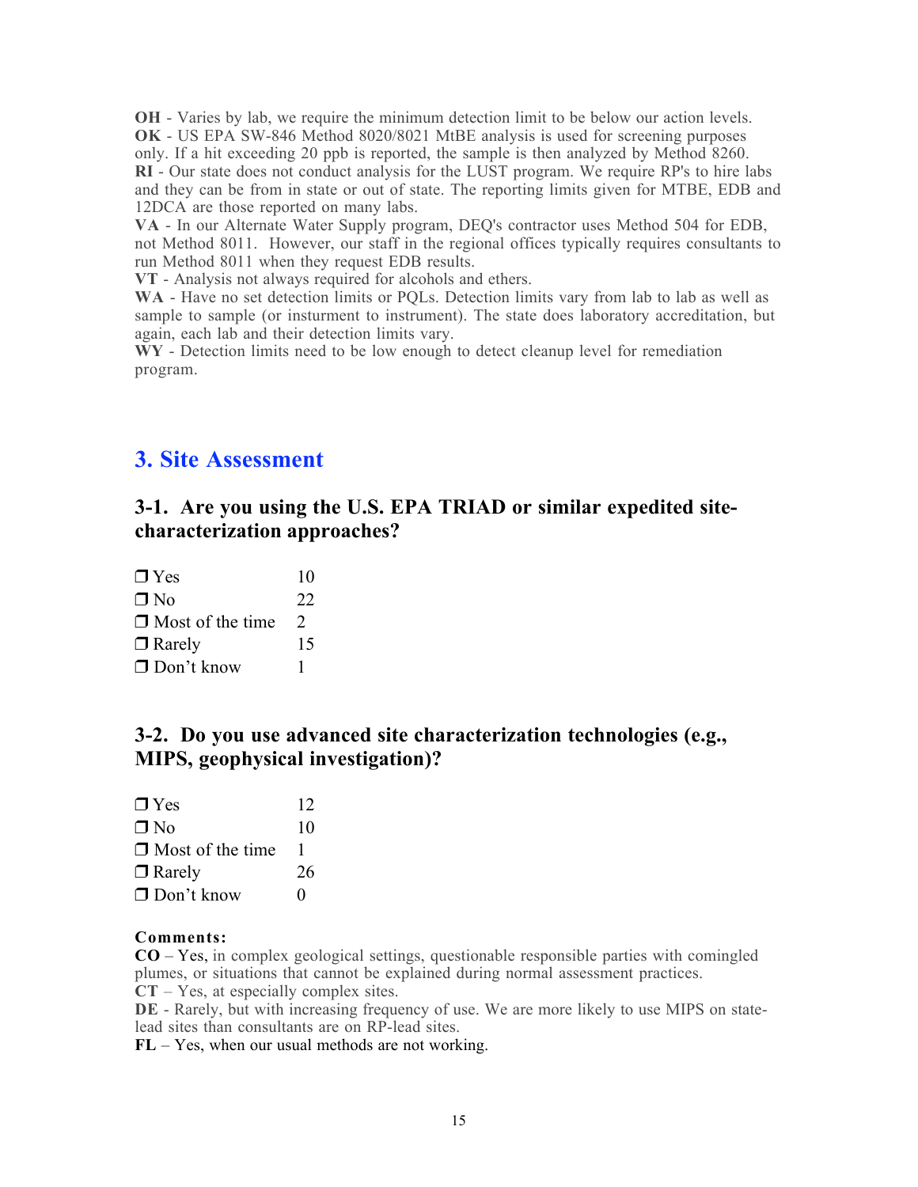**OH** - Varies by lab, we require the minimum detection limit to be below our action levels.
**OK** - US EPA SW-846 Method 8020/8021 MtBE analysis is used for screening purposes only. If a hit exceeding 20 ppb is reported, the sample is then analyzed by Method 8260.
**RI** - Our state does not conduct analysis for the LUST program. We require RP's to hire labs and they can be from in state or out of state. The reporting limits given for MTBE, EDB and 12DCA are those reported on many labs.
**VA** - In our Alternate Water Supply program, DEQ's contractor uses Method 504 for EDB, not Method 8011. However, our staff in the regional offices typically requires consultants to run Method 8011 when they request EDB results.
**VT** - Analysis not always required for alcohols and ethers.
**WA** - Have no set detection limits or PQLs. Detection limits vary from lab to lab as well as sample to sample (or insturment to instrument). The state does laboratory accreditation, but again, each lab and their detection limits vary.
**WY** - Detection limits need to be low enough to detect cleanup level for remediation program.

# 3. Site Assessment

## 3-1. Are you using the U.S. EPA TRIAD or similar expedited site-characterization approaches?

| | |
|---|---|
| ❒ Yes | 10 |
| ❒ No | 22 |
| ❒ Most of the time | 2 |
| ❒ Rarely | 15 |
| ❒ Don't know | 1 |

## 3-2. Do you use advanced site characterization technologies (e.g., MIPS, geophysical investigation)?

| | |
|---|---|
| ❒ Yes | 12 |
| ❒ No | 10 |
| ❒ Most of the time | 1 |
| ❒ Rarely | 26 |
| ❒ Don't know | 0 |

**Comments:**
**CO** – Yes, in complex geological settings, questionable responsible parties with comingled plumes, or situations that cannot be explained during normal assessment practices.
**CT** – Yes, at especially complex sites.
**DE** - Rarely, but with increasing frequency of use. We are more likely to use MIPS on state-lead sites than consultants are on RP-lead sites.
**FL** – Yes, when our usual methods are not working.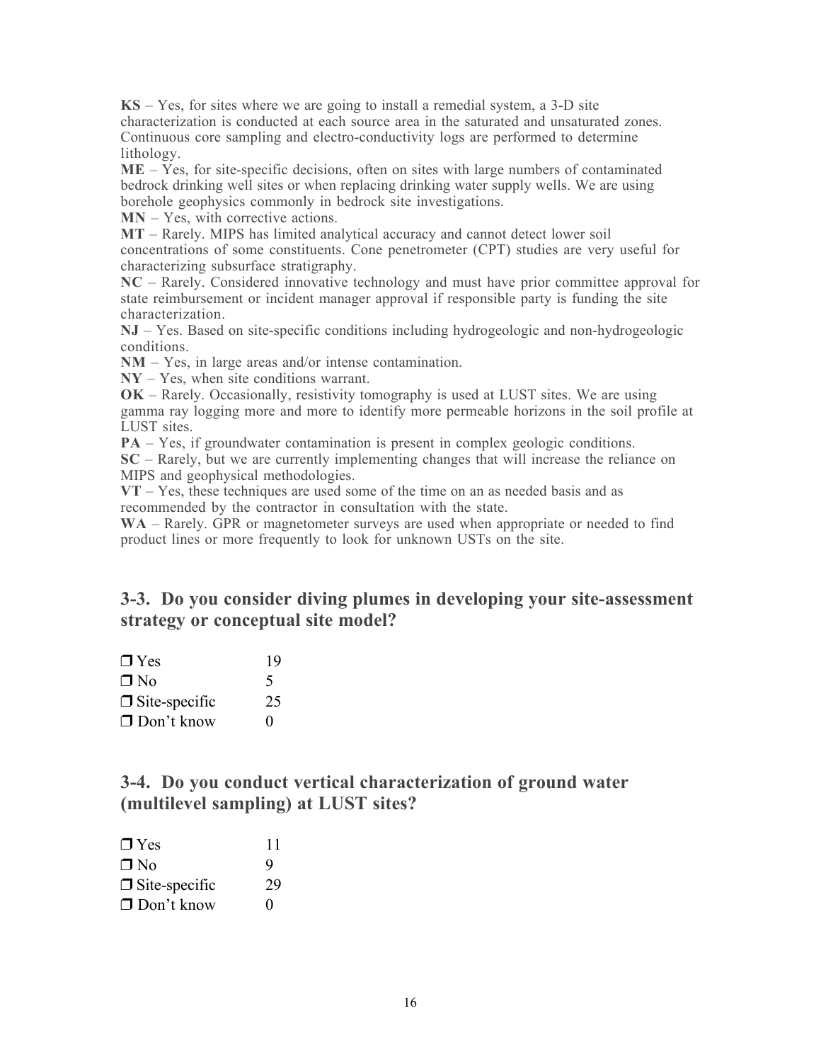**KS** – Yes, for sites where we are going to install a remedial system, a 3-D site characterization is conducted at each source area in the saturated and unsaturated zones. Continuous core sampling and electro-conductivity logs are performed to determine lithology.

**ME** – Yes, for site-specific decisions, often on sites with large numbers of contaminated bedrock drinking well sites or when replacing drinking water supply wells. We are using borehole geophysics commonly in bedrock site investigations.

**MN** – Yes, with corrective actions.

**MT** – Rarely. MIPS has limited analytical accuracy and cannot detect lower soil concentrations of some constituents. Cone penetrometer (CPT) studies are very useful for characterizing subsurface stratigraphy.

**NC** – Rarely. Considered innovative technology and must have prior committee approval for state reimbursement or incident manager approval if responsible party is funding the site characterization.

**NJ** – Yes. Based on site-specific conditions including hydrogeologic and non-hydrogeologic conditions.

**NM** – Yes, in large areas and/or intense contamination.

**NY** – Yes, when site conditions warrant.

**OK** – Rarely. Occasionally, resistivity tomography is used at LUST sites. We are using gamma ray logging more and more to identify more permeable horizons in the soil profile at LUST sites.

**PA** – Yes, if groundwater contamination is present in complex geologic conditions.

**SC** – Rarely, but we are currently implementing changes that will increase the reliance on MIPS and geophysical methodologies.

**VT** – Yes, these techniques are used some of the time on an as needed basis and as recommended by the contractor in consultation with the state.

**WA** – Rarely. GPR or magnetometer surveys are used when appropriate or needed to find product lines or more frequently to look for unknown USTs on the site.

## 3-3. Do you consider diving plumes in developing your site-assessment strategy or conceptual site model?

| | |
|---|---|
| ❒ Yes | 19 |
| ❒ No | 5 |
| ❒ Site-specific | 25 |
| ❒ Don't know | 0 |

## 3-4. Do you conduct vertical characterization of ground water (multilevel sampling) at LUST sites?

| | |
|---|---|
| ❒ Yes | 11 |
| ❒ No | 9 |
| ❒ Site-specific | 29 |
| ❒ Don't know | 0 |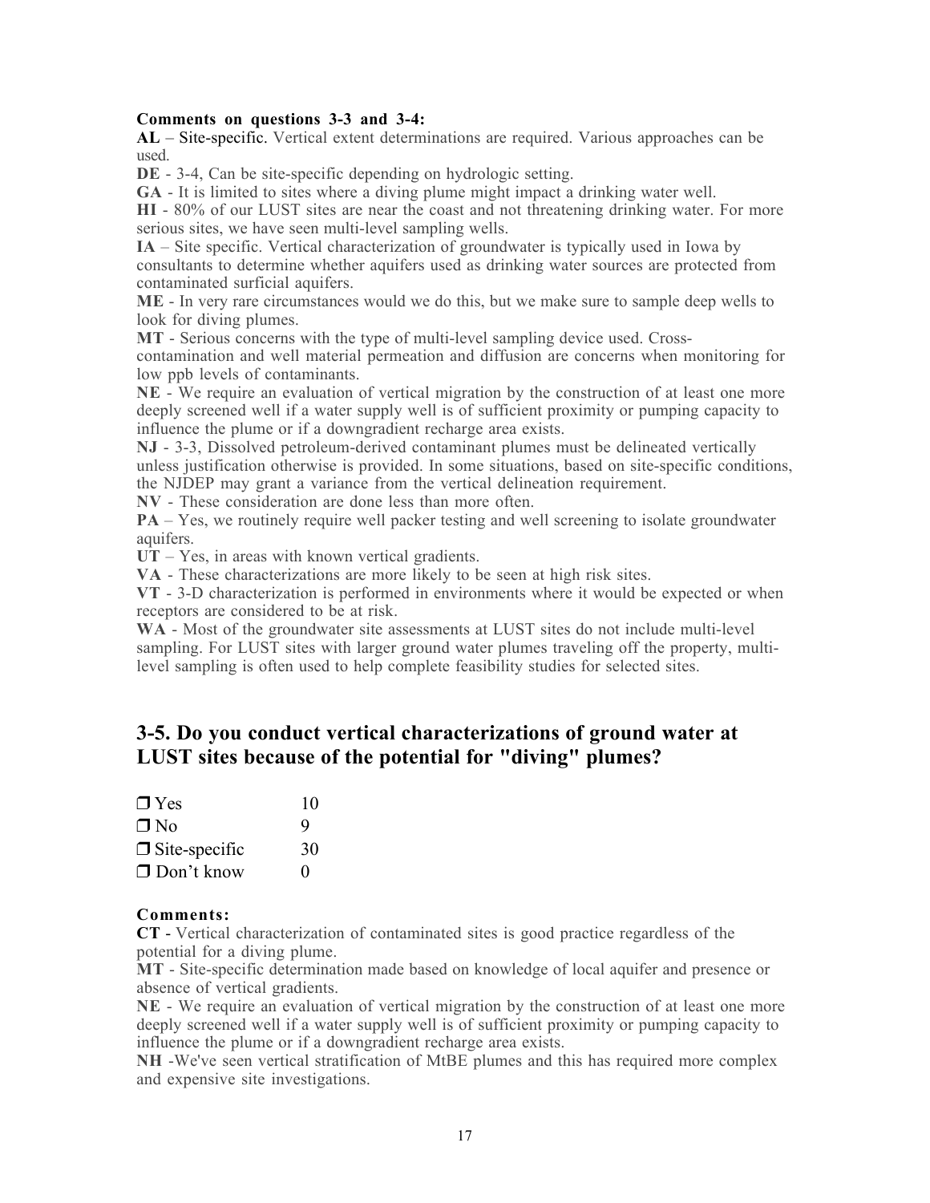**Comments on questions 3-3 and 3-4:**

**AL** – Site-specific. Vertical extent determinations are required. Various approaches can be used.

**DE** - 3-4, Can be site-specific depending on hydrologic setting.

**GA** - It is limited to sites where a diving plume might impact a drinking water well.

**HI** - 80% of our LUST sites are near the coast and not threatening drinking water. For more serious sites, we have seen multi-level sampling wells.

**IA** – Site specific. Vertical characterization of groundwater is typically used in Iowa by consultants to determine whether aquifers used as drinking water sources are protected from contaminated surficial aquifers.

**ME** - In very rare circumstances would we do this, but we make sure to sample deep wells to look for diving plumes.

**MT** - Serious concerns with the type of multi-level sampling device used. Cross-contamination and well material permeation and diffusion are concerns when monitoring for low ppb levels of contaminants.

**NE** - We require an evaluation of vertical migration by the construction of at least one more deeply screened well if a water supply well is of sufficient proximity or pumping capacity to influence the plume or if a downgradient recharge area exists.

**NJ** - 3-3, Dissolved petroleum-derived contaminant plumes must be delineated vertically unless justification otherwise is provided. In some situations, based on site-specific conditions, the NJDEP may grant a variance from the vertical delineation requirement.

**NV** - These consideration are done less than more often.

**PA** – Yes, we routinely require well packer testing and well screening to isolate groundwater aquifers.

**UT** – Yes, in areas with known vertical gradients.

**VA** - These characterizations are more likely to be seen at high risk sites.

**VT** - 3-D characterization is performed in environments where it would be expected or when receptors are considered to be at risk.

**WA** - Most of the groundwater site assessments at LUST sites do not include multi-level sampling. For LUST sites with larger ground water plumes traveling off the property, multi-level sampling is often used to help complete feasibility studies for selected sites.

## 3-5. Do you conduct vertical characterizations of ground water at LUST sites because of the potential for "diving" plumes?

| | |
|---|---|
| ❒ Yes | 10 |
| ❒ No | 9 |
| ❒ Site-specific | 30 |
| ❒ Don't know | 0 |

**Comments:**

**CT -** Vertical characterization of contaminated sites is good practice regardless of the potential for a diving plume.

**MT** - Site-specific determination made based on knowledge of local aquifer and presence or absence of vertical gradients.

**NE** - We require an evaluation of vertical migration by the construction of at least one more deeply screened well if a water supply well is of sufficient proximity or pumping capacity to influence the plume or if a downgradient recharge area exists.

**NH** -We've seen vertical stratification of MtBE plumes and this has required more complex and expensive site investigations.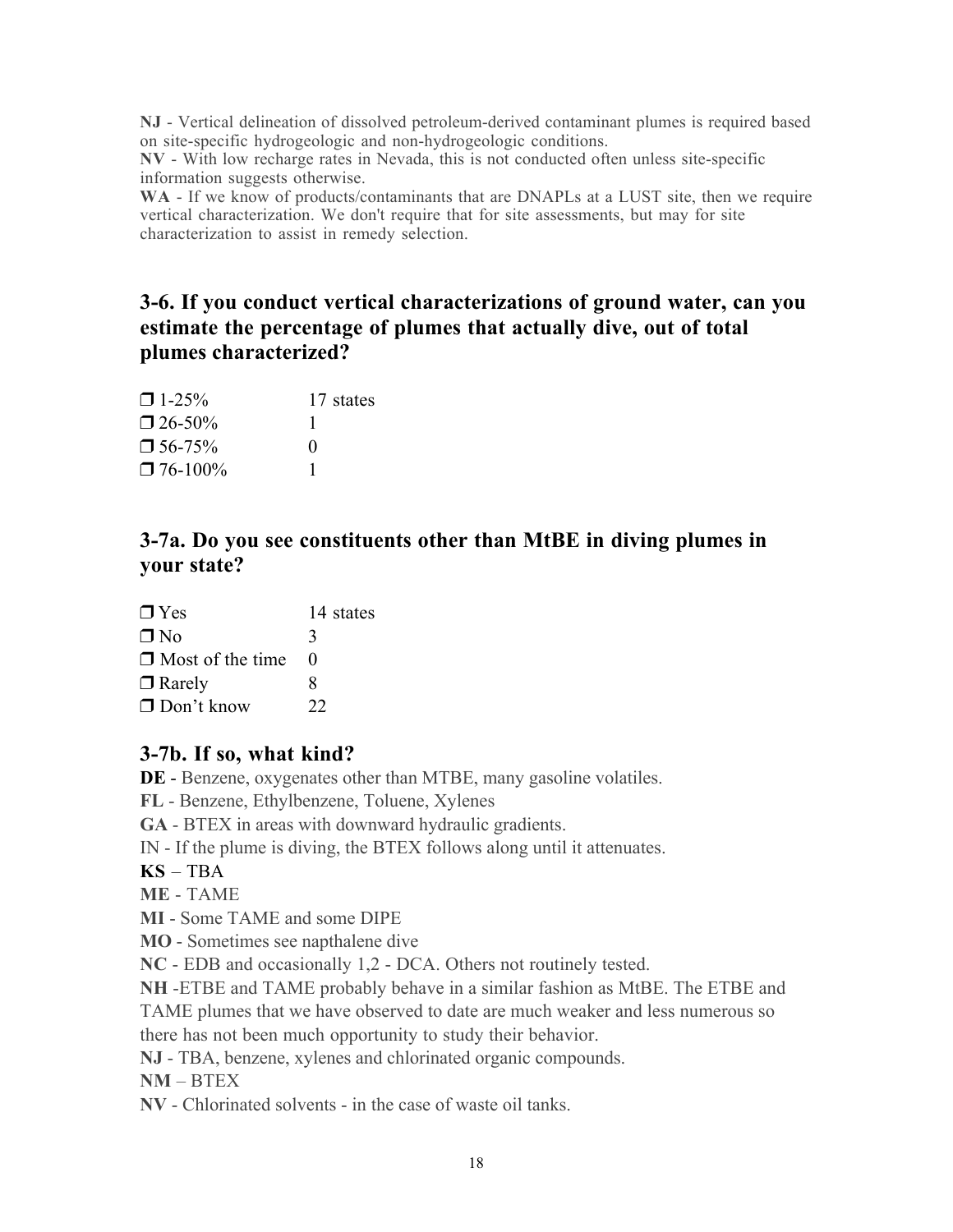**NJ** - Vertical delineation of dissolved petroleum-derived contaminant plumes is required based on site-specific hydrogeologic and non-hydrogeologic conditions.
**NV** - With low recharge rates in Nevada, this is not conducted often unless site-specific information suggests otherwise.
**WA** - If we know of products/contaminants that are DNAPLs at a LUST site, then we require vertical characterization. We don't require that for site assessments, but may for site characterization to assist in remedy selection.

## 3-6. If you conduct vertical characterizations of ground water, can you estimate the percentage of plumes that actually dive, out of total plumes characterized?

| | |
|---|---|
| ❒ 1-25% | 17 states |
| ❒ 26-50% | 1 |
| ❒ 56-75% | 0 |
| ❒ 76-100% | 1 |

## 3-7a. Do you see constituents other than MtBE in diving plumes in your state?

| | |
|---|---|
| ❒ Yes | 14 states |
| ❒ No | 3 |
| ❒ Most of the time | 0 |
| ❒ Rarely | 8 |
| ❒ Don't know | 22 |

## 3-7b. If so, what kind?

**DE** - Benzene, oxygenates other than MTBE, many gasoline volatiles.
**FL** - Benzene, Ethylbenzene, Toluene, Xylenes
**GA** - BTEX in areas with downward hydraulic gradients.
IN - If the plume is diving, the BTEX follows along until it attenuates.
**KS** – TBA
**ME** - TAME
**MI** - Some TAME and some DIPE
**MO** - Sometimes see napthalene dive
**NC** - EDB and occasionally 1,2 - DCA. Others not routinely tested.
**NH** -ETBE and TAME probably behave in a similar fashion as MtBE. The ETBE and TAME plumes that we have observed to date are much weaker and less numerous so there has not been much opportunity to study their behavior.
**NJ** - TBA, benzene, xylenes and chlorinated organic compounds.
**NM** – BTEX
**NV** - Chlorinated solvents - in the case of waste oil tanks.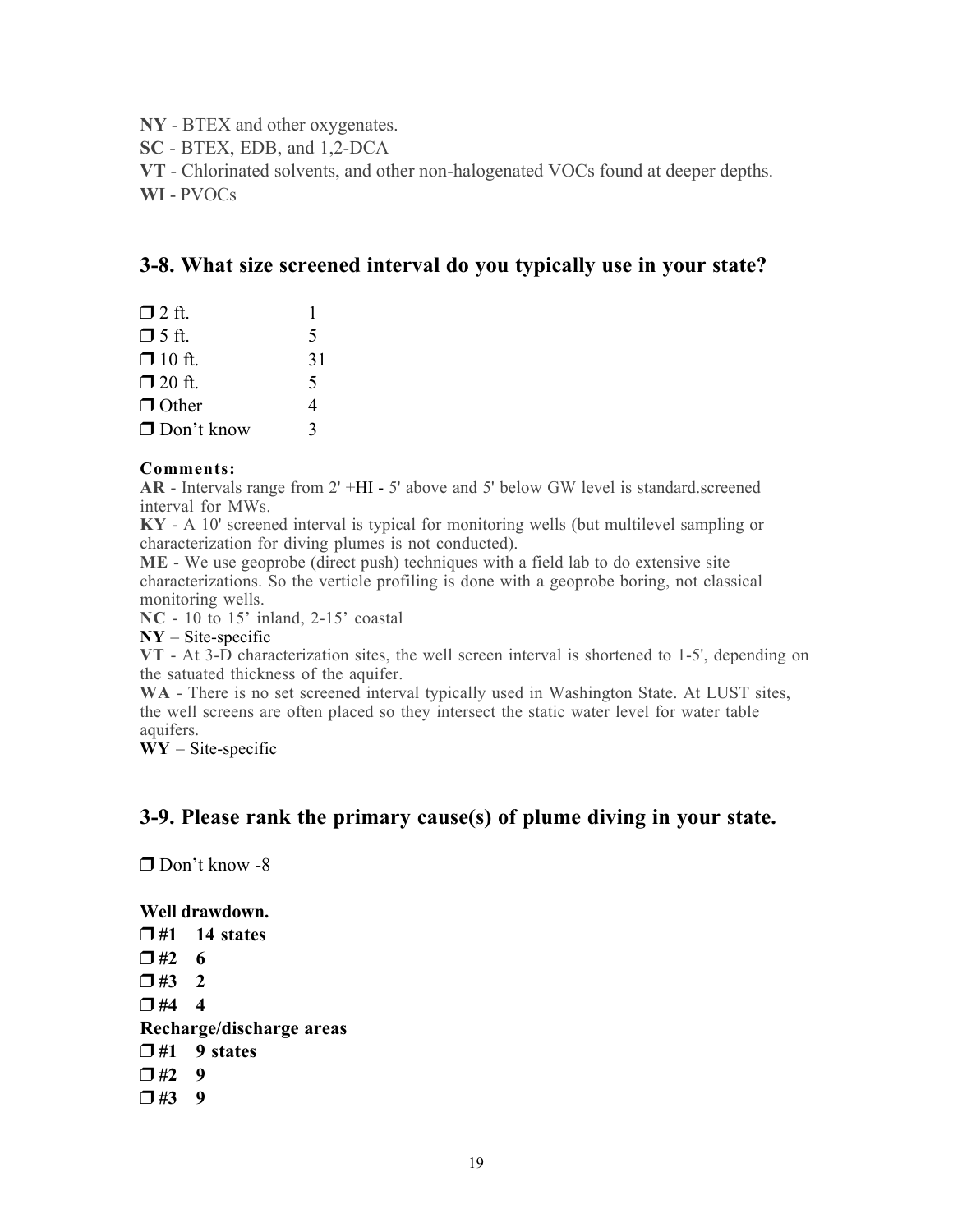**NY** - BTEX and other oxygenates.

**SC** - BTEX, EDB, and 1,2-DCA

**VT** - Chlorinated solvents, and other non-halogenated VOCs found at deeper depths.

**WI** - PVOCs

## 3-8. What size screened interval do you typically use in your state?

| | |
|---|---|
| ❒ 2 ft. | 1 |
| ❒ 5 ft. | 5 |
| ❒ 10 ft. | 31 |
| ❒ 20 ft. | 5 |
| ❒ Other | 4 |
| ❒ Don't know | 3 |

**Comments:**

**AR** - Intervals range from 2' +HI - 5' above and 5' below GW level is standard.screened interval for MWs.

**KY** - A 10' screened interval is typical for monitoring wells (but multilevel sampling or characterization for diving plumes is not conducted).

**ME** - We use geoprobe (direct push) techniques with a field lab to do extensive site characterizations. So the verticle profiling is done with a geoprobe boring, not classical monitoring wells.

**NC** - 10 to 15' inland, 2-15' coastal

**NY** – Site-specific

**VT** - At 3-D characterization sites, the well screen interval is shortened to 1-5', depending on the satuated thickness of the aquifer.

**WA** - There is no set screened interval typically used in Washington State. At LUST sites, the well screens are often placed so they intersect the static water level for water table aquifers.

**WY** – Site-specific

## 3-9. Please rank the primary cause(s) of plume diving in your state.

❒ Don't know -8

**Well drawdown.**

**❒ #1 14 states**

**❒ #2 6**

**❒ #3 2**

**❒ #4 4**

**Recharge/discharge areas**

**❒ #1 9 states**

**❒ #2 9**

**❒ #3 9**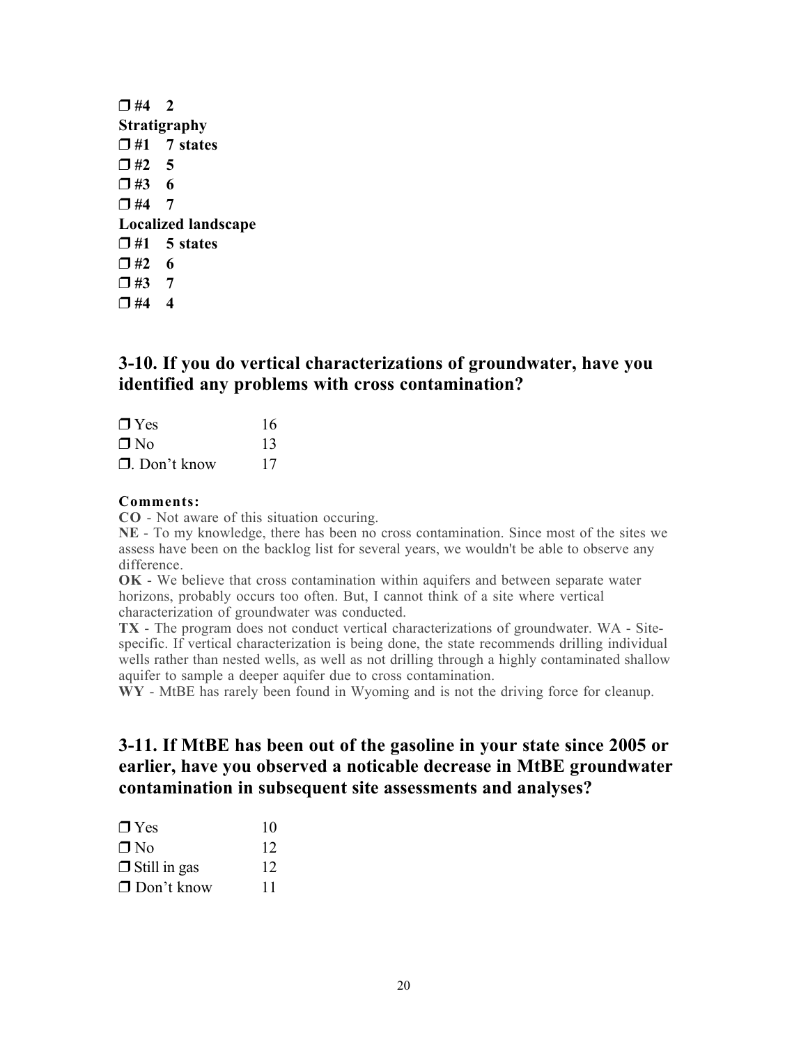**❒ #4 2**

**Stratigraphy**

**❒ #1 7 states**

**❒ #2 5**

**❒ #3 6**

**❒ #4 7**

**Localized landscape**

**❒ #1 5 states**

**❒ #2 6**

**❒ #3 7**

**❒ #4 4**

## 3-10. If you do vertical characterizations of groundwater, have you identified any problems with cross contamination?

| | |
|---|---|
| ❒ Yes | 16 |
| ❒ No | 13 |
| ❒. Don't know | 17 |

**Comments:**

**CO** - Not aware of this situation occuring.

**NE** - To my knowledge, there has been no cross contamination. Since most of the sites we assess have been on the backlog list for several years, we wouldn't be able to observe any difference.

**OK** - We believe that cross contamination within aquifers and between separate water horizons, probably occurs too often. But, I cannot think of a site where vertical characterization of groundwater was conducted.

**TX** - The program does not conduct vertical characterizations of groundwater. WA - Site-specific. If vertical characterization is being done, the state recommends drilling individual wells rather than nested wells, as well as not drilling through a highly contaminated shallow aquifer to sample a deeper aquifer due to cross contamination.

**WY** - MtBE has rarely been found in Wyoming and is not the driving force for cleanup.

## 3-11. If MtBE has been out of the gasoline in your state since 2005 or earlier, have you observed a noticable decrease in MtBE groundwater contamination in subsequent site assessments and analyses?

| | |
|---|---|
| ❒ Yes | 10 |
| ❒ No | 12 |
| ❒ Still in gas | 12 |
| ❒ Don't know | 11 |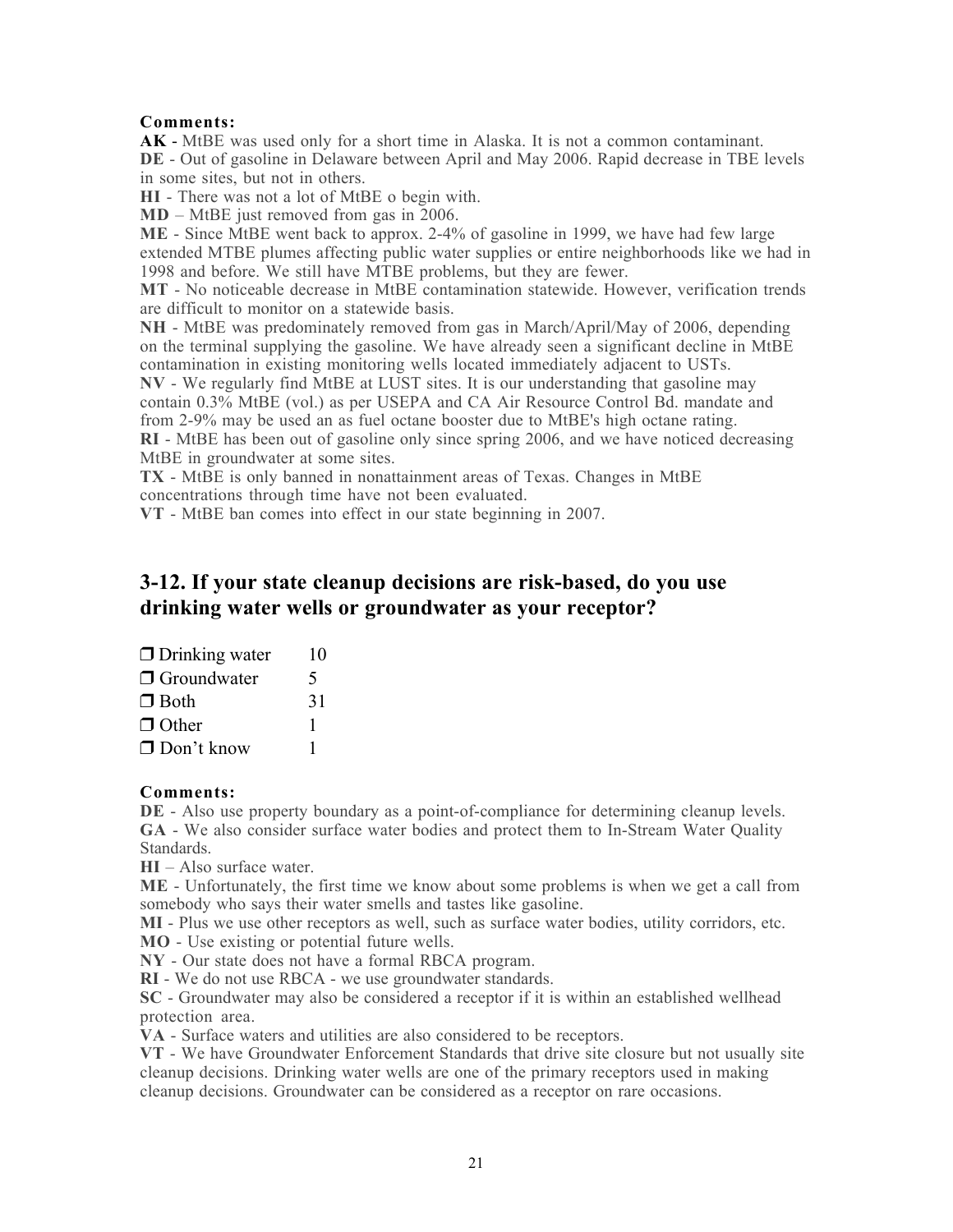**Comments:**

**AK -** MtBE was used only for a short time in Alaska. It is not a common contaminant.
**DE** - Out of gasoline in Delaware between April and May 2006. Rapid decrease in TBE levels in some sites, but not in others.
**HI** - There was not a lot of MtBE o begin with.
**MD** – MtBE just removed from gas in 2006.
**ME** - Since MtBE went back to approx. 2-4% of gasoline in 1999, we have had few large extended MTBE plumes affecting public water supplies or entire neighborhoods like we had in 1998 and before. We still have MTBE problems, but they are fewer.
**MT** - No noticeable decrease in MtBE contamination statewide. However, verification trends are difficult to monitor on a statewide basis.
**NH** - MtBE was predominately removed from gas in March/April/May of 2006, depending on the terminal supplying the gasoline. We have already seen a significant decline in MtBE contamination in existing monitoring wells located immediately adjacent to USTs.
**NV** - We regularly find MtBE at LUST sites. It is our understanding that gasoline may contain 0.3% MtBE (vol.) as per USEPA and CA Air Resource Control Bd. mandate and from 2-9% may be used an as fuel octane booster due to MtBE's high octane rating.
**RI** - MtBE has been out of gasoline only since spring 2006, and we have noticed decreasing MtBE in groundwater at some sites.
**TX** - MtBE is only banned in nonattainment areas of Texas. Changes in MtBE concentrations through time have not been evaluated.
**VT** - MtBE ban comes into effect in our state beginning in 2007.

## 3-12. If your state cleanup decisions are risk-based, do you use drinking water wells or groundwater as your receptor?

| | |
|---|---|
| ❒ Drinking water | 10 |
| ❒ Groundwater | 5 |
| ❒ Both | 31 |
| ❒ Other | 1 |
| ❒ Don't know | 1 |

**Comments:**

**DE** - Also use property boundary as a point-of-compliance for determining cleanup levels.
**GA** - We also consider surface water bodies and protect them to In-Stream Water Quality Standards.
**HI** – Also surface water.
**ME** - Unfortunately, the first time we know about some problems is when we get a call from somebody who says their water smells and tastes like gasoline.
**MI** - Plus we use other receptors as well, such as surface water bodies, utility corridors, etc.
**MO** - Use existing or potential future wells.
**NY** - Our state does not have a formal RBCA program.
**RI** - We do not use RBCA - we use groundwater standards.
**SC** - Groundwater may also be considered a receptor if it is within an established wellhead protection area.
**VA** - Surface waters and utilities are also considered to be receptors.
**VT** - We have Groundwater Enforcement Standards that drive site closure but not usually site cleanup decisions. Drinking water wells are one of the primary receptors used in making cleanup decisions. Groundwater can be considered as a receptor on rare occasions.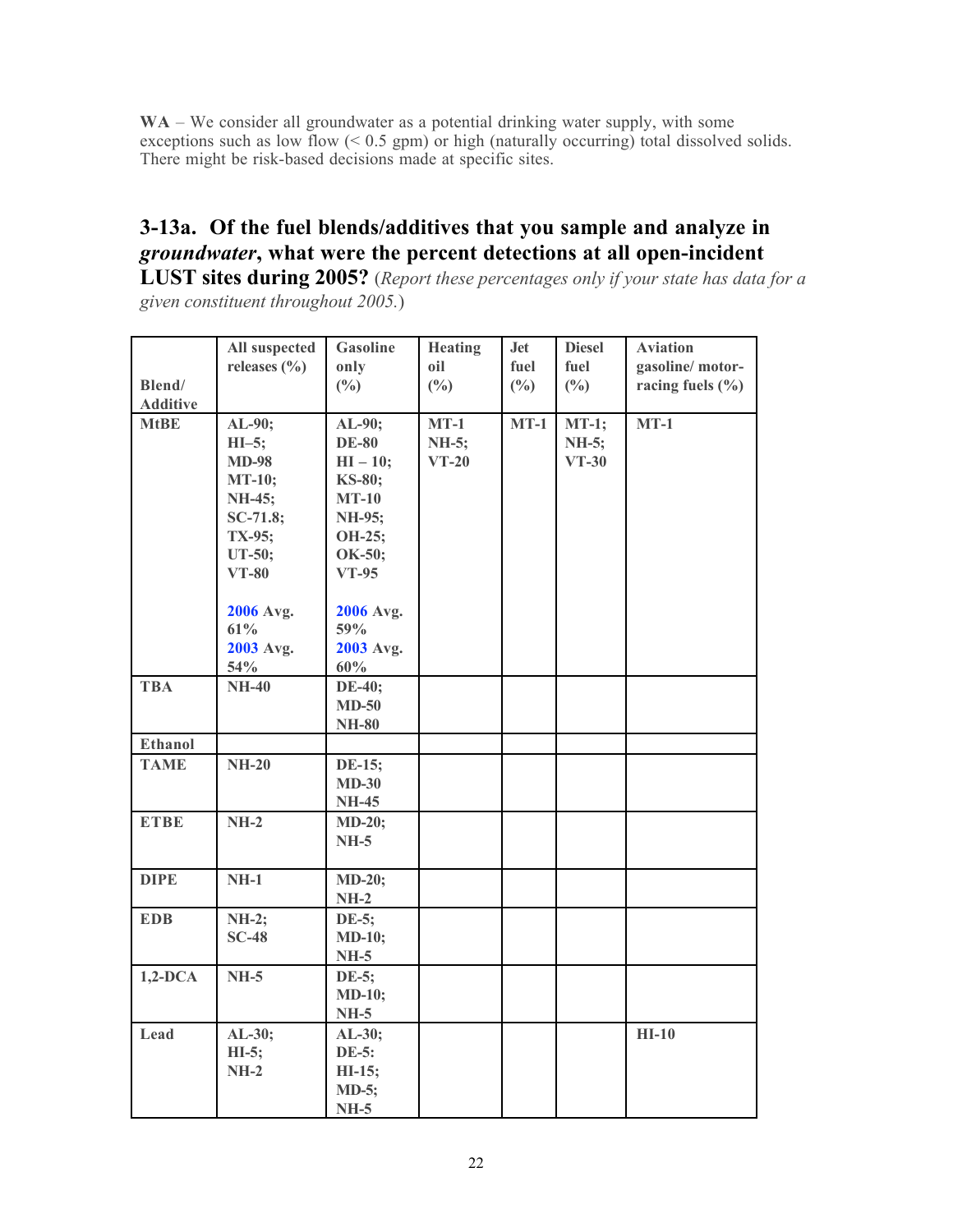**WA** – We consider all groundwater as a potential drinking water supply, with some exceptions such as low flow (< 0.5 gpm) or high (naturally occurring) total dissolved solids. There might be risk-based decisions made at specific sites.

## 3-13a. Of the fuel blends/additives that you sample and analyze in *groundwater*, what were the percent detections at all open-incident LUST sites during 2005? (*Report these percentages only if your state has data for a given constituent throughout 2005.*)

| Blend/ Additive | All suspected releases (%) | Gasoline only (%) | Heating oil (%) | Jet fuel (%) | Diesel fuel (%) | Aviation gasoline/ motor-racing fuels (%) |
|---|---|---|---|---|---|---|
| **MtBE** | **AL-90; HI–5; MD-98 MT-10; NH-45; SC-71.8; TX-95; UT-50; VT-80**<br><br>**2006** Avg. **61%**<br>**2003** Avg. **54%** | **AL-90; DE-80 HI – 10; KS-80; MT-10 NH-95; OH-25; OK-50; VT-95**<br><br>**2006** Avg. **59%**<br>**2003** Avg. **60%** | **MT-1 NH-5; VT-20** | **MT-1** | **MT-1; NH-5; VT-30** | **MT-1** |
| **TBA** | **NH-40** | **DE-40; MD-50 NH-80** | | | | |
| **Ethanol** | | | | | | |
| **TAME** | **NH-20** | **DE-15; MD-30 NH-45** | | | | |
| **ETBE** | **NH-2** | **MD-20; NH-5** | | | | |
| **DIPE** | **NH-1** | **MD-20; NH-2** | | | | |
| **EDB** | **NH-2; SC-48** | **DE-5; MD-10; NH-5** | | | | |
| **1,2-DCA** | **NH-5** | **DE-5; MD-10; NH-5** | | | | |
| **Lead** | **AL-30; HI-5; NH-2** | **AL-30; DE-5: HI-15; MD-5; NH-5** | | | | **HI-10** |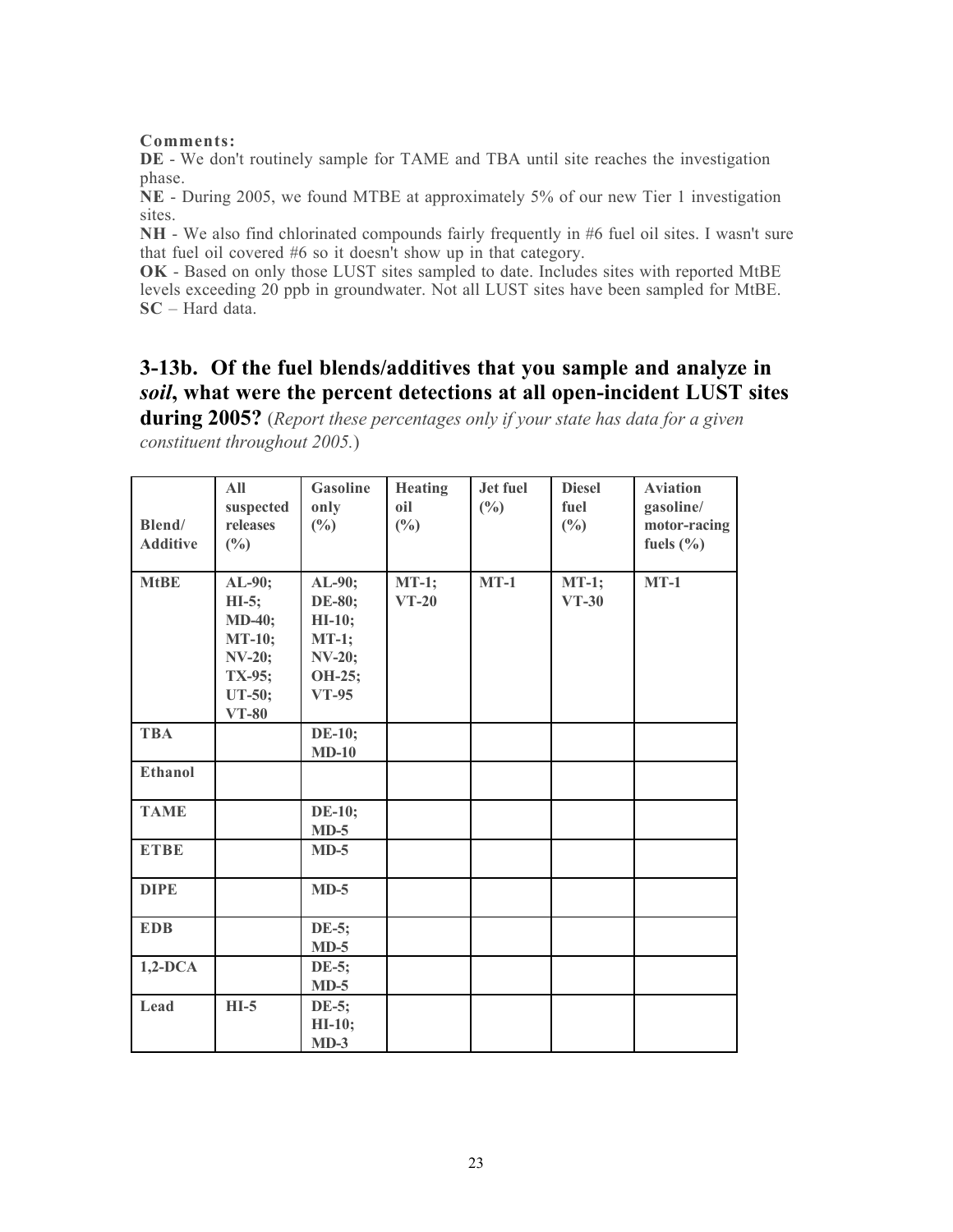**Comments:**

**DE** - We don't routinely sample for TAME and TBA until site reaches the investigation phase.

**NE** - During 2005, we found MTBE at approximately 5% of our new Tier 1 investigation sites.

**NH** - We also find chlorinated compounds fairly frequently in #6 fuel oil sites. I wasn't sure that fuel oil covered #6 so it doesn't show up in that category.

**OK** - Based on only those LUST sites sampled to date. Includes sites with reported MtBE levels exceeding 20 ppb in groundwater. Not all LUST sites have been sampled for MtBE.

**SC** – Hard data.

## 3-13b. Of the fuel blends/additives that you sample and analyze in *soil*, what were the percent detections at all open-incident LUST sites during 2005?

(*Report these percentages only if your state has data for a given constituent throughout 2005.*)

| Blend/ Additive | All suspected releases (%) | Gasoline only (%) | Heating oil (%) | Jet fuel (%) | Diesel fuel (%) | Aviation gasoline/ motor-racing fuels (%) |
|---|---|---|---|---|---|---|
| **MtBE** | **AL-90; HI-5; MD-40; MT-10; NV-20; TX-95; UT-50; VT-80** | **AL-90; DE-80; HI-10; MT-1; NV-20; OH-25; VT-95** | **MT-1; VT-20** | **MT-1** | **MT-1; VT-30** | **MT-1** |
| **TBA** | | **DE-10; MD-10** | | | | |
| **Ethanol** | | | | | | |
| **TAME** | | **DE-10; MD-5** | | | | |
| **ETBE** | | **MD-5** | | | | |
| **DIPE** | | **MD-5** | | | | |
| **EDB** | | **DE-5; MD-5** | | | | |
| **1,2-DCA** | | **DE-5; MD-5** | | | | |
| **Lead** | **HI-5** | **DE-5; HI-10; MD-3** | | | | |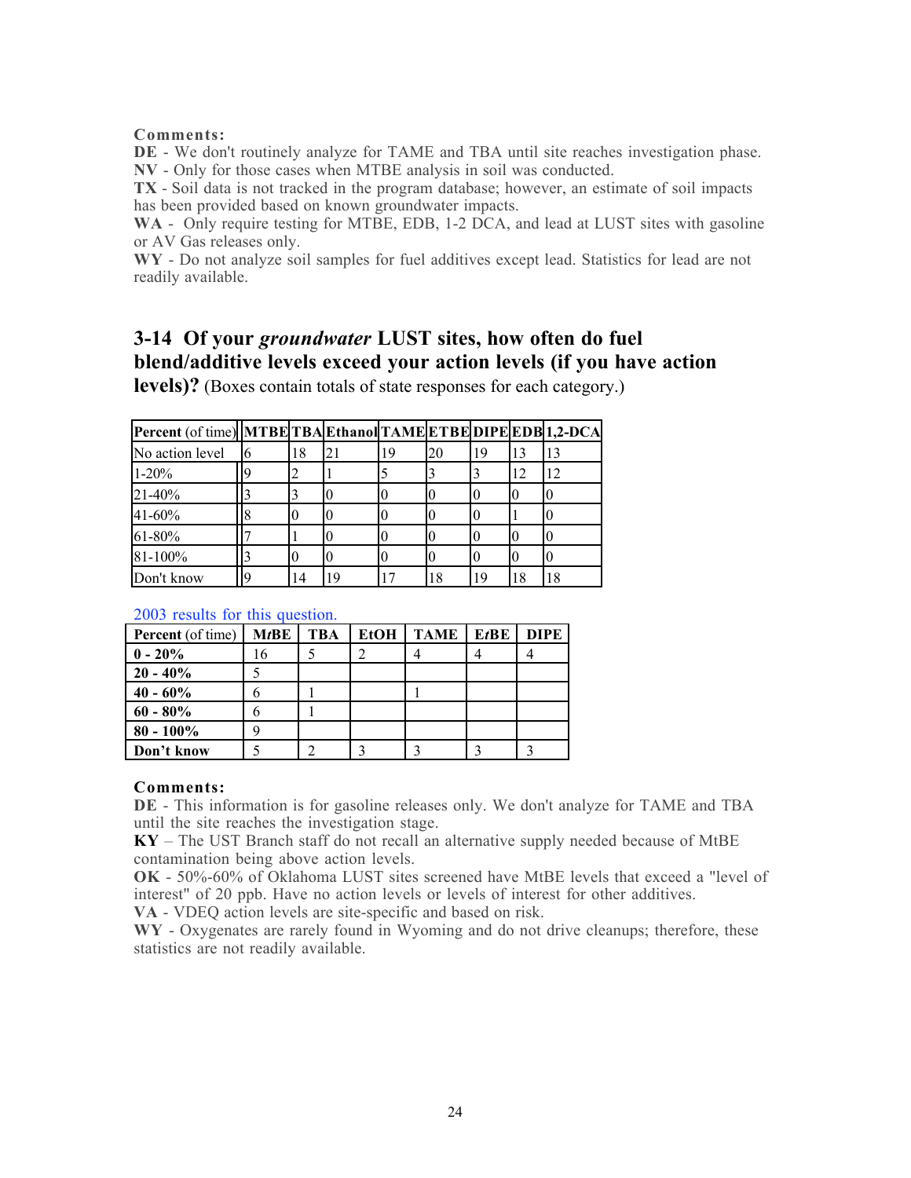**Comments:**

**DE** - We don't routinely analyze for TAME and TBA until site reaches investigation phase.
**NV** - Only for those cases when MTBE analysis in soil was conducted.
**TX** - Soil data is not tracked in the program database; however, an estimate of soil impacts has been provided based on known groundwater impacts.
**WA** - Only require testing for MTBE, EDB, 1-2 DCA, and lead at LUST sites with gasoline or AV Gas releases only.
**WY** - Do not analyze soil samples for fuel additives except lead. Statistics for lead are not readily available.

## 3-14 Of your *groundwater* LUST sites, how often do fuel blend/additive levels exceed your action levels (if you have action levels)? (Boxes contain totals of state responses for each category.)

| **Percent** (of time) | **MTBE** | **TBA** | **Ethanol** | **TAME** | **ETBE** | **DIPE** | **EDB** | **1,2-DCA** |
|---|---|---|---|---|---|---|---|---|
| No action level | 6 | 18 | 21 | 19 | 20 | 19 | 13 | 13 |
| 1-20% | 9 | 2 | 1 | 5 | 3 | 3 | 12 | 12 |
| 21-40% | 3 | 3 | 0 | 0 | 0 | 0 | 0 | 0 |
| 41-60% | 8 | 0 | 0 | 0 | 0 | 0 | 1 | 0 |
| 61-80% | 7 | 1 | 0 | 0 | 0 | 0 | 0 | 0 |
| 81-100% | 3 | 0 | 0 | 0 | 0 | 0 | 0 | 0 |
| Don't know | 9 | 14 | 19 | 17 | 18 | 19 | 18 | 18 |

2003 results for this question.

| **Percent** (of time) | **M*t*BE** | **TBA** | **EtOH** | **TAME** | **E*t*BE** | **DIPE** |
|---|---|---|---|---|---|---|
| **0 - 20%** | 16 | 5 | 2 | 4 | 4 | 4 |
| **20 - 40%** | 5 | | | | | |
| **40 - 60%** | 6 | 1 | | 1 | | |
| **60 - 80%** | 6 | 1 | | | | |
| **80 - 100%** | 9 | | | | | |
| **Don't know** | 5 | 2 | 3 | 3 | 3 | 3 |

**Comments:**

**DE** - This information is for gasoline releases only. We don't analyze for TAME and TBA until the site reaches the investigation stage.
**KY** – The UST Branch staff do not recall an alternative supply needed because of MtBE contamination being above action levels.
**OK** - 50%-60% of Oklahoma LUST sites screened have MtBE levels that exceed a "level of interest" of 20 ppb. Have no action levels or levels of interest for other additives.
**VA** - VDEQ action levels are site-specific and based on risk.
**WY** - Oxygenates are rarely found in Wyoming and do not drive cleanups; therefore, these statistics are not readily available.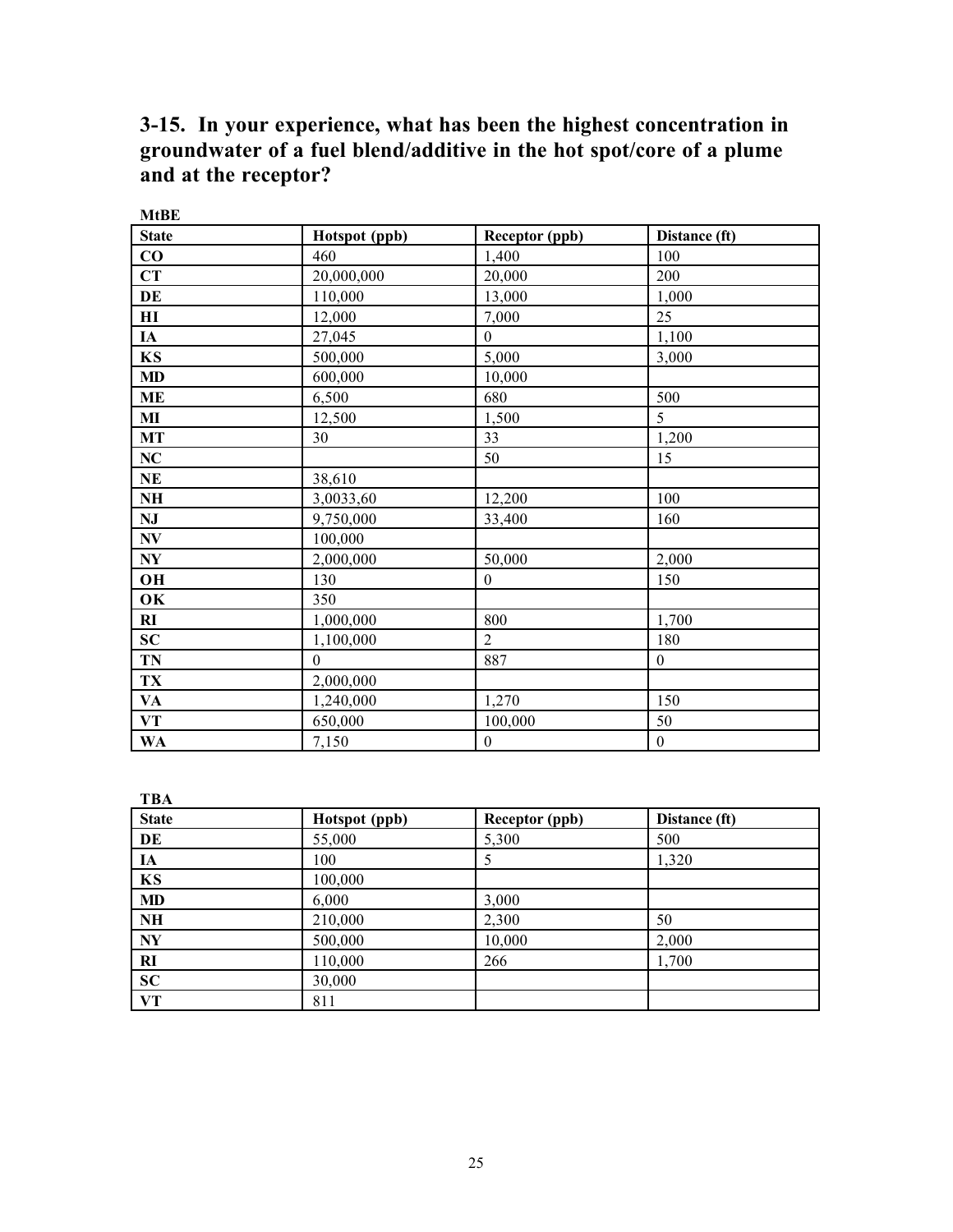## 3-15. In your experience, what has been the highest concentration in groundwater of a fuel blend/additive in the hot spot/core of a plume and at the receptor?

**MtBE**

| State | Hotspot (ppb) | Receptor (ppb) | Distance (ft) |
|---|---|---|---|
| **CO** | 460 | 1,400 | 100 |
| **CT** | 20,000,000 | 20,000 | 200 |
| **DE** | 110,000 | 13,000 | 1,000 |
| **HI** | 12,000 | 7,000 | 25 |
| **IA** | 27,045 | 0 | 1,100 |
| **KS** | 500,000 | 5,000 | 3,000 |
| **MD** | 600,000 | 10,000 | |
| **ME** | 6,500 | 680 | 500 |
| **MI** | 12,500 | 1,500 | 5 |
| **MT** | 30 | 33 | 1,200 |
| **NC** | | 50 | 15 |
| **NE** | 38,610 | | |
| **NH** | 3,0033,60 | 12,200 | 100 |
| **NJ** | 9,750,000 | 33,400 | 160 |
| **NV** | 100,000 | | |
| **NY** | 2,000,000 | 50,000 | 2,000 |
| **OH** | 130 | 0 | 150 |
| **OK** | 350 | | |
| **RI** | 1,000,000 | 800 | 1,700 |
| **SC** | 1,100,000 | 2 | 180 |
| **TN** | 0 | 887 | 0 |
| **TX** | 2,000,000 | | |
| **VA** | 1,240,000 | 1,270 | 150 |
| **VT** | 650,000 | 100,000 | 50 |
| **WA** | 7,150 | 0 | 0 |

**TBA**

| State | Hotspot (ppb) | Receptor (ppb) | Distance (ft) |
|---|---|---|---|
| **DE** | 55,000 | 5,300 | 500 |
| **IA** | 100 | 5 | 1,320 |
| **KS** | 100,000 | | |
| **MD** | 6,000 | 3,000 | |
| **NH** | 210,000 | 2,300 | 50 |
| **NY** | 500,000 | 10,000 | 2,000 |
| **RI** | 110,000 | 266 | 1,700 |
| **SC** | 30,000 | | |
| **VT** | 811 | | |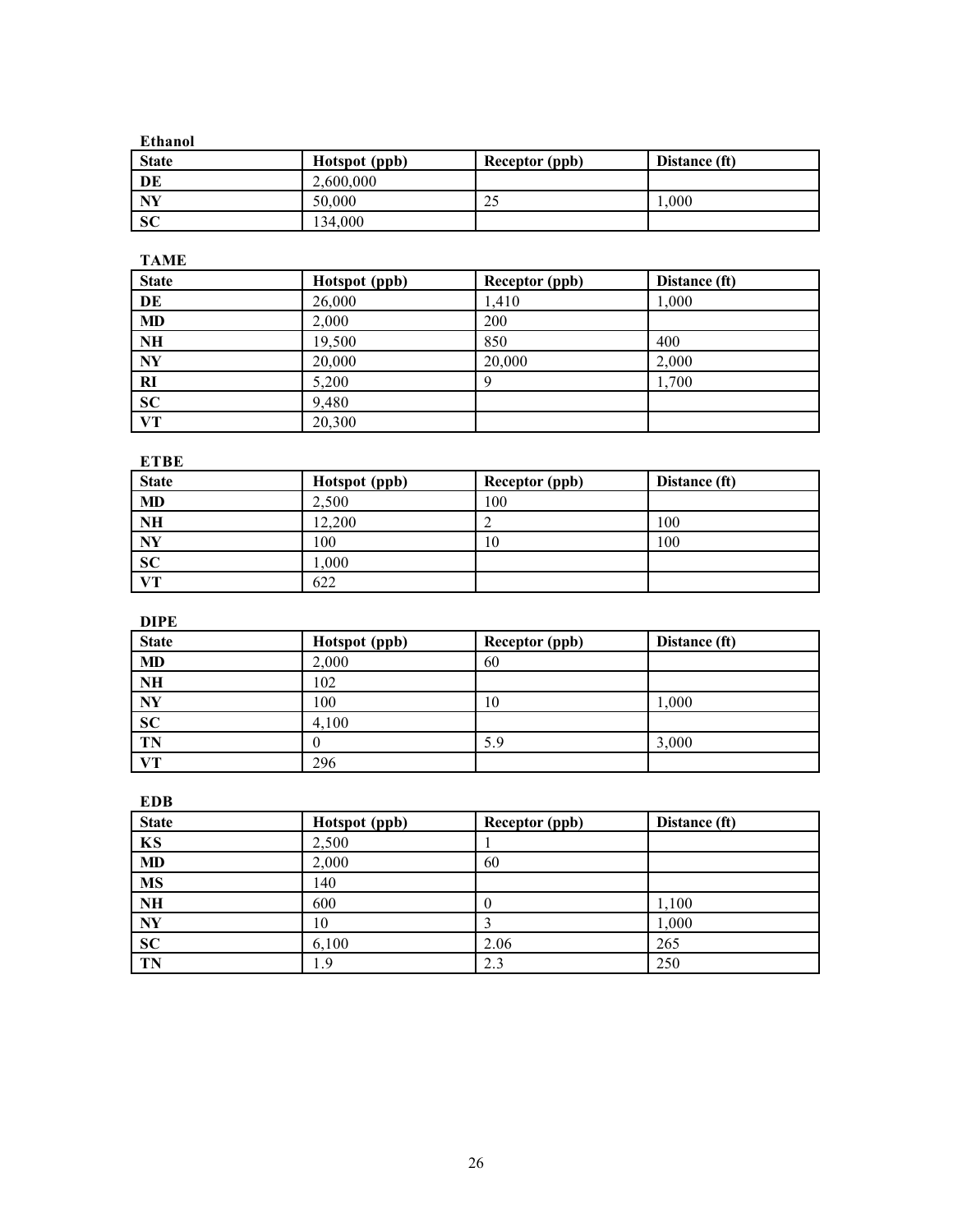**Ethanol**

| State | Hotspot (ppb) | Receptor (ppb) | Distance (ft) |
|---|---|---|---|
| DE | 2,600,000 | | |
| NY | 50,000 | 25 | 1,000 |
| SC | 134,000 | | |

**TAME**

| State | Hotspot (ppb) | Receptor (ppb) | Distance (ft) |
|---|---|---|---|
| DE | 26,000 | 1,410 | 1,000 |
| MD | 2,000 | 200 | |
| NH | 19,500 | 850 | 400 |
| NY | 20,000 | 20,000 | 2,000 |
| RI | 5,200 | 9 | 1,700 |
| SC | 9,480 | | |
| VT | 20,300 | | |

**ETBE**

| State | Hotspot (ppb) | Receptor (ppb) | Distance (ft) |
|---|---|---|---|
| MD | 2,500 | 100 | |
| NH | 12,200 | 2 | 100 |
| NY | 100 | 10 | 100 |
| SC | 1,000 | | |
| VT | 622 | | |

**DIPE**

| State | Hotspot (ppb) | Receptor (ppb) | Distance (ft) |
|---|---|---|---|
| MD | 2,000 | 60 | |
| NH | 102 | | |
| NY | 100 | 10 | 1,000 |
| SC | 4,100 | | |
| TN | 0 | 5.9 | 3,000 |
| VT | 296 | | |

**EDB**

| State | Hotspot (ppb) | Receptor (ppb) | Distance (ft) |
|---|---|---|---|
| KS | 2,500 | 1 | |
| MD | 2,000 | 60 | |
| MS | 140 | | |
| NH | 600 | 0 | 1,100 |
| NY | 10 | 3 | 1,000 |
| SC | 6,100 | 2.06 | 265 |
| TN | 1.9 | 2.3 | 250 |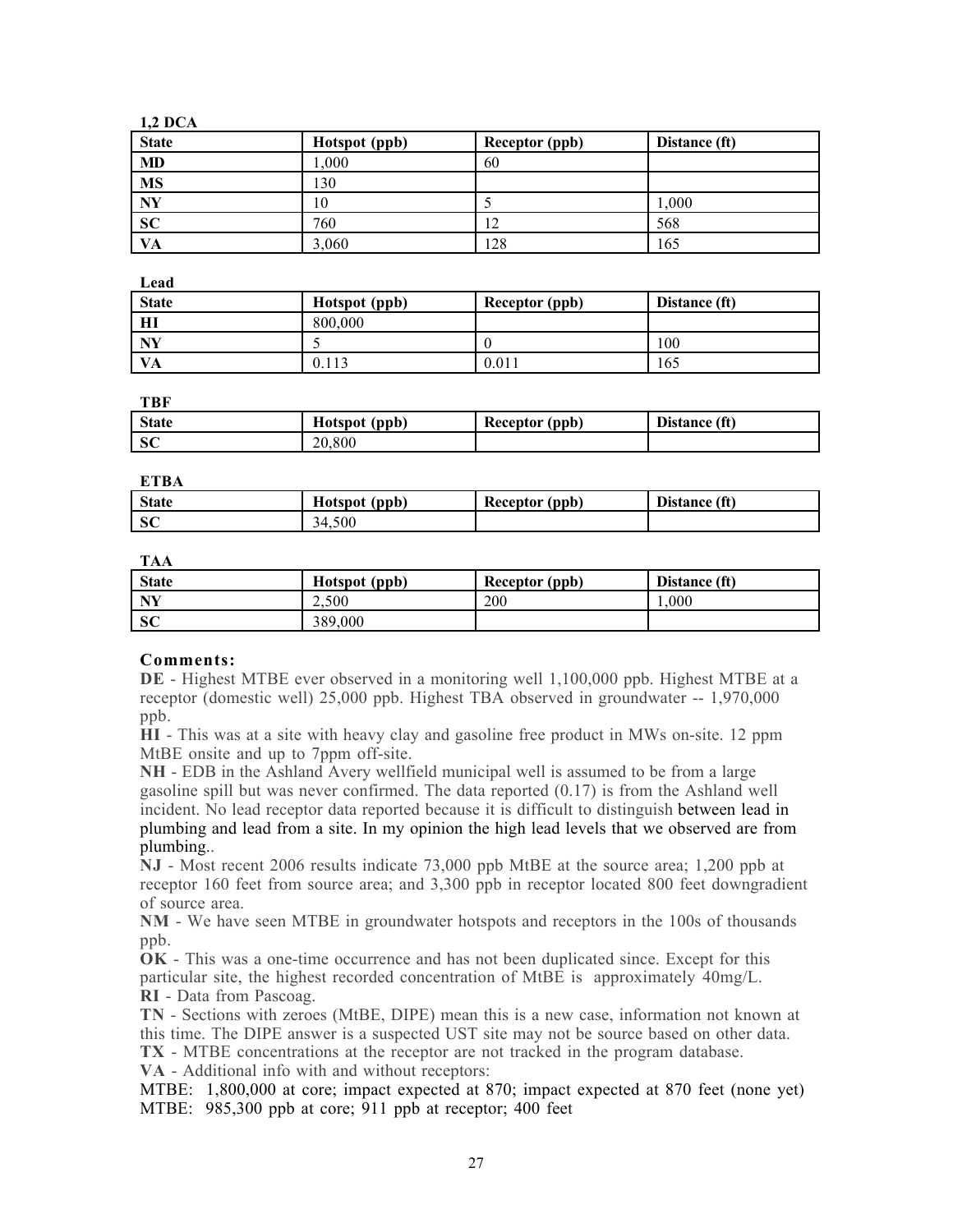**1,2 DCA**

| State | Hotspot (ppb) | Receptor (ppb) | Distance (ft) |
|---|---|---|---|
| MD | 1,000 | 60 | |
| MS | 130 | | |
| NY | 10 | 5 | 1,000 |
| SC | 760 | 12 | 568 |
| VA | 3,060 | 128 | 165 |

**Lead**

| State | Hotspot (ppb) | Receptor (ppb) | Distance (ft) |
|---|---|---|---|
| HI | 800,000 | | |
| NY | 5 | 0 | 100 |
| VA | 0.113 | 0.011 | 165 |

**TBF**

| State | Hotspot (ppb) | Receptor (ppb) | Distance (ft) |
|---|---|---|---|
| SC | 20,800 | | |

**ETBA**

| State | Hotspot (ppb) | Receptor (ppb) | Distance (ft) |
|---|---|---|---|
| SC | 34,500 | | |

**TAA**

| State | Hotspot (ppb) | Receptor (ppb) | Distance (ft) |
|---|---|---|---|
| NY | 2,500 | 200 | 1,000 |
| SC | 389,000 | | |

### Comments:

**DE** - Highest MTBE ever observed in a monitoring well 1,100,000 ppb. Highest MTBE at a receptor (domestic well) 25,000 ppb. Highest TBA observed in groundwater -- 1,970,000 ppb.

**HI** - This was at a site with heavy clay and gasoline free product in MWs on-site. 12 ppm MtBE onsite and up to 7ppm off-site.

**NH** - EDB in the Ashland Avery wellfield municipal well is assumed to be from a large gasoline spill but was never confirmed. The data reported (0.17) is from the Ashland well incident. No lead receptor data reported because it is difficult to distinguish between lead in plumbing and lead from a site. In my opinion the high lead levels that we observed are from plumbing..

**NJ** - Most recent 2006 results indicate 73,000 ppb MtBE at the source area; 1,200 ppb at receptor 160 feet from source area; and 3,300 ppb in receptor located 800 feet downgradient of source area.

**NM** - We have seen MTBE in groundwater hotspots and receptors in the 100s of thousands ppb.

**OK** - This was a one-time occurrence and has not been duplicated since. Except for this particular site, the highest recorded concentration of MtBE is approximately 40mg/L.

**RI** - Data from Pascoag.

**TN** - Sections with zeroes (MtBE, DIPE) mean this is a new case, information not known at this time. The DIPE answer is a suspected UST site may not be source based on other data.

**TX** - MTBE concentrations at the receptor are not tracked in the program database.

**VA** - Additional info with and without receptors:

MTBE: 1,800,000 at core; impact expected at 870; impact expected at 870 feet (none yet)
MTBE: 985,300 ppb at core; 911 ppb at receptor; 400 feet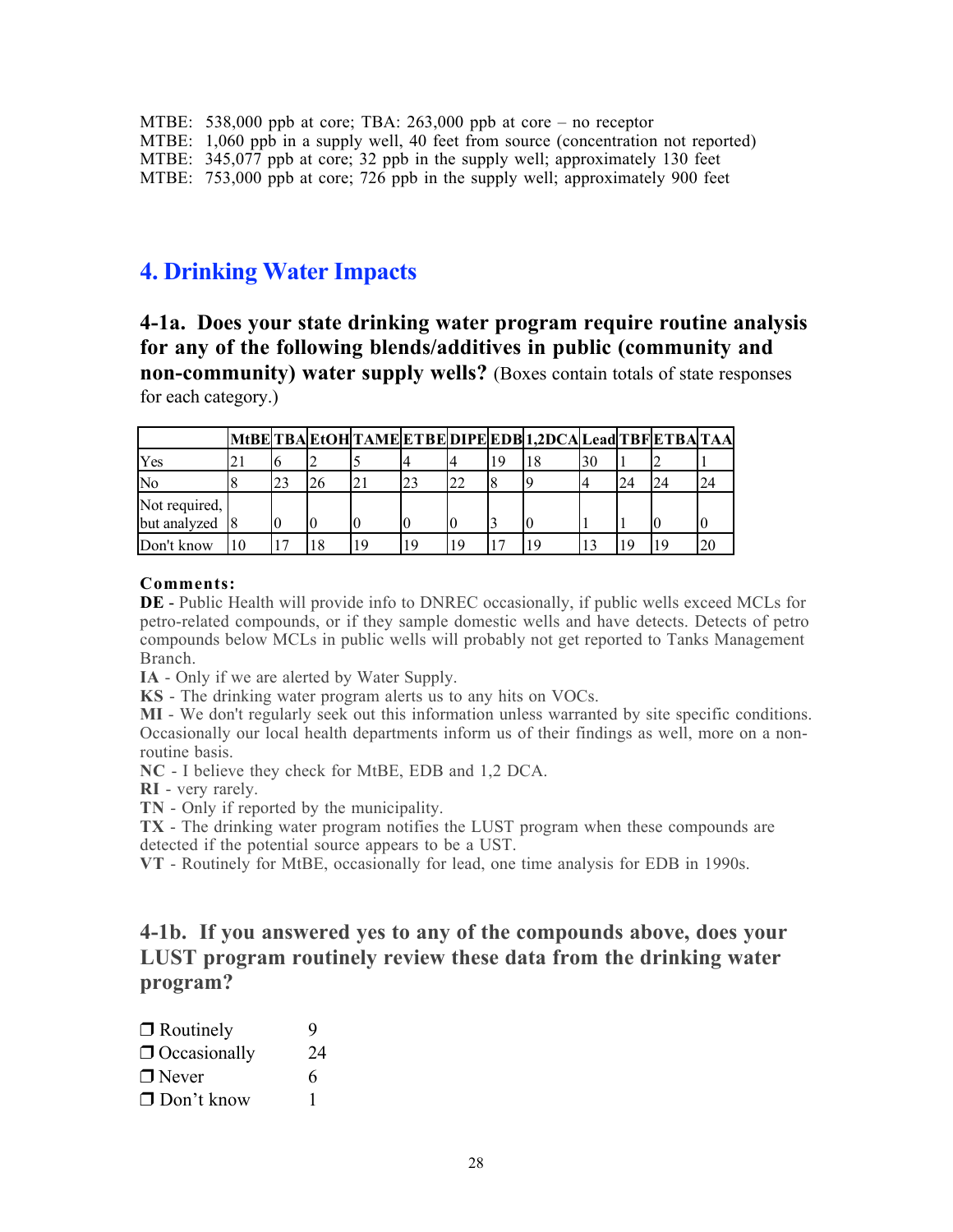MTBE: 538,000 ppb at core; TBA: 263,000 ppb at core – no receptor
MTBE: 1,060 ppb in a supply well, 40 feet from source (concentration not reported)
MTBE: 345,077 ppb at core; 32 ppb in the supply well; approximately 130 feet
MTBE: 753,000 ppb at core; 726 ppb in the supply well; approximately 900 feet

## 4. Drinking Water Impacts

### 4-1a. Does your state drinking water program require routine analysis for any of the following blends/additives in public (community and non-community) water supply wells? (Boxes contain totals of state responses for each category.)

| | MtBE | TBA | EtOH | TAME | ETBE | DIPE | EDB | 1,2DCA | Lead | TBF | ETBA | TAA |
|---|---|---|---|---|---|---|---|---|---|---|---|---|
| Yes | 21 | 6 | 2 | 5 | 4 | 4 | 19 | 18 | 30 | 1 | 2 | 1 |
| No | 8 | 23 | 26 | 21 | 23 | 22 | 8 | 9 | 4 | 24 | 24 | 24 |
| Not required, but analyzed | 8 | 0 | 0 | 0 | 0 | 0 | 3 | 0 | 1 | 1 | 0 | 0 |
| Don't know | 10 | 17 | 18 | 19 | 19 | 19 | 17 | 19 | 13 | 19 | 19 | 20 |

**Comments:**

**DE** - Public Health will provide info to DNREC occasionally, if public wells exceed MCLs for petro-related compounds, or if they sample domestic wells and have detects. Detects of petro compounds below MCLs in public wells will probably not get reported to Tanks Management Branch.

**IA** - Only if we are alerted by Water Supply.

**KS** - The drinking water program alerts us to any hits on VOCs.

**MI** - We don't regularly seek out this information unless warranted by site specific conditions. Occasionally our local health departments inform us of their findings as well, more on a non-routine basis.

**NC** - I believe they check for MtBE, EDB and 1,2 DCA.

**RI** - very rarely.

**TN** - Only if reported by the municipality.

**TX** - The drinking water program notifies the LUST program when these compounds are detected if the potential source appears to be a UST.

**VT** - Routinely for MtBE, occasionally for lead, one time analysis for EDB in 1990s.

### 4-1b. If you answered yes to any of the compounds above, does your LUST program routinely review these data from the drinking water program?

- ❒ Routinely 9
- ❒ Occasionally 24
- ❒ Never 6
- ❒ Don't know 1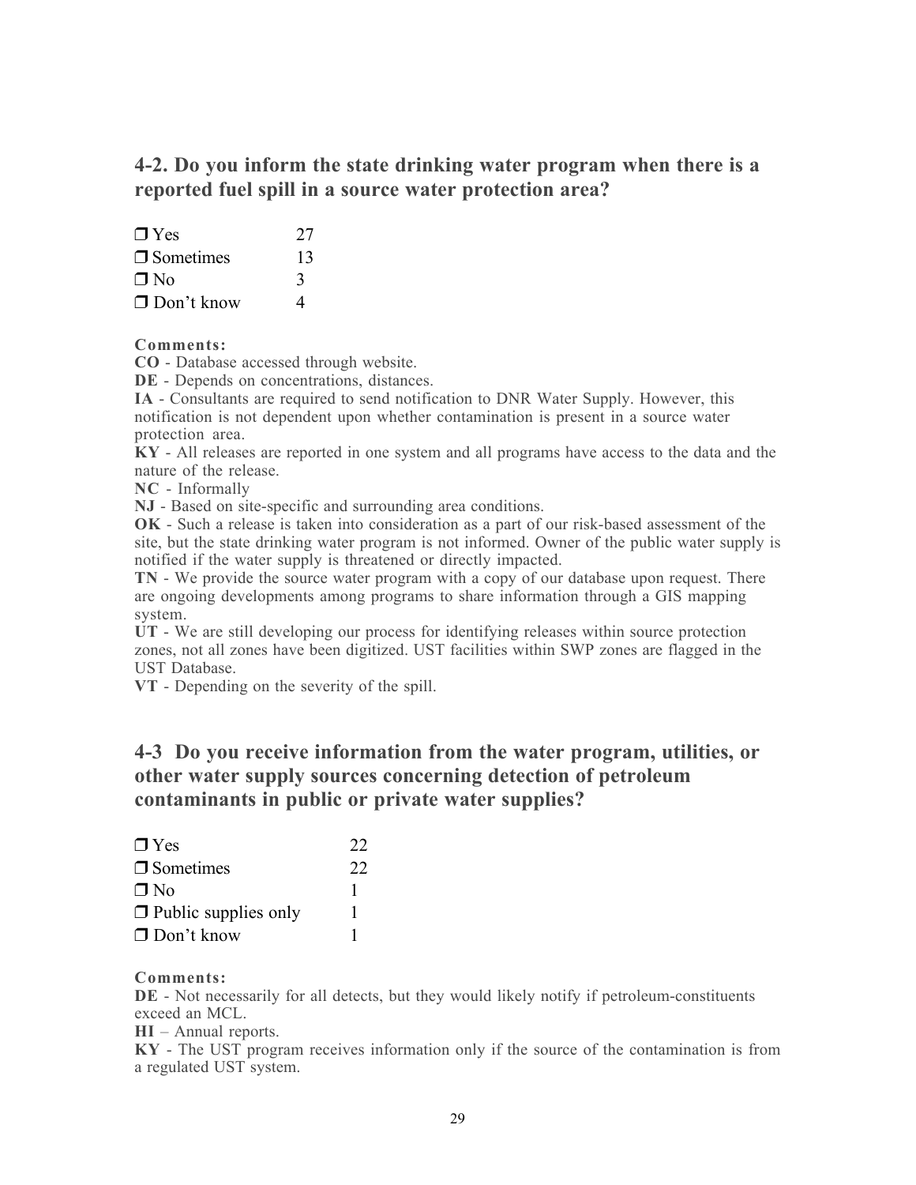## 4-2. Do you inform the state drinking water program when there is a reported fuel spill in a source water protection area?

| | |
|---|---|
| ❒ Yes | 27 |
| ❒ Sometimes | 13 |
| ❒ No | 3 |
| ❒ Don't know | 4 |

**Comments:**

**CO** - Database accessed through website.

**DE** - Depends on concentrations, distances.

**IA** - Consultants are required to send notification to DNR Water Supply. However, this notification is not dependent upon whether contamination is present in a source water protection area.

**KY** - All releases are reported in one system and all programs have access to the data and the nature of the release.

**NC** - Informally

**NJ** - Based on site-specific and surrounding area conditions.

**OK** - Such a release is taken into consideration as a part of our risk-based assessment of the site, but the state drinking water program is not informed. Owner of the public water supply is notified if the water supply is threatened or directly impacted.

**TN** - We provide the source water program with a copy of our database upon request. There are ongoing developments among programs to share information through a GIS mapping system.

**UT** - We are still developing our process for identifying releases within source protection zones, not all zones have been digitized. UST facilities within SWP zones are flagged in the UST Database.

**VT** - Depending on the severity of the spill.

## 4-3 Do you receive information from the water program, utilities, or other water supply sources concerning detection of petroleum contaminants in public or private water supplies?

| | |
|---|---|
| ❒ Yes | 22 |
| ❒ Sometimes | 22 |
| ❒ No | 1 |
| ❒ Public supplies only | 1 |
| ❒ Don't know | 1 |

**Comments:**

**DE** - Not necessarily for all detects, but they would likely notify if petroleum-constituents exceed an MCL.

**HI** – Annual reports.

**KY** - The UST program receives information only if the source of the contamination is from a regulated UST system.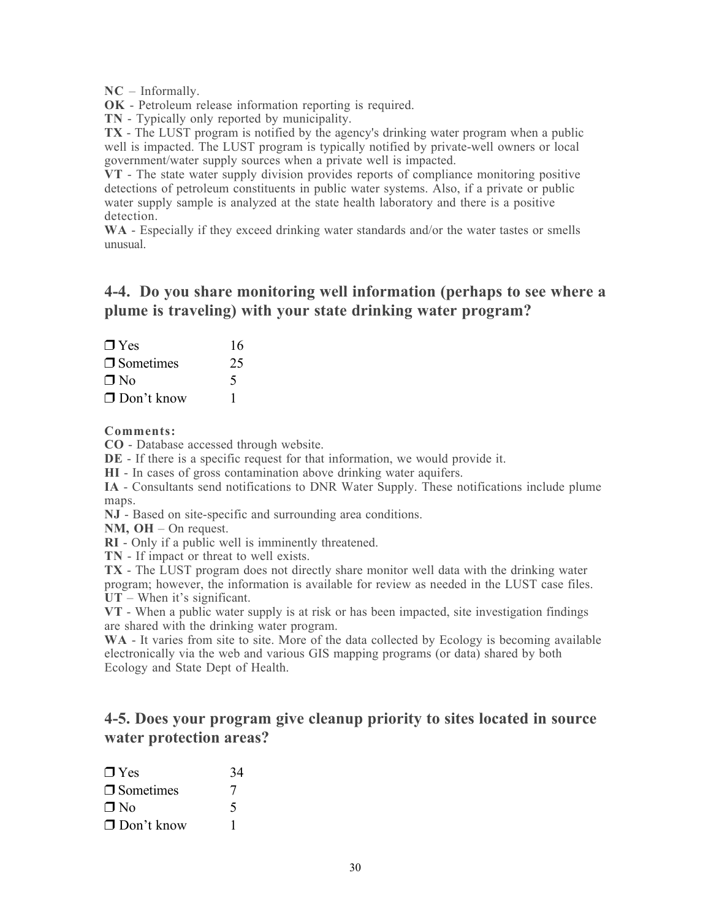**NC** – Informally.

**OK** - Petroleum release information reporting is required.

**TN** - Typically only reported by municipality.

**TX** - The LUST program is notified by the agency's drinking water program when a public well is impacted. The LUST program is typically notified by private-well owners or local government/water supply sources when a private well is impacted.

**VT** - The state water supply division provides reports of compliance monitoring positive detections of petroleum constituents in public water systems. Also, if a private or public water supply sample is analyzed at the state health laboratory and there is a positive detection.

**WA** - Especially if they exceed drinking water standards and/or the water tastes or smells unusual.

## 4-4. Do you share monitoring well information (perhaps to see where a plume is traveling) with your state drinking water program?

| | |
|---|---|
| ❒ Yes | 16 |
| ❒ Sometimes | 25 |
| ❒ No | 5 |
| ❒ Don't know | 1 |

**Comments:**

**CO** - Database accessed through website.

**DE** - If there is a specific request for that information, we would provide it.

**HI** - In cases of gross contamination above drinking water aquifers.

**IA** - Consultants send notifications to DNR Water Supply. These notifications include plume maps.

**NJ** - Based on site-specific and surrounding area conditions.

**NM, OH** – On request.

**RI** - Only if a public well is imminently threatened.

**TN** - If impact or threat to well exists.

**TX** - The LUST program does not directly share monitor well data with the drinking water program; however, the information is available for review as needed in the LUST case files.

**UT** – When it's significant.

**VT** - When a public water supply is at risk or has been impacted, site investigation findings are shared with the drinking water program.

**WA** - It varies from site to site. More of the data collected by Ecology is becoming available electronically via the web and various GIS mapping programs (or data) shared by both Ecology and State Dept of Health.

## 4-5. Does your program give cleanup priority to sites located in source water protection areas?

| | |
|---|---|
| ❒ Yes | 34 |
| ❒ Sometimes | 7 |
| ❒ No | 5 |
| ❒ Don't know | 1 |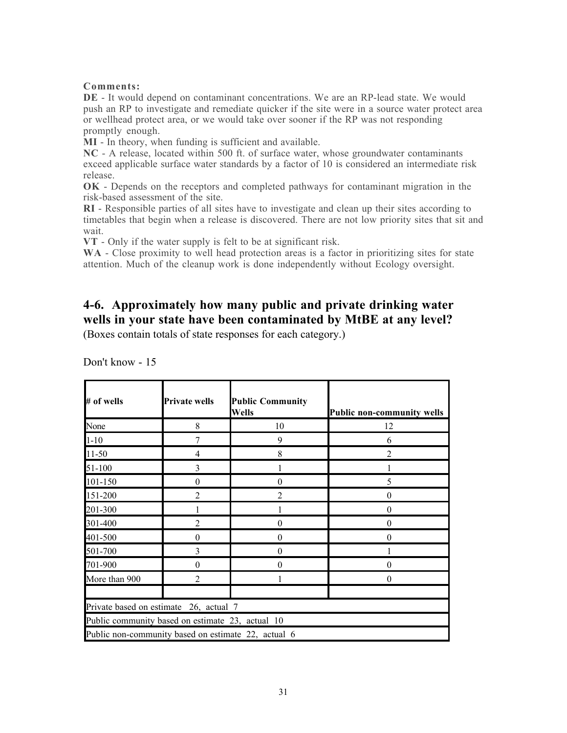**Comments:**

**DE** - It would depend on contaminant concentrations. We are an RP-lead state. We would push an RP to investigate and remediate quicker if the site were in a source water protect area or wellhead protect area, or we would take over sooner if the RP was not responding promptly enough.

**MI** - In theory, when funding is sufficient and available.

**NC** - A release, located within 500 ft. of surface water, whose groundwater contaminants exceed applicable surface water standards by a factor of 10 is considered an intermediate risk release.

**OK** - Depends on the receptors and completed pathways for contaminant migration in the risk-based assessment of the site.

**RI** - Responsible parties of all sites have to investigate and clean up their sites according to timetables that begin when a release is discovered. There are not low priority sites that sit and wait.

**VT** - Only if the water supply is felt to be at significant risk.

**WA** - Close proximity to well head protection areas is a factor in prioritizing sites for state attention. Much of the cleanup work is done independently without Ecology oversight.

## 4-6. Approximately how many public and private drinking water wells in your state have been contaminated by MtBE at any level?

(Boxes contain totals of state responses for each category.)

Don't know - 15

| # of wells | Private wells | Public Community Wells | Public non-community wells |
|---|---|---|---|
| None | 8 | 10 | 12 |
| 1-10 | 7 | 9 | 6 |
| 11-50 | 4 | 8 | 2 |
| 51-100 | 3 | 1 | 1 |
| 101-150 | 0 | 0 | 5 |
| 151-200 | 2 | 2 | 0 |
| 201-300 | 1 | 1 | 0 |
| 301-400 | 2 | 0 | 0 |
| 401-500 | 0 | 0 | 0 |
| 501-700 | 3 | 0 | 1 |
| 701-900 | 0 | 0 | 0 |
| More than 900 | 2 | 1 | 0 |
| | | | |
| Private based on estimate 26, actual 7 | | | |
| Public community based on estimate 23, actual 10 | | | |
| Public non-community based on estimate 22, actual 6 | | | |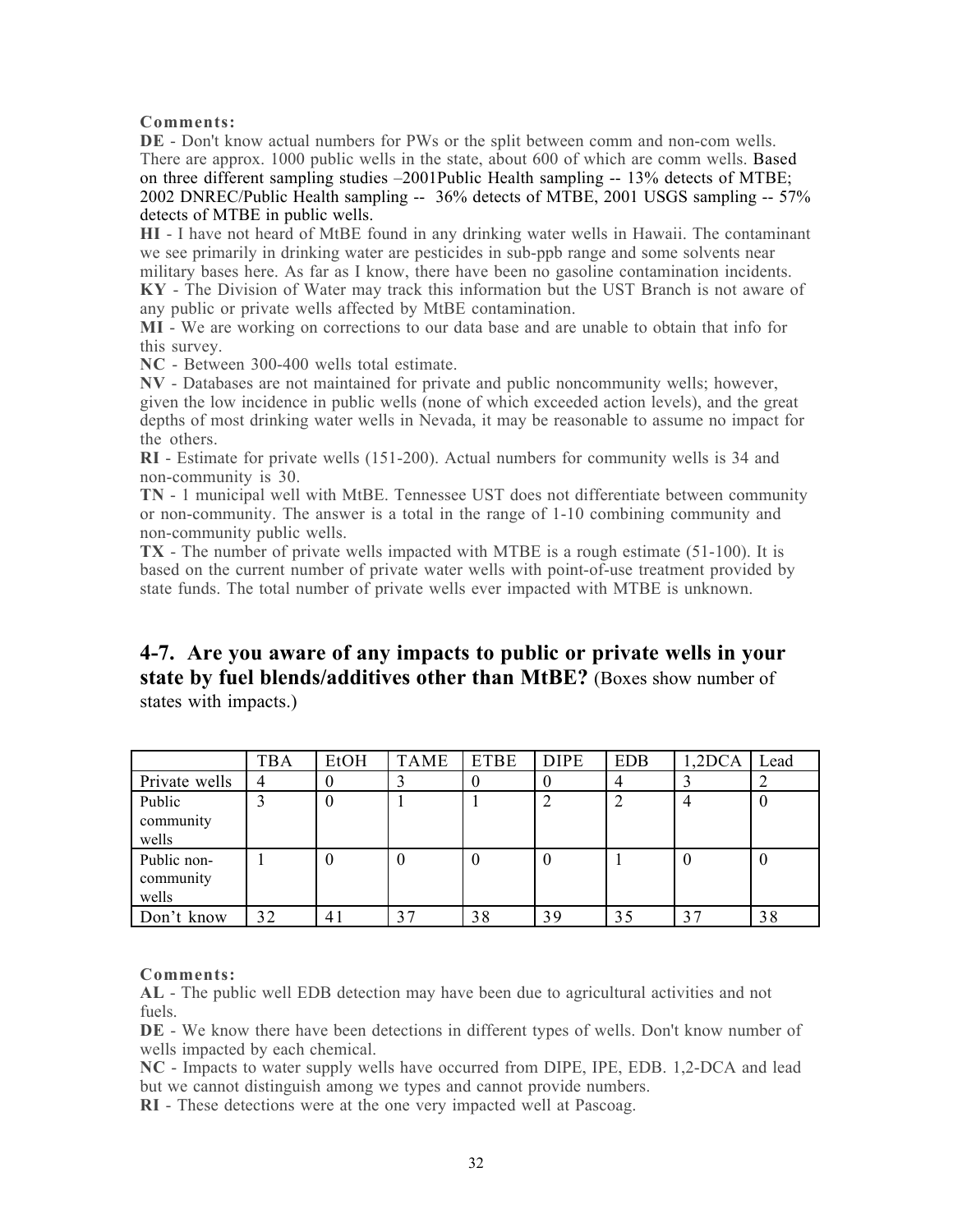**Comments:**

**DE** - Don't know actual numbers for PWs or the split between comm and non-com wells. There are approx. 1000 public wells in the state, about 600 of which are comm wells. Based on three different sampling studies –2001Public Health sampling -- 13% detects of MTBE; 2002 DNREC/Public Health sampling -- 36% detects of MTBE, 2001 USGS sampling -- 57% detects of MTBE in public wells.

**HI** - I have not heard of MtBE found in any drinking water wells in Hawaii. The contaminant we see primarily in drinking water are pesticides in sub-ppb range and some solvents near military bases here. As far as I know, there have been no gasoline contamination incidents.

**KY** - The Division of Water may track this information but the UST Branch is not aware of any public or private wells affected by MtBE contamination.

**MI** - We are working on corrections to our data base and are unable to obtain that info for this survey.

**NC** - Between 300-400 wells total estimate.

**NV** - Databases are not maintained for private and public noncommunity wells; however, given the low incidence in public wells (none of which exceeded action levels), and the great depths of most drinking water wells in Nevada, it may be reasonable to assume no impact for the others.

**RI** - Estimate for private wells (151-200). Actual numbers for community wells is 34 and non-community is 30.

**TN** - 1 municipal well with MtBE. Tennessee UST does not differentiate between community or non-community. The answer is a total in the range of 1-10 combining community and non-community public wells.

**TX** - The number of private wells impacted with MTBE is a rough estimate (51-100). It is based on the current number of private water wells with point-of-use treatment provided by state funds. The total number of private wells ever impacted with MTBE is unknown.

## 4-7. Are you aware of any impacts to public or private wells in your state by fuel blends/additives other than MtBE? (Boxes show number of states with impacts.)

| | TBA | EtOH | TAME | ETBE | DIPE | EDB | 1,2DCA | Lead |
|---|---|---|---|---|---|---|---|---|
| Private wells | 4 | 0 | 3 | 0 | 0 | 4 | 3 | 2 |
| Public community wells | 3 | 0 | 1 | 1 | 2 | 2 | 4 | 0 |
| Public non-community wells | 1 | 0 | 0 | 0 | 0 | 1 | 0 | 0 |
| Don't know | 32 | 41 | 37 | 38 | 39 | 35 | 37 | 38 |

**Comments:**

**AL** - The public well EDB detection may have been due to agricultural activities and not fuels.

**DE** - We know there have been detections in different types of wells. Don't know number of wells impacted by each chemical.

**NC** - Impacts to water supply wells have occurred from DIPE, IPE, EDB. 1,2-DCA and lead but we cannot distinguish among we types and cannot provide numbers.

**RI** - These detections were at the one very impacted well at Pascoag.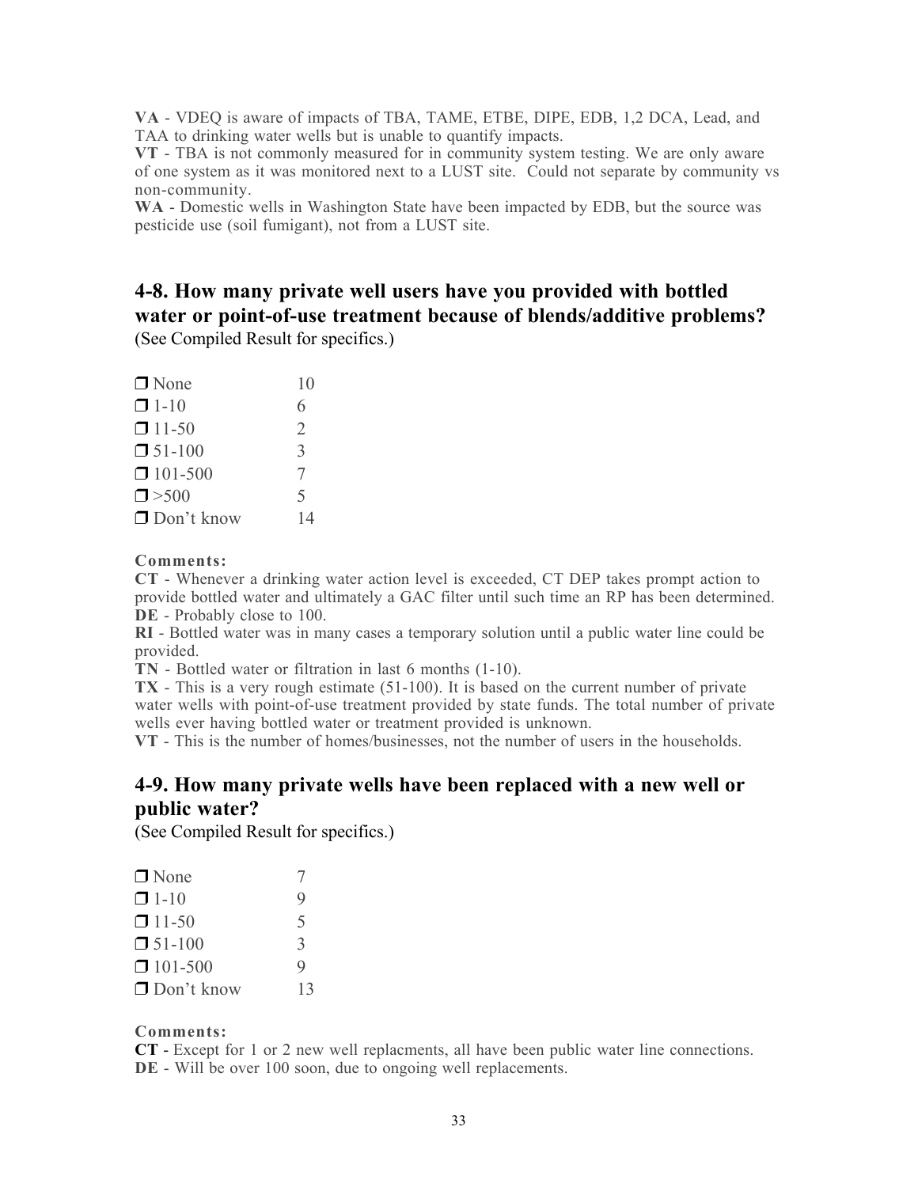**VA** - VDEQ is aware of impacts of TBA, TAME, ETBE, DIPE, EDB, 1,2 DCA, Lead, and TAA to drinking water wells but is unable to quantify impacts.
**VT** - TBA is not commonly measured for in community system testing. We are only aware of one system as it was monitored next to a LUST site. Could not separate by community vs non-community.
**WA** - Domestic wells in Washington State have been impacted by EDB, but the source was pesticide use (soil fumigant), not from a LUST site.

## 4-8. How many private well users have you provided with bottled water or point-of-use treatment because of blends/additive problems?

(See Compiled Result for specifics.)

| | |
|---|---|
| ❒ None | 10 |
| ❒ 1-10 | 6 |
| ❒ 11-50 | 2 |
| ❒ 51-100 | 3 |
| ❒ 101-500 | 7 |
| ❒ >500 | 5 |
| ❒ Don't know | 14 |

**Comments:**
**CT** - Whenever a drinking water action level is exceeded, CT DEP takes prompt action to provide bottled water and ultimately a GAC filter until such time an RP has been determined.
**DE** - Probably close to 100.
**RI** - Bottled water was in many cases a temporary solution until a public water line could be provided.
**TN** - Bottled water or filtration in last 6 months (1-10).
**TX** - This is a very rough estimate (51-100). It is based on the current number of private water wells with point-of-use treatment provided by state funds. The total number of private wells ever having bottled water or treatment provided is unknown.
**VT** - This is the number of homes/businesses, not the number of users in the households.

## 4-9. How many private wells have been replaced with a new well or public water?

(See Compiled Result for specifics.)

| | |
|---|---|
| ❒ None | 7 |
| ❒ 1-10 | 9 |
| ❒ 11-50 | 5 |
| ❒ 51-100 | 3 |
| ❒ 101-500 | 9 |
| ❒ Don't know | 13 |

**Comments:**
**CT -** Except for 1 or 2 new well replacments, all have been public water line connections.
**DE** - Will be over 100 soon, due to ongoing well replacements.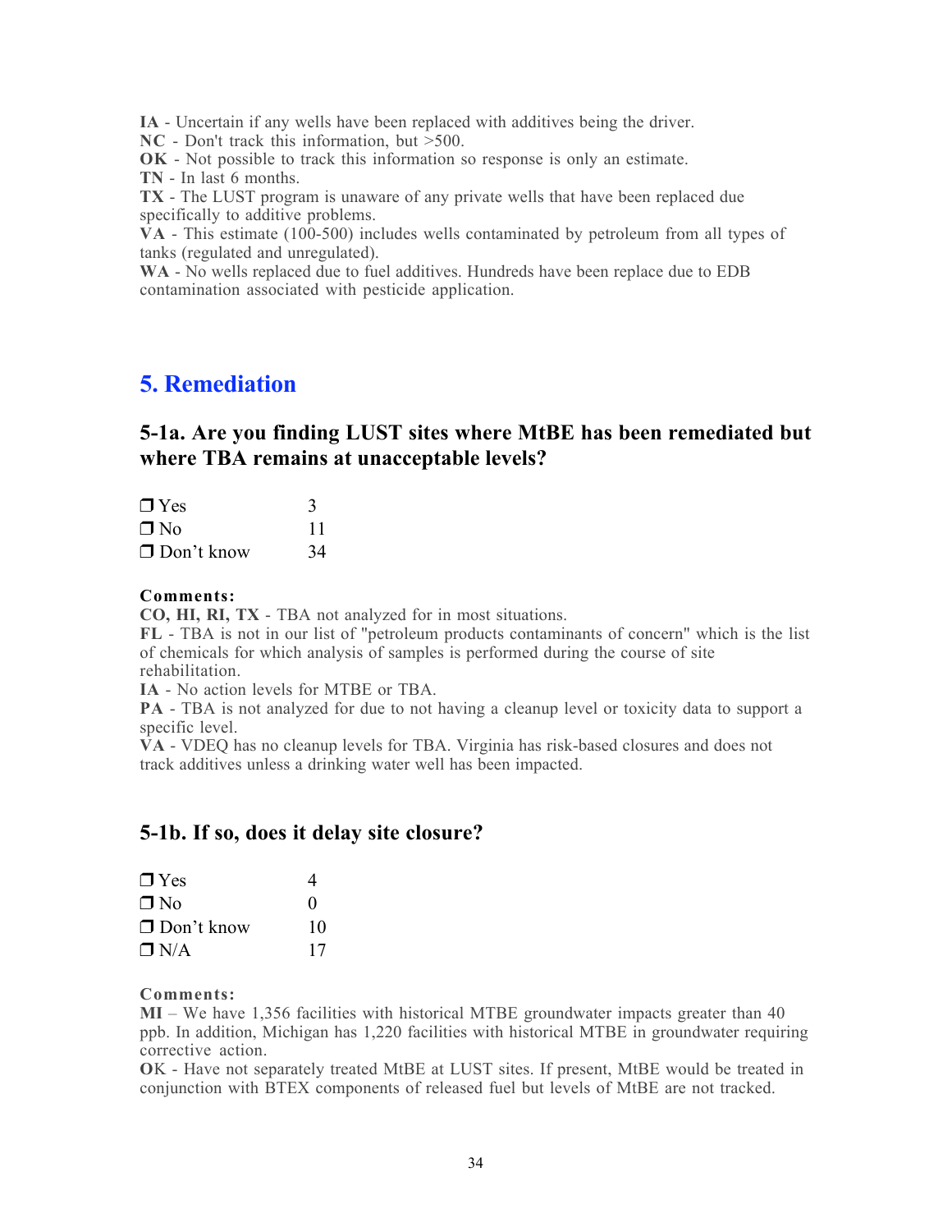**IA** - Uncertain if any wells have been replaced with additives being the driver.
**NC** - Don't track this information, but >500.
**OK** - Not possible to track this information so response is only an estimate.
**TN** - In last 6 months.
**TX** - The LUST program is unaware of any private wells that have been replaced due specifically to additive problems.
**VA** - This estimate (100-500) includes wells contaminated by petroleum from all types of tanks (regulated and unregulated).
**WA** - No wells replaced due to fuel additives. Hundreds have been replace due to EDB contamination associated with pesticide application.

# 5. Remediation

## 5-1a. Are you finding LUST sites where MtBE has been remediated but where TBA remains at unacceptable levels?

| | |
|---|---|
| ❒ Yes | 3 |
| ❒ No | 11 |
| ❒ Don't know | 34 |

**Comments:**
**CO, HI, RI, TX** - TBA not analyzed for in most situations.
**FL** - TBA is not in our list of "petroleum products contaminants of concern" which is the list of chemicals for which analysis of samples is performed during the course of site rehabilitation.
**IA** - No action levels for MTBE or TBA.
**PA** - TBA is not analyzed for due to not having a cleanup level or toxicity data to support a specific level.
**VA** - VDEQ has no cleanup levels for TBA. Virginia has risk-based closures and does not track additives unless a drinking water well has been impacted.

## 5-1b. If so, does it delay site closure?

| | |
|---|---|
| ❒ Yes | 4 |
| ❒ No | 0 |
| ❒ Don't know | 10 |
| ❒ N/A | 17 |

**Comments:**
**MI** – We have 1,356 facilities with historical MTBE groundwater impacts greater than 40 ppb. In addition, Michigan has 1,220 facilities with historical MTBE in groundwater requiring corrective action.
**OK** - Have not separately treated MtBE at LUST sites. If present, MtBE would be treated in conjunction with BTEX components of released fuel but levels of MtBE are not tracked.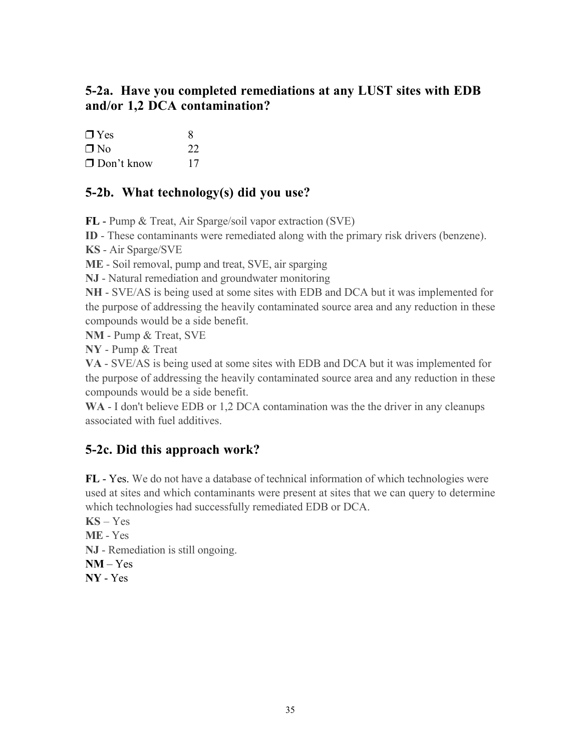## 5-2a. Have you completed remediations at any LUST sites with EDB and/or 1,2 DCA contamination?

❒ Yes 8
❒ No 22
❒ Don't know 17

## 5-2b. What technology(s) did you use?

**FL** - Pump & Treat, Air Sparge/soil vapor extraction (SVE)
**ID** - These contaminants were remediated along with the primary risk drivers (benzene).
**KS** - Air Sparge/SVE
**ME** - Soil removal, pump and treat, SVE, air sparging
**NJ** - Natural remediation and groundwater monitoring
**NH** - SVE/AS is being used at some sites with EDB and DCA but it was implemented for the purpose of addressing the heavily contaminated source area and any reduction in these compounds would be a side benefit.
**NM** - Pump & Treat, SVE
**NY** - Pump & Treat
**VA** - SVE/AS is being used at some sites with EDB and DCA but it was implemented for the purpose of addressing the heavily contaminated source area and any reduction in these compounds would be a side benefit.
**WA** - I don't believe EDB or 1,2 DCA contamination was the the driver in any cleanups associated with fuel additives.

## 5-2c. Did this approach work?

**FL** - Yes. We do not have a database of technical information of which technologies were used at sites and which contaminants were present at sites that we can query to determine which technologies had successfully remediated EDB or DCA.
**KS** – Yes
**ME** - Yes
**NJ** - Remediation is still ongoing.
**NM** – Yes
**NY** - Yes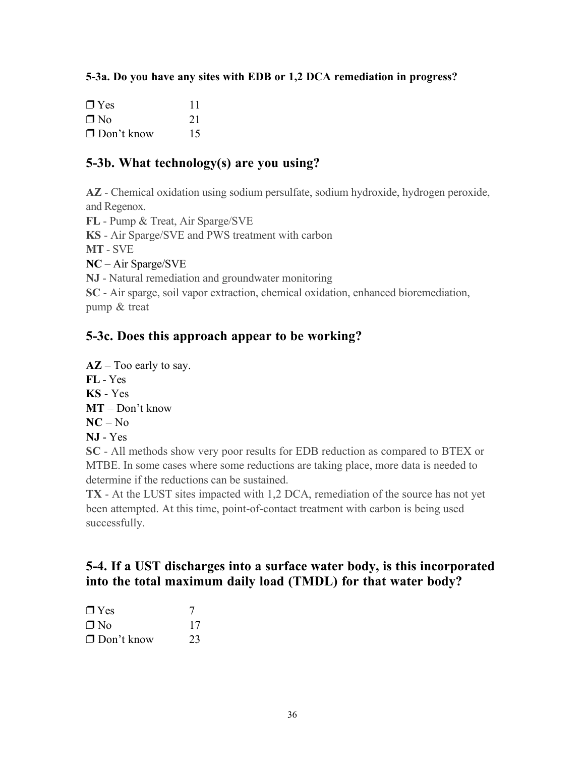**5-3a. Do you have any sites with EDB or 1,2 DCA remediation in progress?**

| | |
|---|---|
| ❐ Yes | 11 |
| ❐ No | 21 |
| ❐ Don't know | 15 |

## 5-3b. What technology(s) are you using?

**AZ** - Chemical oxidation using sodium persulfate, sodium hydroxide, hydrogen peroxide, and Regenox.
**FL** - Pump & Treat, Air Sparge/SVE
**KS** - Air Sparge/SVE and PWS treatment with carbon
**MT** - SVE
**NC** – Air Sparge/SVE
**NJ** - Natural remediation and groundwater monitoring
**SC** - Air sparge, soil vapor extraction, chemical oxidation, enhanced bioremediation, pump & treat

## 5-3c. Does this approach appear to be working?

**AZ** – Too early to say.
**FL** - Yes
**KS** - Yes
**MT** – Don't know
**NC** – No
**NJ** - Yes
**SC** - All methods show very poor results for EDB reduction as compared to BTEX or MTBE. In some cases where some reductions are taking place, more data is needed to determine if the reductions can be sustained.
**TX** - At the LUST sites impacted with 1,2 DCA, remediation of the source has not yet been attempted. At this time, point-of-contact treatment with carbon is being used successfully.

## 5-4. If a UST discharges into a surface water body, is this incorporated into the total maximum daily load (TMDL) for that water body?

| | |
|---|---|
| ❐ Yes | 7 |
| ❐ No | 17 |
| ❐ Don't know | 23 |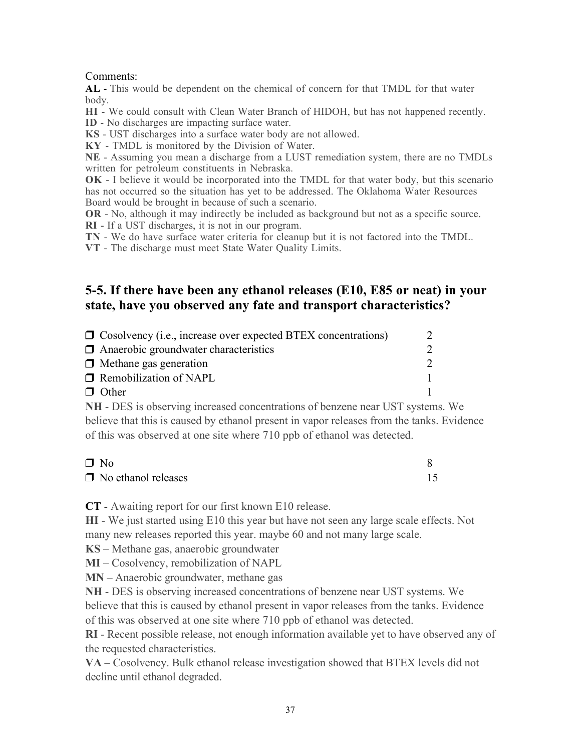Comments:

**AL** - This would be dependent on the chemical of concern for that TMDL for that water body.

**HI** - We could consult with Clean Water Branch of HIDOH, but has not happened recently.

**ID** - No discharges are impacting surface water.

**KS** - UST discharges into a surface water body are not allowed.

**KY** - TMDL is monitored by the Division of Water.

**NE** - Assuming you mean a discharge from a LUST remediation system, there are no TMDLs written for petroleum constituents in Nebraska.

**OK** - I believe it would be incorporated into the TMDL for that water body, but this scenario has not occurred so the situation has yet to be addressed. The Oklahoma Water Resources Board would be brought in because of such a scenario.

**OR** - No, although it may indirectly be included as background but not as a specific source.

**RI** - If a UST discharges, it is not in our program.

**TN** - We do have surface water criteria for cleanup but it is not factored into the TMDL.

**VT** - The discharge must meet State Water Quality Limits.

## 5-5. If there have been any ethanol releases (E10, E85 or neat) in your state, have you observed any fate and transport characteristics?

| | |
|---|---|
| ❒ Cosolvency (i.e., increase over expected BTEX concentrations) | 2 |
| ❒ Anaerobic groundwater characteristics | 2 |
| ❒ Methane gas generation | 2 |
| ❒ Remobilization of NAPL | 1 |
| ❒ Other | 1 |

**NH** - DES is observing increased concentrations of benzene near UST systems. We believe that this is caused by ethanol present in vapor releases from the tanks. Evidence of this was observed at one site where 710 ppb of ethanol was detected.

| | |
|---|---|
| ❒ No | 8 |
| ❒ No ethanol releases | 15 |

**CT** - Awaiting report for our first known E10 release.

**HI** - We just started using E10 this year but have not seen any large scale effects. Not many new releases reported this year. maybe 60 and not many large scale.

**KS** – Methane gas, anaerobic groundwater

**MI** – Cosolvency, remobilization of NAPL

**MN** – Anaerobic groundwater, methane gas

**NH** - DES is observing increased concentrations of benzene near UST systems. We believe that this is caused by ethanol present in vapor releases from the tanks. Evidence of this was observed at one site where 710 ppb of ethanol was detected.

**RI** - Recent possible release, not enough information available yet to have observed any of the requested characteristics.

**VA** – Cosolvency. Bulk ethanol release investigation showed that BTEX levels did not decline until ethanol degraded.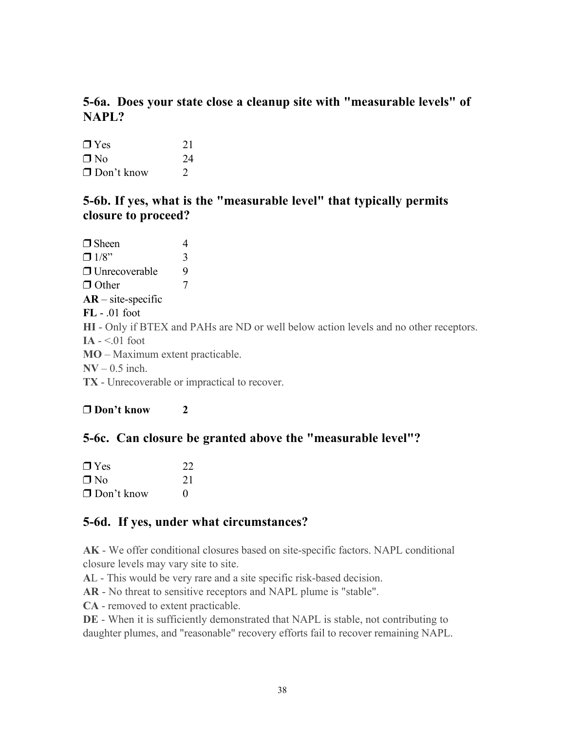## 5-6a. Does your state close a cleanup site with "measurable levels" of NAPL?

❒ Yes 21
❒ No 24
❒ Don't know 2

## 5-6b. If yes, what is the "measurable level" that typically permits closure to proceed?

❒ Sheen 4
❒ 1/8" 3
❒ Unrecoverable 9
❒ Other 7

**AR** – site-specific
**FL** - .01 foot
**HI** - Only if BTEX and PAHs are ND or well below action levels and no other receptors.
**IA** - <.01 foot
**MO** – Maximum extent practicable.
**NV** – 0.5 inch.
**TX** - Unrecoverable or impractical to recover.

**❒ Don't know 2**

## 5-6c. Can closure be granted above the "measurable level"?

❒ Yes 22
❒ No 21
❒ Don't know 0

## 5-6d. If yes, under what circumstances?

**AK** - We offer conditional closures based on site-specific factors. NAPL conditional closure levels may vary site to site.
**A**L - This would be very rare and a site specific risk-based decision.
**AR** - No threat to sensitive receptors and NAPL plume is "stable".
**CA** - removed to extent practicable.
**DE** - When it is sufficiently demonstrated that NAPL is stable, not contributing to daughter plumes, and "reasonable" recovery efforts fail to recover remaining NAPL.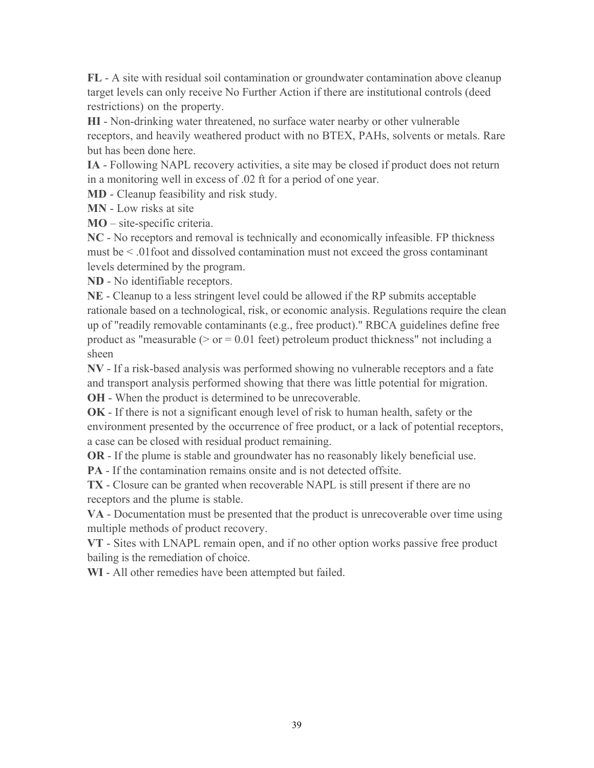**FL** - A site with residual soil contamination or groundwater contamination above cleanup target levels can only receive No Further Action if there are institutional controls (deed restrictions) on the property.

**HI** - Non-drinking water threatened, no surface water nearby or other vulnerable receptors, and heavily weathered product with no BTEX, PAHs, solvents or metals. Rare but has been done here.

**IA** - Following NAPL recovery activities, a site may be closed if product does not return in a monitoring well in excess of .02 ft for a period of one year.

**MD** - Cleanup feasibility and risk study.

**MN** - Low risks at site

**MO** – site-specific criteria.

**NC** - No receptors and removal is technically and economically infeasible. FP thickness must be < .01foot and dissolved contamination must not exceed the gross contaminant levels determined by the program.

**ND** - No identifiable receptors.

**NE** - Cleanup to a less stringent level could be allowed if the RP submits acceptable rationale based on a technological, risk, or economic analysis. Regulations require the clean up of "readily removable contaminants (e.g., free product)." RBCA guidelines define free product as "measurable (> or = 0.01 feet) petroleum product thickness" not including a sheen

**NV** - If a risk-based analysis was performed showing no vulnerable receptors and a fate and transport analysis performed showing that there was little potential for migration.

**OH** - When the product is determined to be unrecoverable.

**OK** - If there is not a significant enough level of risk to human health, safety or the environment presented by the occurrence of free product, or a lack of potential receptors, a case can be closed with residual product remaining.

**OR** - If the plume is stable and groundwater has no reasonably likely beneficial use.

**PA** - If the contamination remains onsite and is not detected offsite.

**TX** - Closure can be granted when recoverable NAPL is still present if there are no receptors and the plume is stable.

**VA** - Documentation must be presented that the product is unrecoverable over time using multiple methods of product recovery.

**VT** - Sites with LNAPL remain open, and if no other option works passive free product bailing is the remediation of choice.

**WI** - All other remedies have been attempted but failed.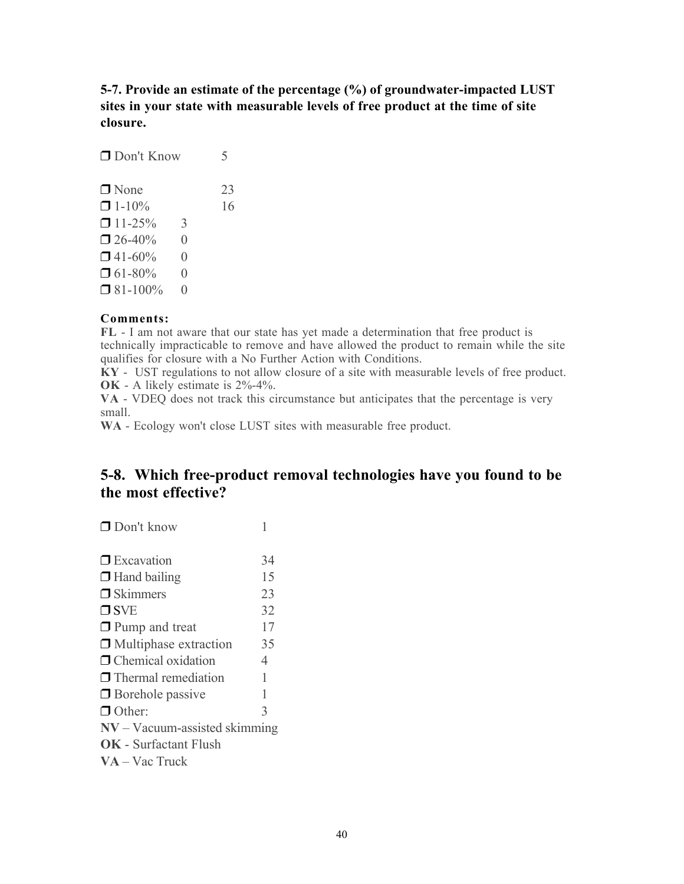**5-7. Provide an estimate of the percentage (%) of groundwater-impacted LUST sites in your state with measurable levels of free product at the time of site closure.**

❒ Don't Know 5

❒ None 23
❒ 1-10% 16
❒ 11-25% 3
❒ 26-40% 0
❒ 41-60% 0
❒ 61-80% 0
❒ 81-100% 0

**Comments:**

**FL** - I am not aware that our state has yet made a determination that free product is technically impracticable to remove and have allowed the product to remain while the site qualifies for closure with a No Further Action with Conditions.
**KY** - UST regulations to not allow closure of a site with measurable levels of free product.
**OK** - A likely estimate is 2%-4%.
**VA** - VDEQ does not track this circumstance but anticipates that the percentage is very small.
**WA** - Ecology won't close LUST sites with measurable free product.

## 5-8. Which free-product removal technologies have you found to be the most effective?

❒ Don't know 1

❒ Excavation 34
❒ Hand bailing 15
❒ Skimmers 23
❒ SVE 32
❒ Pump and treat 17
❒ Multiphase extraction 35
❒ Chemical oxidation 4
❒ Thermal remediation 1
❒ Borehole passive 1
❒ Other: 3
**NV** – Vacuum-assisted skimming
**OK** - Surfactant Flush
**VA** – Vac Truck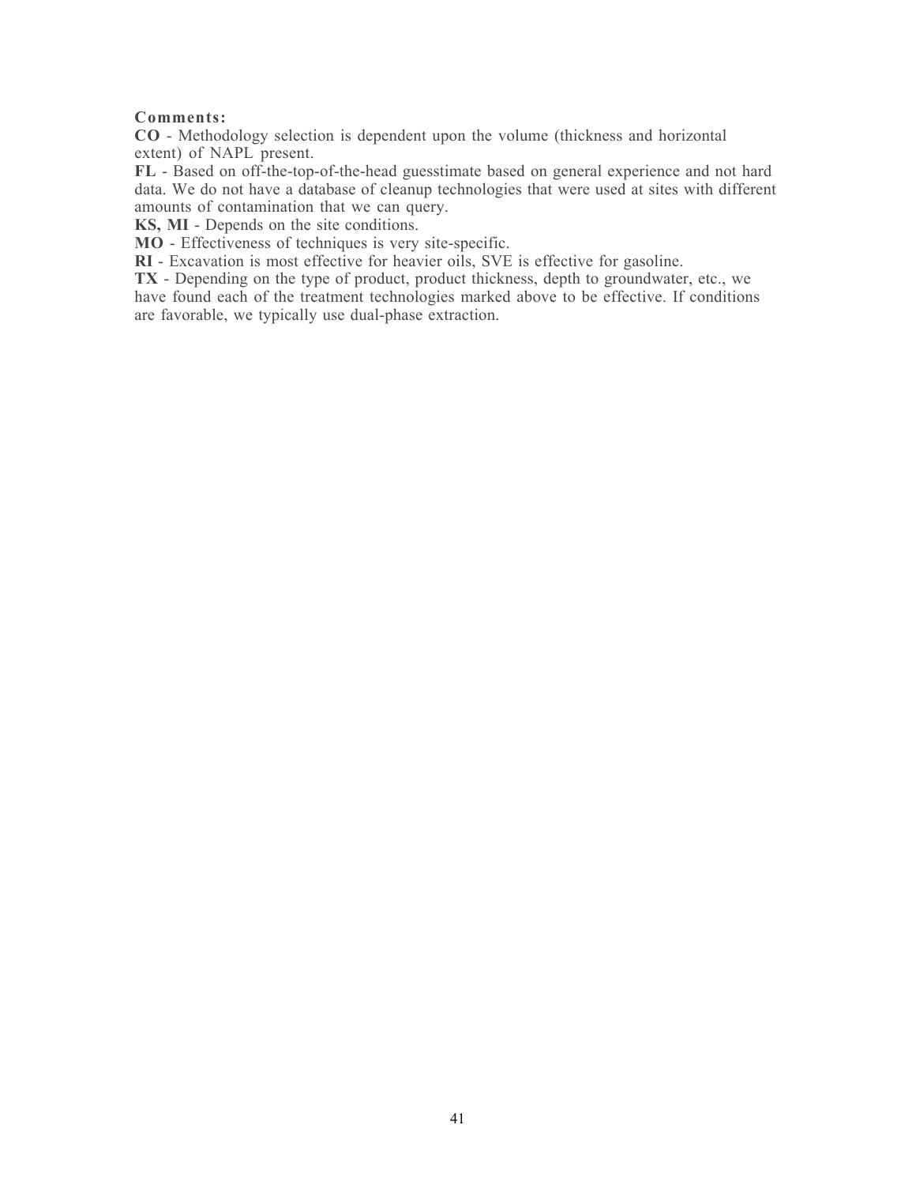**Comments:**

**CO** - Methodology selection is dependent upon the volume (thickness and horizontal extent) of NAPL present.

**FL** - Based on off-the-top-of-the-head guesstimate based on general experience and not hard data. We do not have a database of cleanup technologies that were used at sites with different amounts of contamination that we can query.

**KS, MI** - Depends on the site conditions.

**MO** - Effectiveness of techniques is very site-specific.

**RI** - Excavation is most effective for heavier oils, SVE is effective for gasoline.

**TX** - Depending on the type of product, product thickness, depth to groundwater, etc., we have found each of the treatment technologies marked above to be effective. If conditions are favorable, we typically use dual-phase extraction.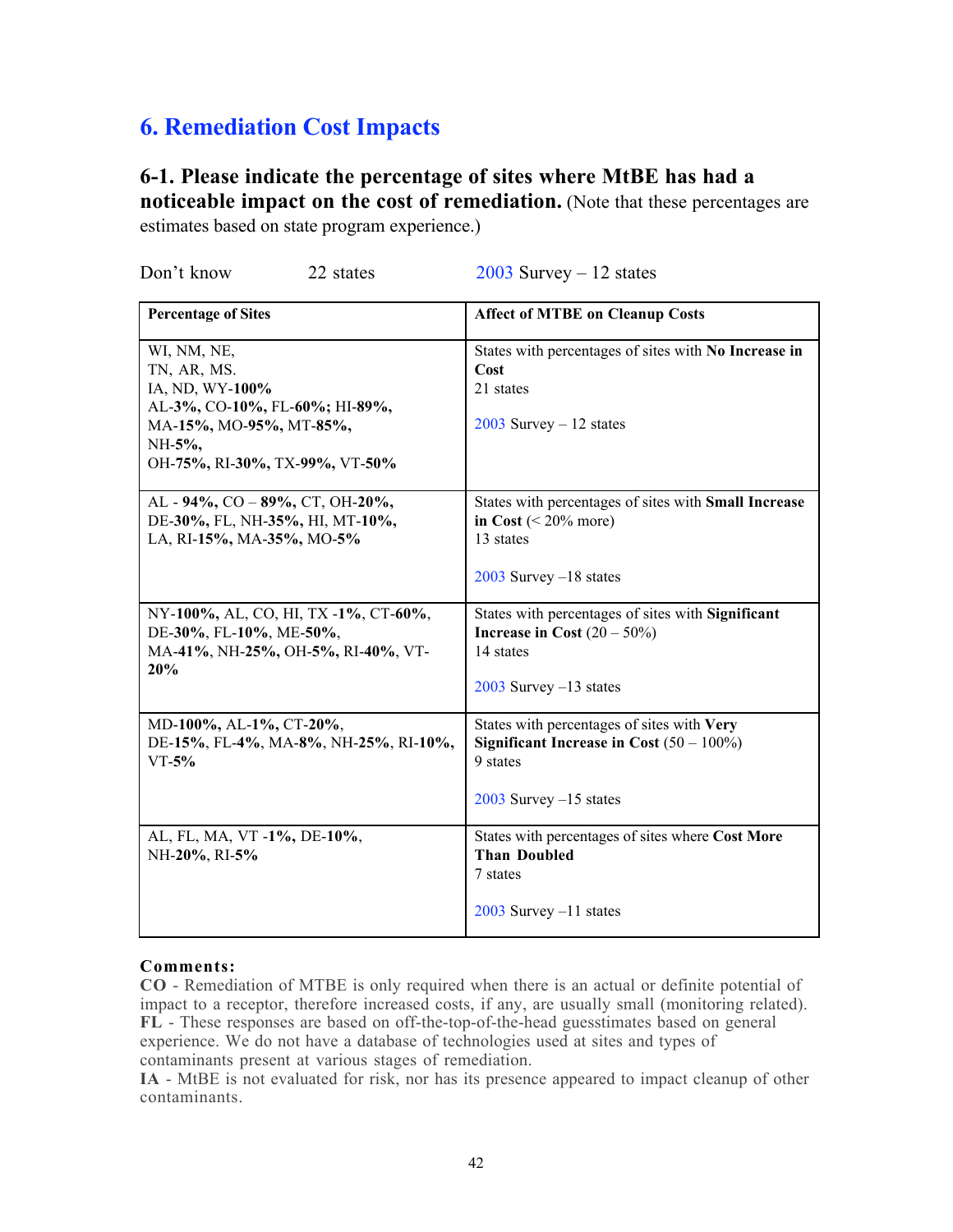# 6. Remediation Cost Impacts

## 6-1. Please indicate the percentage of sites where MtBE has had a noticeable impact on the cost of remediation. 

(Note that these percentages are estimates based on state program experience.)

Don't know 22 states 2003 Survey – 12 states

| Percentage of Sites | Affect of MTBE on Cleanup Costs |
|---|---|
| WI, NM, NE, TN, AR, MS. IA, ND, WY-**100%** AL-**3%,** CO-**10%,** FL-**60%;** HI-**89%,** MA-**15%,** MO-**95%,** MT-**85%,** NH-**5%,** OH-**75%,** RI-**30%,** TX-**99%,** VT-**50%** | States with percentages of sites with **No Increase in Cost** 21 states<br><br>2003 Survey – 12 states |
| AL - **94%,** CO – **89%,** CT, OH-**20%,** DE-**30%,** FL, NH-**35%,** HI, MT-**10%,** LA, RI-**15%,** MA-**35%,** MO-**5%** | States with percentages of sites with **Small Increase in Cost** (< 20% more) 13 states<br><br>2003 Survey –18 states |
| NY-**100%,** AL, CO, HI, TX **-1%**, CT-**60%**, DE-**30%**, FL-**10%**, ME-**50%**, MA-**41%**, NH-**25%**, OH-**5%**, RI-**40%**, VT-**20%** | States with percentages of sites with **Significant Increase in Cost** (20 – 50%) 14 states<br><br>2003 Survey –13 states |
| MD-**100%,** AL-**1%,** CT-**20%**, DE-**15%**, FL-**4%**, MA-**8%**, NH-**25%**, RI-**10%**, VT-**5%** | States with percentages of sites with **Very Significant Increase in Cost** (50 – 100%) 9 states<br><br>2003 Survey –15 states |
| AL, FL, MA, VT **-1%,** DE-**10%,** NH-**20%**, RI-**5%** | States with percentages of sites where **Cost More Than Doubled** 7 states<br><br>2003 Survey –11 states |

**Comments:**

**CO** - Remediation of MTBE is only required when there is an actual or definite potential of impact to a receptor, therefore increased costs, if any, are usually small (monitoring related).
**FL** - These responses are based on off-the-top-of-the-head guesstimates based on general experience. We do not have a database of technologies used at sites and types of contaminants present at various stages of remediation.
**IA** - MtBE is not evaluated for risk, nor has its presence appeared to impact cleanup of other contaminants.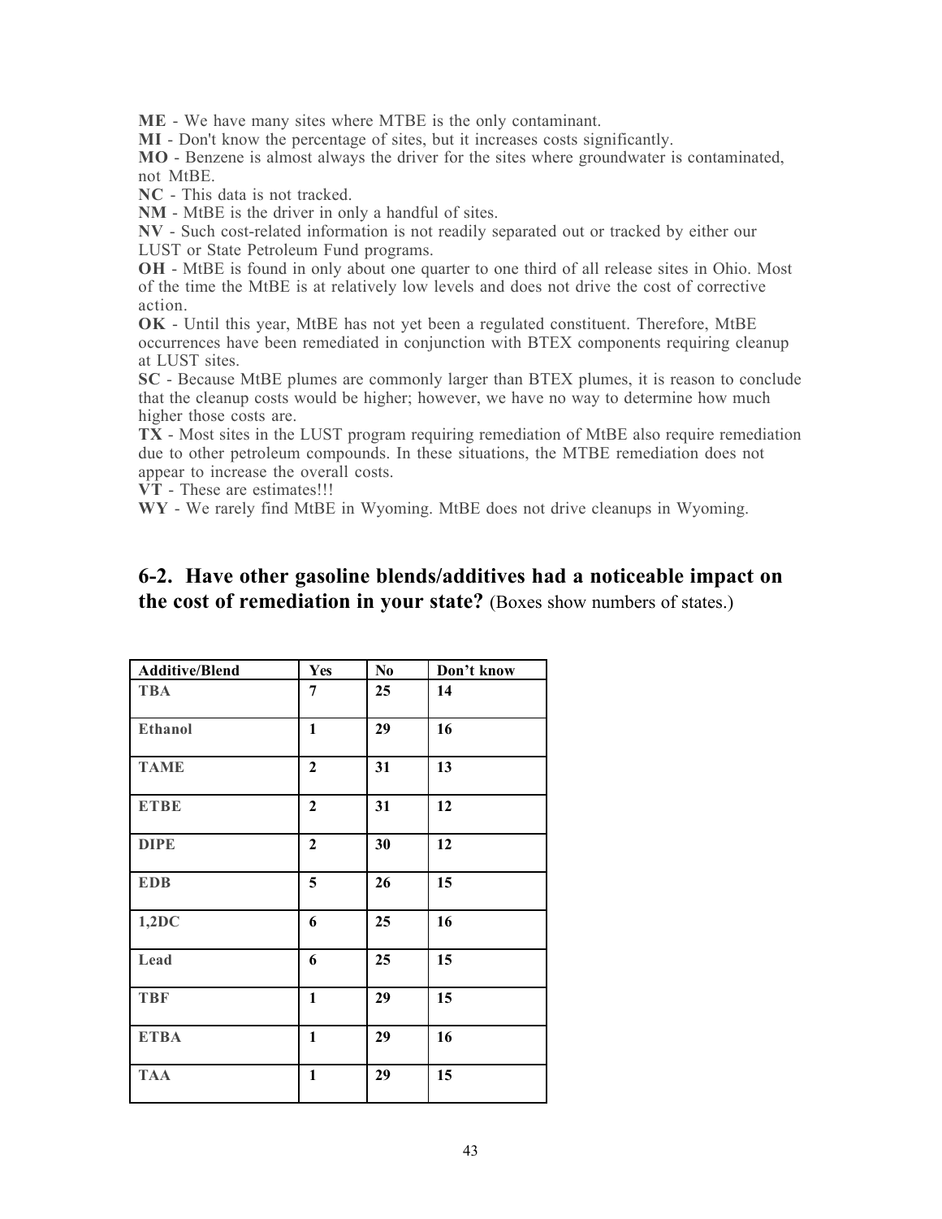**ME** - We have many sites where MTBE is the only contaminant.
**MI** - Don't know the percentage of sites, but it increases costs significantly.
**MO** - Benzene is almost always the driver for the sites where groundwater is contaminated, not MtBE.
**NC** - This data is not tracked.
**NM** - MtBE is the driver in only a handful of sites.
**NV** - Such cost-related information is not readily separated out or tracked by either our LUST or State Petroleum Fund programs.
**OH** - MtBE is found in only about one quarter to one third of all release sites in Ohio. Most of the time the MtBE is at relatively low levels and does not drive the cost of corrective action.
**OK** - Until this year, MtBE has not yet been a regulated constituent. Therefore, MtBE occurrences have been remediated in conjunction with BTEX components requiring cleanup at LUST sites.
**SC** - Because MtBE plumes are commonly larger than BTEX plumes, it is reason to conclude that the cleanup costs would be higher; however, we have no way to determine how much higher those costs are.
**TX** - Most sites in the LUST program requiring remediation of MtBE also require remediation due to other petroleum compounds. In these situations, the MTBE remediation does not appear to increase the overall costs.
**VT** - These are estimates!!!
**WY** - We rarely find MtBE in Wyoming. MtBE does not drive cleanups in Wyoming.

## 6-2. Have other gasoline blends/additives had a noticeable impact on the cost of remediation in your state? (Boxes show numbers of states.)

| Additive/Blend | Yes | No | Don't know |
|---|---|---|---|
| TBA | 7 | 25 | 14 |
| Ethanol | 1 | 29 | 16 |
| TAME | 2 | 31 | 13 |
| ETBE | 2 | 31 | 12 |
| DIPE | 2 | 30 | 12 |
| EDB | 5 | 26 | 15 |
| 1,2DC | 6 | 25 | 16 |
| Lead | 6 | 25 | 15 |
| TBF | 1 | 29 | 15 |
| ETBA | 1 | 29 | 16 |
| TAA | 1 | 29 | 15 |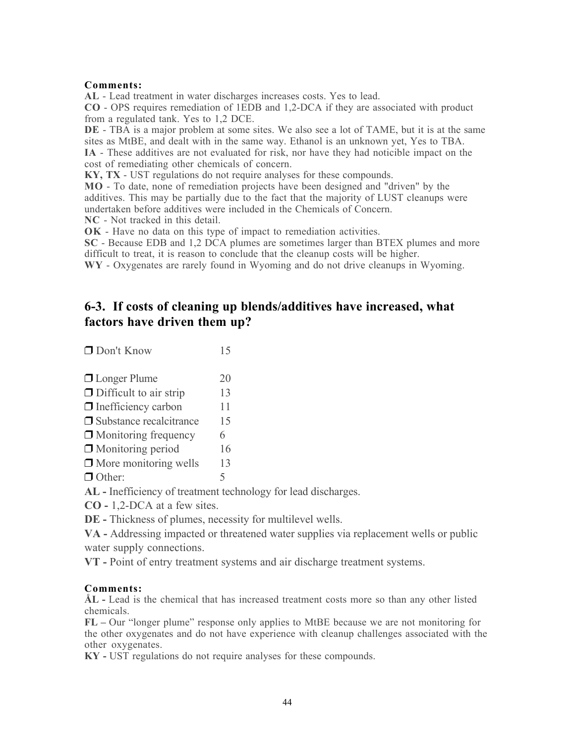**Comments:**

**AL** - Lead treatment in water discharges increases costs. Yes to lead.

**CO** - OPS requires remediation of 1EDB and 1,2-DCA if they are associated with product from a regulated tank. Yes to 1,2 DCE.

**DE** - TBA is a major problem at some sites. We also see a lot of TAME, but it is at the same sites as MtBE, and dealt with in the same way. Ethanol is an unknown yet, Yes to TBA.

**IA** - These additives are not evaluated for risk, nor have they had noticible impact on the cost of remediating other chemicals of concern.

**KY, TX** - UST regulations do not require analyses for these compounds.

**MO** - To date, none of remediation projects have been designed and "driven" by the additives. This may be partially due to the fact that the majority of LUST cleanups were undertaken before additives were included in the Chemicals of Concern.

**NC** - Not tracked in this detail.

**OK** - Have no data on this type of impact to remediation activities.

**SC** - Because EDB and 1,2 DCA plumes are sometimes larger than BTEX plumes and more difficult to treat, it is reason to conclude that the cleanup costs will be higher.

**WY** - Oxygenates are rarely found in Wyoming and do not drive cleanups in Wyoming.

## 6-3. If costs of cleaning up blends/additives have increased, what factors have driven them up?

| | |
|---|---|
| ❒ Don't Know | 15 |
| ❒ Longer Plume | 20 |
| ❒ Difficult to air strip | 13 |
| ❒ Inefficiency carbon | 11 |
| ❒ Substance recalcitrance | 15 |
| ❒ Monitoring frequency | 6 |
| ❒ Monitoring period | 16 |
| ❒ More monitoring wells | 13 |
| ❒ Other: | 5 |

**AL -** Inefficiency of treatment technology for lead discharges.

**CO -** 1,2-DCA at a few sites.

**DE -** Thickness of plumes, necessity for multilevel wells.

**VA -** Addressing impacted or threatened water supplies via replacement wells or public water supply connections.

**VT -** Point of entry treatment systems and air discharge treatment systems.

**Comments:**

**ÅL -** Lead is the chemical that has increased treatment costs more so than any other listed chemicals.

**FL –** Our "longer plume" response only applies to MtBE because we are not monitoring for the other oxygenates and do not have experience with cleanup challenges associated with the other oxygenates.

**KY -** UST regulations do not require analyses for these compounds.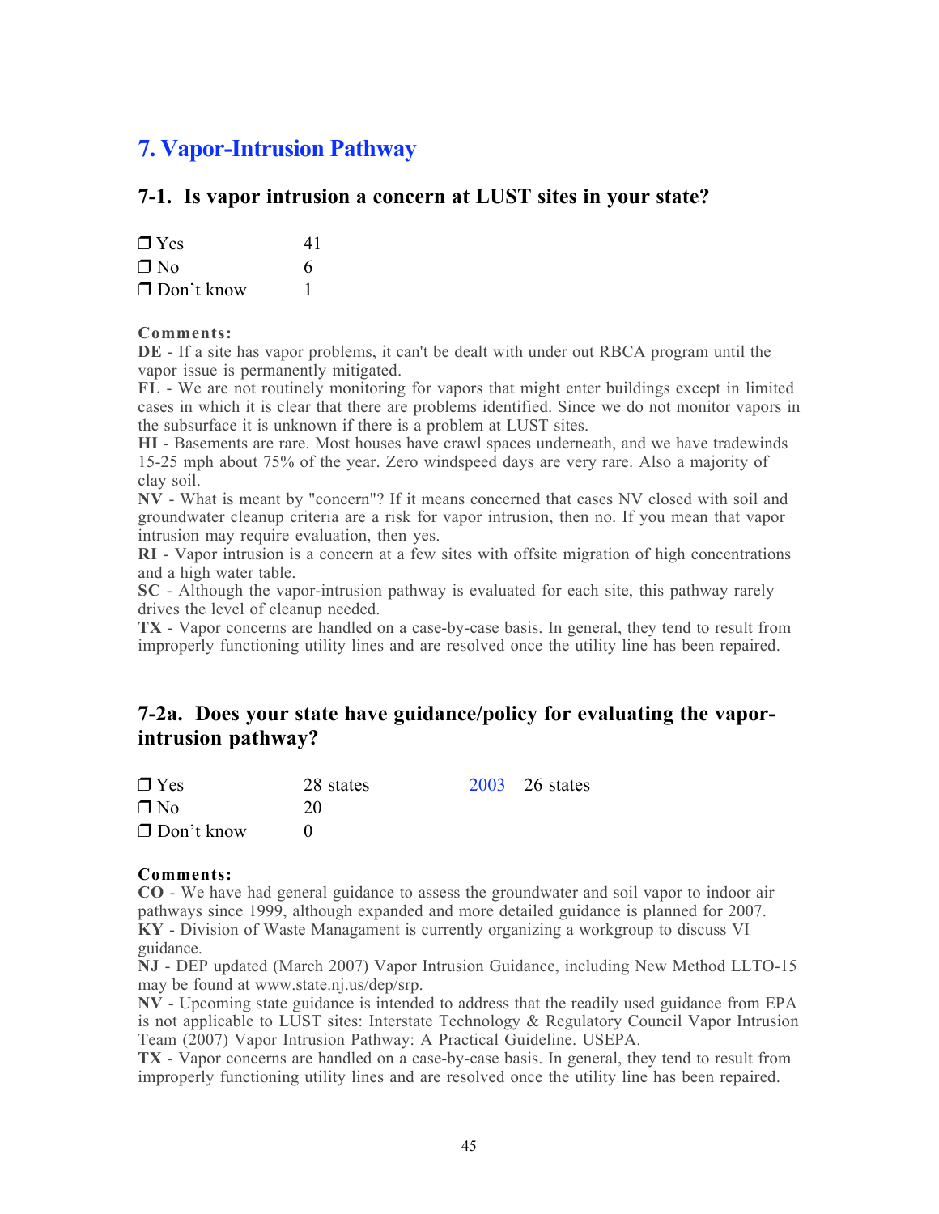## 7. Vapor-Intrusion Pathway

### 7-1. Is vapor intrusion a concern at LUST sites in your state?

| | |
|---|---|
| ❒ Yes | 41 |
| ❒ No | 6 |
| ❒ Don't know | 1 |

**Comments:**

**DE** - If a site has vapor problems, it can't be dealt with under out RBCA program until the vapor issue is permanently mitigated.

**FL** - We are not routinely monitoring for vapors that might enter buildings except in limited cases in which it is clear that there are problems identified. Since we do not monitor vapors in the subsurface it is unknown if there is a problem at LUST sites.

**HI** - Basements are rare. Most houses have crawl spaces underneath, and we have tradewinds 15-25 mph about 75% of the year. Zero windspeed days are very rare. Also a majority of clay soil.

**NV** - What is meant by "concern"? If it means concerned that cases NV closed with soil and groundwater cleanup criteria are a risk for vapor intrusion, then no. If you mean that vapor intrusion may require evaluation, then yes.

**RI** - Vapor intrusion is a concern at a few sites with offsite migration of high concentrations and a high water table.

**SC** - Although the vapor-intrusion pathway is evaluated for each site, this pathway rarely drives the level of cleanup needed.

**TX** - Vapor concerns are handled on a case-by-case basis. In general, they tend to result from improperly functioning utility lines and are resolved once the utility line has been repaired.

### 7-2a. Does your state have guidance/policy for evaluating the vapor-intrusion pathway?

| | | | |
|---|---|---|---|
| ❒ Yes | 28 states | 2003 | 26 states |
| ❒ No | 20 | | |
| ❒ Don't know | 0 | | |

**Comments:**

**CO** - We have had general guidance to assess the groundwater and soil vapor to indoor air pathways since 1999, although expanded and more detailed guidance is planned for 2007.

**KY** - Division of Waste Managament is currently organizing a workgroup to discuss VI guidance.

**NJ** - DEP updated (March 2007) Vapor Intrusion Guidance, including New Method LLTO-15 may be found at www.state.nj.us/dep/srp.

**NV** - Upcoming state guidance is intended to address that the readily used guidance from EPA is not applicable to LUST sites: Interstate Technology & Regulatory Council Vapor Intrusion Team (2007) Vapor Intrusion Pathway: A Practical Guideline. USEPA.

**TX** - Vapor concerns are handled on a case-by-case basis. In general, they tend to result from improperly functioning utility lines and are resolved once the utility line has been repaired.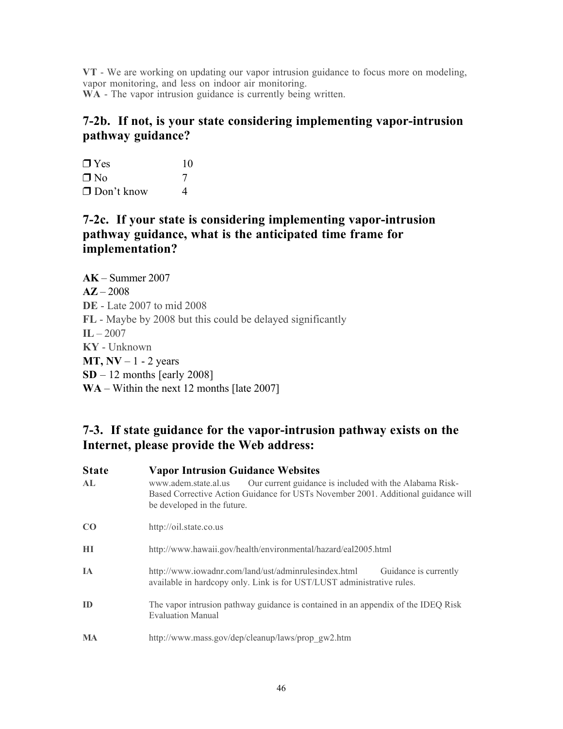**VT** - We are working on updating our vapor intrusion guidance to focus more on modeling, vapor monitoring, and less on indoor air monitoring.
**WA** - The vapor intrusion guidance is currently being written.

## 7-2b. If not, is your state considering implementing vapor-intrusion pathway guidance?

| | |
|---|---|
| ❒ Yes | 10 |
| ❒ No | 7 |
| ❒ Don't know | 4 |

## 7-2c. If your state is considering implementing vapor-intrusion pathway guidance, what is the anticipated time frame for implementation?

**AK** – Summer 2007
**AZ** – 2008
**DE** - Late 2007 to mid 2008
**FL** - Maybe by 2008 but this could be delayed significantly
**IL** – 2007
**KY** - Unknown
**MT, NV** – 1 - 2 years
**SD** – 12 months [early 2008]
**WA** – Within the next 12 months [late 2007]

## 7-3. If state guidance for the vapor-intrusion pathway exists on the Internet, please provide the Web address:

| State | Vapor Intrusion Guidance Websites |
|---|---|
| **AL** | www.adem.state.al.us Our current guidance is included with the Alabama Risk-Based Corrective Action Guidance for USTs November 2001. Additional guidance will be developed in the future. |
| **CO** | http://oil.state.co.us |
| **HI** | http://www.hawaii.gov/health/environmental/hazard/eal2005.html |
| **IA** | http://www.iowadnr.com/land/ust/adminrulesindex.html Guidance is currently available in hardcopy only. Link is for UST/LUST administrative rules. |
| **ID** | The vapor intrusion pathway guidance is contained in an appendix of the IDEQ Risk Evaluation Manual |
| **MA** | http://www.mass.gov/dep/cleanup/laws/prop_gw2.htm |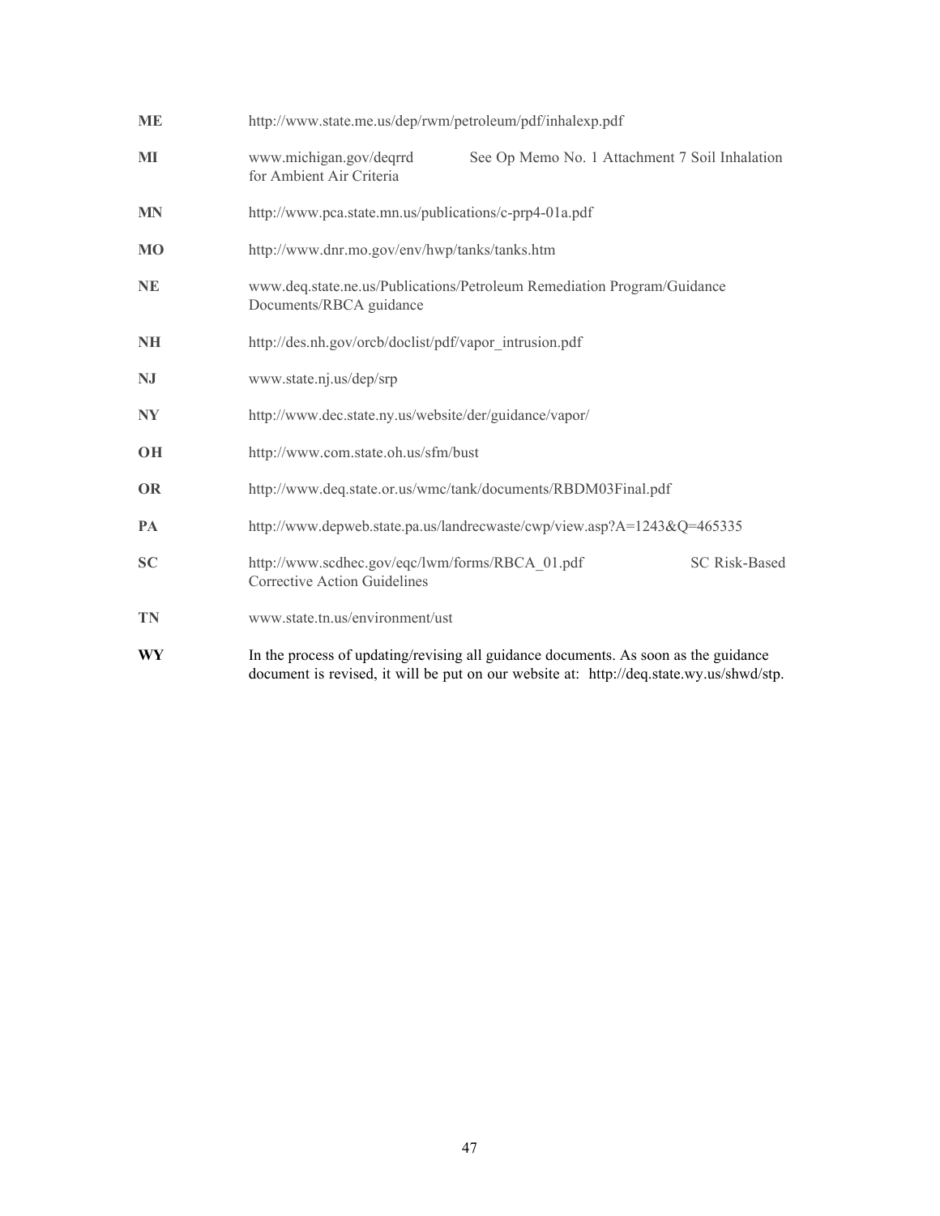| | |
|---|---|
| **ME** | http://www.state.me.us/dep/rwm/petroleum/pdf/inhalexp.pdf |
| **MI** | www.michigan.gov/deqrrd See Op Memo No. 1 Attachment 7 Soil Inhalation for Ambient Air Criteria |
| **MN** | http://www.pca.state.mn.us/publications/c-prp4-01a.pdf |
| **MO** | http://www.dnr.mo.gov/env/hwp/tanks/tanks.htm |
| **NE** | www.deq.state.ne.us/Publications/Petroleum Remediation Program/Guidance Documents/RBCA guidance |
| **NH** | http://des.nh.gov/orcb/doclist/pdf/vapor_intrusion.pdf |
| **NJ** | www.state.nj.us/dep/srp |
| **NY** | http://www.dec.state.ny.us/website/der/guidance/vapor/ |
| **OH** | http://www.com.state.oh.us/sfm/bust |
| **OR** | http://www.deq.state.or.us/wmc/tank/documents/RBDM03Final.pdf |
| **PA** | http://www.depweb.state.pa.us/landrecwaste/cwp/view.asp?A=1243&Q=465335 |
| **SC** | http://www.scdhec.gov/eqc/lwm/forms/RBCA_01.pdf SC Risk-Based Corrective Action Guidelines |
| **TN** | www.state.tn.us/environment/ust |
| **WY** | In the process of updating/revising all guidance documents. As soon as the guidance document is revised, it will be put on our website at: http://deq.state.wy.us/shwd/stp. |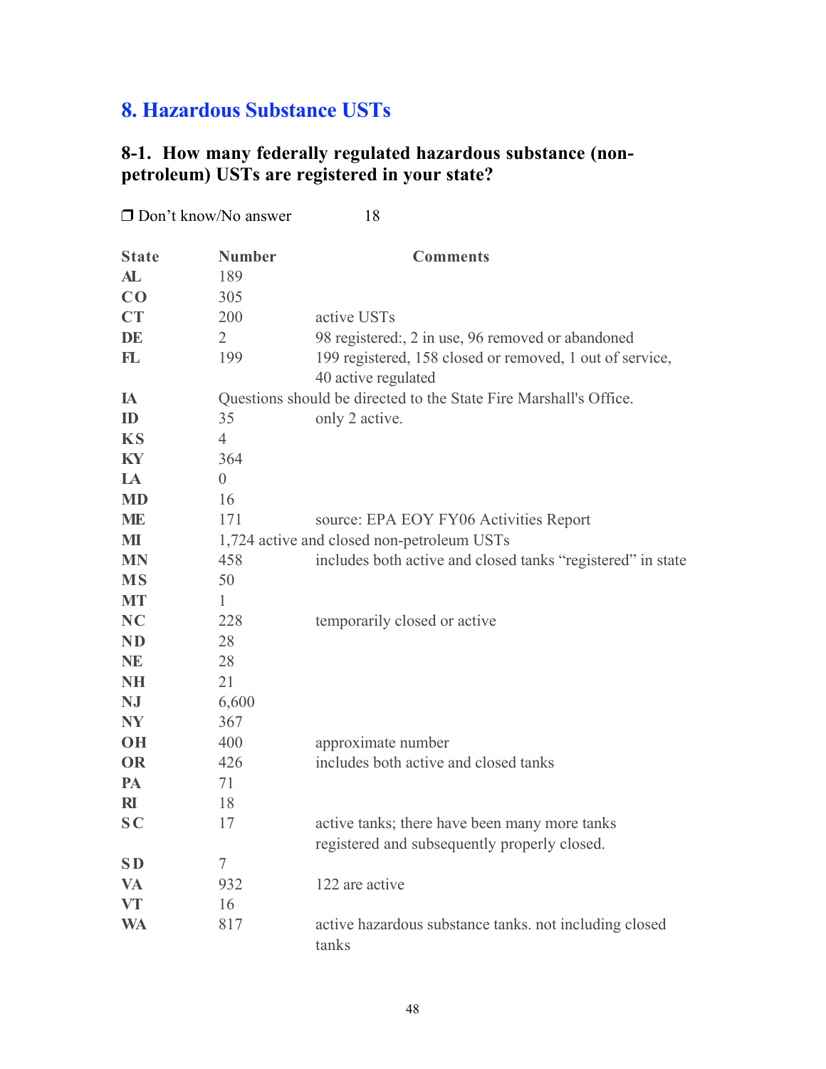## 8. Hazardous Substance USTs

### 8-1. How many federally regulated hazardous substance (non-petroleum) USTs are registered in your state?

❒ Don't know/No answer 18

| State | Number | Comments |
|---|---|---|
| AL | 189 | |
| CO | 305 | |
| CT | 200 | active USTs |
| DE | 2 | 98 registered:, 2 in use, 96 removed or abandoned |
| FL | 199 | 199 registered, 158 closed or removed, 1 out of service, 40 active regulated |
| IA | Questions should be directed to the State Fire Marshall's Office. | |
| ID | 35 | only 2 active. |
| KS | 4 | |
| KY | 364 | |
| LA | 0 | |
| MD | 16 | |
| ME | 171 | source: EPA EOY FY06 Activities Report |
| MI | 1,724 active and closed non-petroleum USTs | |
| MN | 458 | includes both active and closed tanks "registered" in state |
| MS | 50 | |
| MT | 1 | |
| NC | 228 | temporarily closed or active |
| ND | 28 | |
| NE | 28 | |
| NH | 21 | |
| NJ | 6,600 | |
| NY | 367 | |
| OH | 400 | approximate number |
| OR | 426 | includes both active and closed tanks |
| PA | 71 | |
| RI | 18 | |
| SC | 17 | active tanks; there have been many more tanks registered and subsequently properly closed. |
| SD | 7 | |
| VA | 932 | 122 are active |
| VT | 16 | |
| WA | 817 | active hazardous substance tanks. not including closed tanks |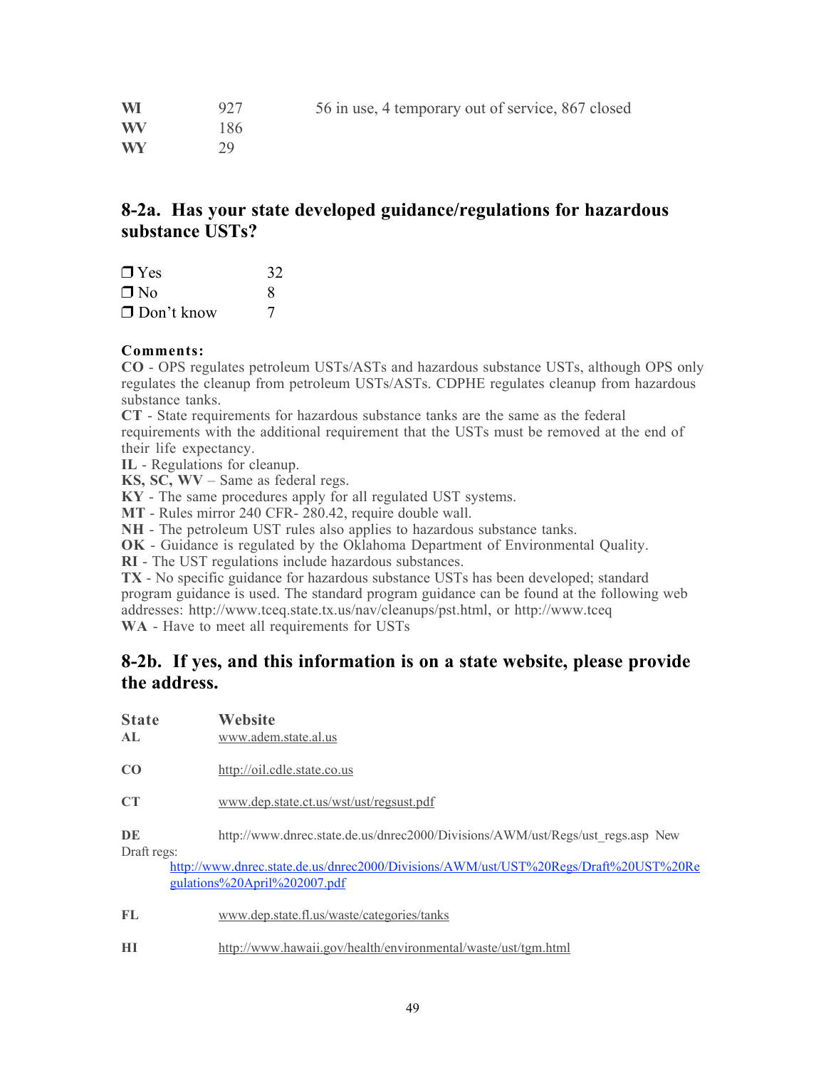| | | |
|---|---|---|
| **WI** | 927 | 56 in use, 4 temporary out of service, 867 closed |
| **WV** | 186 | |
| **WY** | 29 | |

## 8-2a. Has your state developed guidance/regulations for hazardous substance USTs?

| | |
|---|---|
| ❒ Yes | 32 |
| ❒ No | 8 |
| ❒ Don't know | 7 |

**Comments:**

**CO** - OPS regulates petroleum USTs/ASTs and hazardous substance USTs, although OPS only regulates the cleanup from petroleum USTs/ASTs. CDPHE regulates cleanup from hazardous substance tanks.

**CT** - State requirements for hazardous substance tanks are the same as the federal requirements with the additional requirement that the USTs must be removed at the end of their life expectancy.

**IL** - Regulations for cleanup.

**KS, SC, WV** – Same as federal regs.

**KY** - The same procedures apply for all regulated UST systems.

**MT** - Rules mirror 240 CFR- 280.42, require double wall.

**NH** - The petroleum UST rules also applies to hazardous substance tanks.

**OK** - Guidance is regulated by the Oklahoma Department of Environmental Quality.

**RI** - The UST regulations include hazardous substances.

**TX** - No specific guidance for hazardous substance USTs has been developed; standard program guidance is used. The standard program guidance can be found at the following web addresses: http://www.tceq.state.tx.us/nav/cleanups/pst.html, or http://www.tceq

**WA** - Have to meet all requirements for USTs

## 8-2b. If yes, and this information is on a state website, please provide the address.

| State | Website |
|---|---|
| **AL** | www.adem.state.al.us |
| **CO** | http://oil.cdle.state.co.us |
| **CT** | www.dep.state.ct.us/wst/ust/regsust.pdf |
| **DE** | http://www.dnrec.state.de.us/dnrec2000/Divisions/AWM/ust/Regs/ust_regs.asp New Draft regs: http://www.dnrec.state.de.us/dnrec2000/Divisions/AWM/ust/UST%20Regs/Draft%20UST%20Regulations%20April%202007.pdf |
| **FL** | www.dep.state.fl.us/waste/categories/tanks |
| **HI** | http://www.hawaii.gov/health/environmental/waste/ust/tgm.html |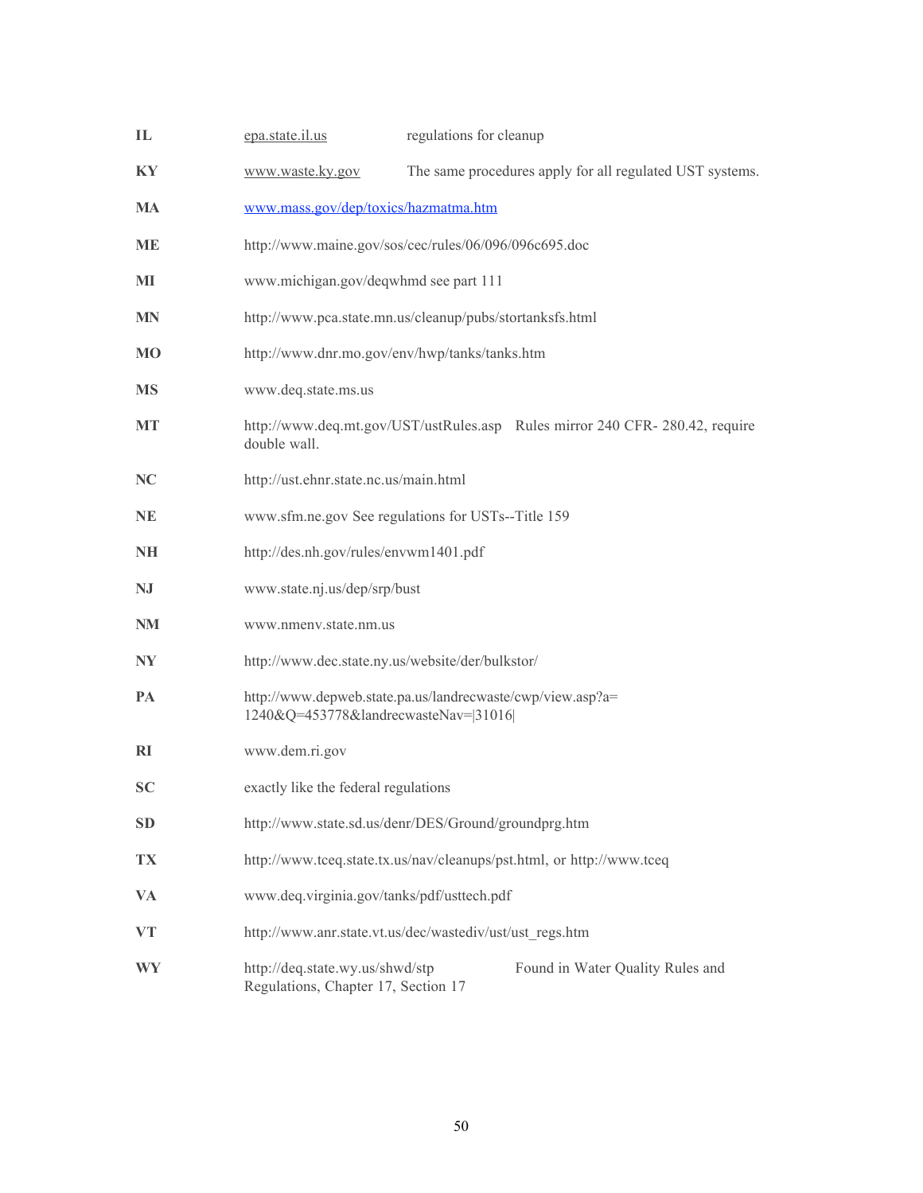| | | |
|---|---|---|
| **IL** | epa.state.il.us | regulations for cleanup |
| **KY** | www.waste.ky.gov | The same procedures apply for all regulated UST systems. |
| **MA** | www.mass.gov/dep/toxics/hazmatma.htm | |
| **ME** | http://www.maine.gov/sos/cec/rules/06/096/096c695.doc | |
| **MI** | www.michigan.gov/deqwhmd see part 111 | |
| **MN** | http://www.pca.state.mn.us/cleanup/pubs/stortanksfs.html | |
| **MO** | http://www.dnr.mo.gov/env/hwp/tanks/tanks.htm | |
| **MS** | www.deq.state.ms.us | |
| **MT** | http://www.deq.mt.gov/UST/ustRules.asp Rules mirror 240 CFR- 280.42, require double wall. | |
| **NC** | http://ust.ehnr.state.nc.us/main.html | |
| **NE** | www.sfm.ne.gov See regulations for USTs--Title 159 | |
| **NH** | http://des.nh.gov/rules/envwm1401.pdf | |
| **NJ** | www.state.nj.us/dep/srp/bust | |
| **NM** | www.nmenv.state.nm.us | |
| **NY** | http://www.dec.state.ny.us/website/der/bulkstor/ | |
| **PA** | http://www.depweb.state.pa.us/landrecwaste/cwp/view.asp?a=1240&Q=453778&landrecwasteNav=\|31016\| | |
| **RI** | www.dem.ri.gov | |
| **SC** | exactly like the federal regulations | |
| **SD** | http://www.state.sd.us/denr/DES/Ground/groundprg.htm | |
| **TX** | http://www.tceq.state.tx.us/nav/cleanups/pst.html, or http://www.tceq | |
| **VA** | www.deq.virginia.gov/tanks/pdf/usttech.pdf | |
| **VT** | http://www.anr.state.vt.us/dec/wastediv/ust/ust_regs.htm | |
| **WY** | http://deq.state.wy.us/shwd/stp Found in Water Quality Rules and Regulations, Chapter 17, Section 17 | |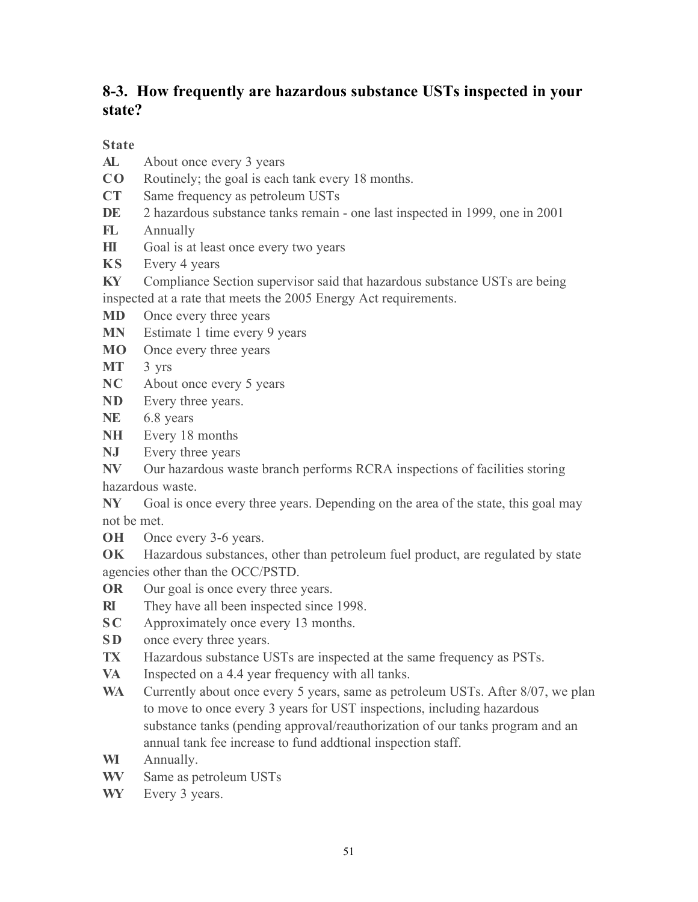## 8-3. How frequently are hazardous substance USTs inspected in your state?

**State**

**AL** About once every 3 years

**CO** Routinely; the goal is each tank every 18 months.

**CT** Same frequency as petroleum USTs

**DE** 2 hazardous substance tanks remain - one last inspected in 1999, one in 2001

**FL** Annually

**HI** Goal is at least once every two years

**KS** Every 4 years

**KY** Compliance Section supervisor said that hazardous substance USTs are being inspected at a rate that meets the 2005 Energy Act requirements.

**MD** Once every three years

**MN** Estimate 1 time every 9 years

**MO** Once every three years

**MT** 3 yrs

**NC** About once every 5 years

**ND** Every three years.

**NE** 6.8 years

**NH** Every 18 months

**NJ** Every three years

**NV** Our hazardous waste branch performs RCRA inspections of facilities storing hazardous waste.

**NY** Goal is once every three years. Depending on the area of the state, this goal may not be met.

**OH** Once every 3-6 years.

**OK** Hazardous substances, other than petroleum fuel product, are regulated by state agencies other than the OCC/PSTD.

**OR** Our goal is once every three years.

**RI** They have all been inspected since 1998.

**SC** Approximately once every 13 months.

**SD** once every three years.

**TX** Hazardous substance USTs are inspected at the same frequency as PSTs.

**VA** Inspected on a 4.4 year frequency with all tanks.

**WA** Currently about once every 5 years, same as petroleum USTs. After 8/07, we plan to move to once every 3 years for UST inspections, including hazardous substance tanks (pending approval/reauthorization of our tanks program and an annual tank fee increase to fund addtional inspection staff.

**WI** Annually.

**WV** Same as petroleum USTs

**WY** Every 3 years.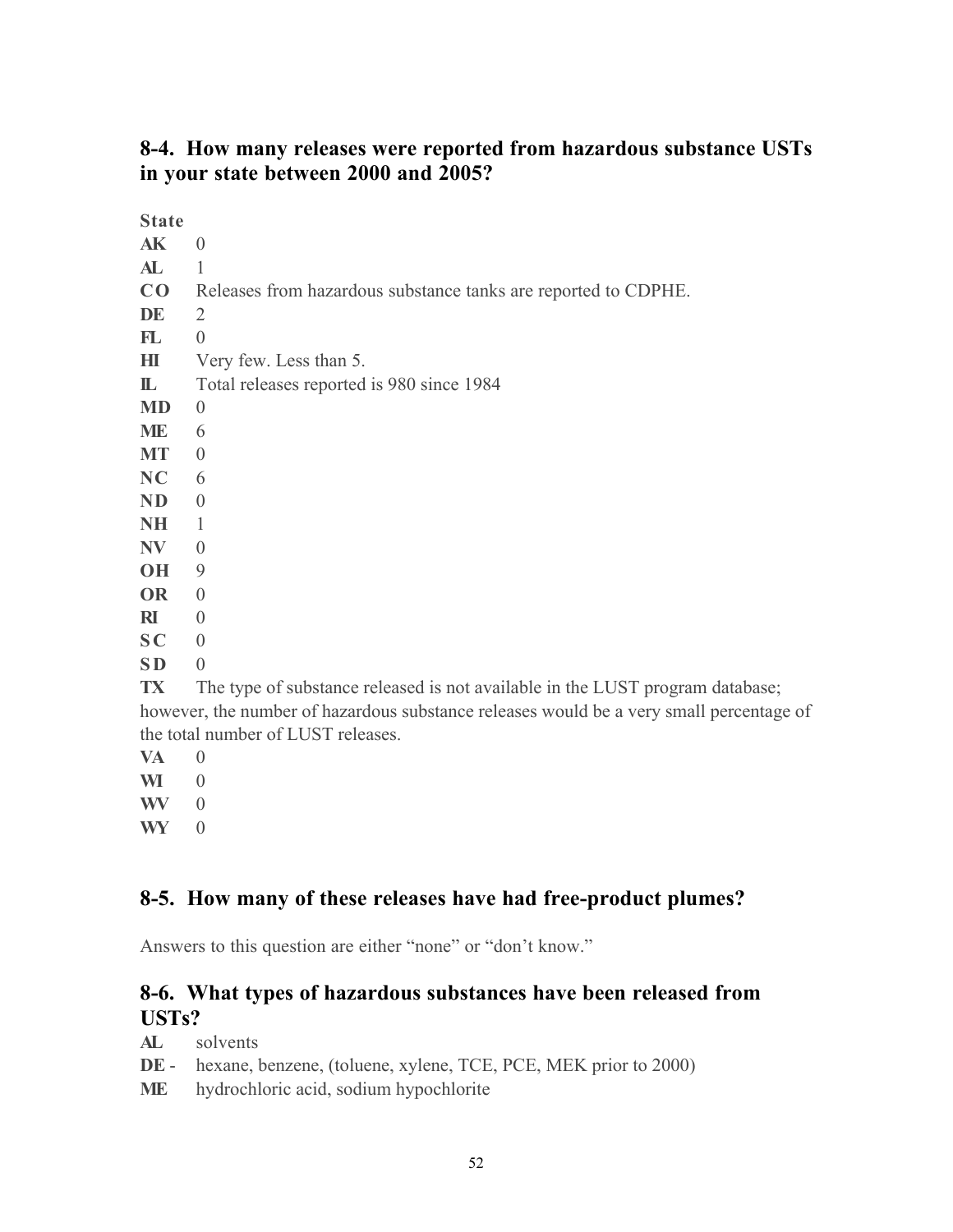## 8-4. How many releases were reported from hazardous substance USTs in your state between 2000 and 2005?

**State**

**AK** 0
**AL** 1
**CO** Releases from hazardous substance tanks are reported to CDPHE.
**DE** 2
**FL** 0
**HI** Very few. Less than 5.
**IL** Total releases reported is 980 since 1984
**MD** 0
**ME** 6
**MT** 0
**NC** 6
**ND** 0
**NH** 1
**NV** 0
**OH** 9
**OR** 0
**RI** 0
**SC** 0
**SD** 0
**TX** The type of substance released is not available in the LUST program database; however, the number of hazardous substance releases would be a very small percentage of the total number of LUST releases.
**VA** 0
**WI** 0
**WV** 0
**WY** 0

## 8-5. How many of these releases have had free-product plumes?

Answers to this question are either "none" or "don't know."

## 8-6. What types of hazardous substances have been released from USTs?

**AL** solvents
**DE** - hexane, benzene, (toluene, xylene, TCE, PCE, MEK prior to 2000)
**ME** hydrochloric acid, sodium hypochlorite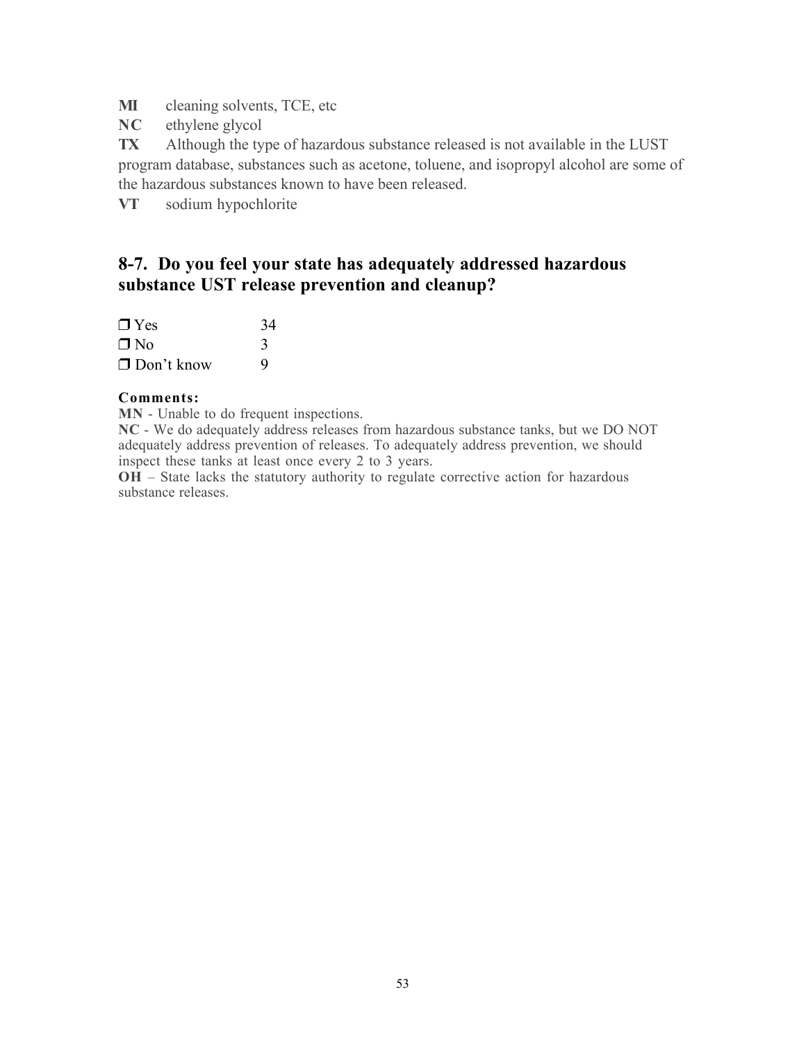**MI** cleaning solvents, TCE, etc

**NC** ethylene glycol

**TX** Although the type of hazardous substance released is not available in the LUST program database, substances such as acetone, toluene, and isopropyl alcohol are some of the hazardous substances known to have been released.

**VT** sodium hypochlorite

## 8-7. Do you feel your state has adequately addressed hazardous substance UST release prevention and cleanup?

| | |
|---|---|
| ❒ Yes | 34 |
| ❒ No | 3 |
| ❒ Don't know | 9 |

**Comments:**

**MN** - Unable to do frequent inspections.

**NC** - We do adequately address releases from hazardous substance tanks, but we DO NOT adequately address prevention of releases. To adequately address prevention, we should inspect these tanks at least once every 2 to 3 years.

**OH** – State lacks the statutory authority to regulate corrective action for hazardous substance releases.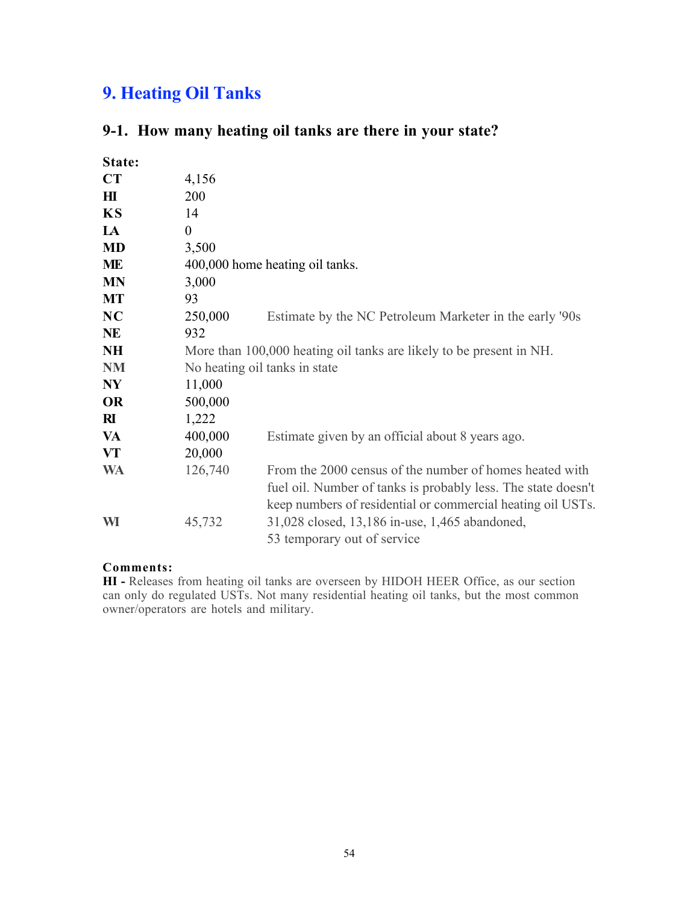## 9. Heating Oil Tanks

### 9-1. How many heating oil tanks are there in your state?

| State: | | |
|---|---|---|
| **CT** | 4,156 | |
| **HI** | 200 | |
| **KS** | 14 | |
| **LA** | 0 | |
| **MD** | 3,500 | |
| **ME** | 400,000 home heating oil tanks. | |
| **MN** | 3,000 | |
| **MT** | 93 | |
| **NC** | 250,000 | Estimate by the NC Petroleum Marketer in the early '90s |
| **NE** | 932 | |
| **NH** | More than 100,000 heating oil tanks are likely to be present in NH. | |
| **NM** | No heating oil tanks in state | |
| **NY** | 11,000 | |
| **OR** | 500,000 | |
| **RI** | 1,222 | |
| **VA** | 400,000 | Estimate given by an official about 8 years ago. |
| **VT** | 20,000 | |
| **WA** | 126,740 | From the 2000 census of the number of homes heated with fuel oil. Number of tanks is probably less. The state doesn't keep numbers of residential or commercial heating oil USTs. |
| **WI** | 45,732 | 31,028 closed, 13,186 in-use, 1,465 abandoned, 53 temporary out of service |

**Comments:**

**HI -** Releases from heating oil tanks are overseen by HIDOH HEER Office, as our section can only do regulated USTs. Not many residential heating oil tanks, but the most common owner/operators are hotels and military.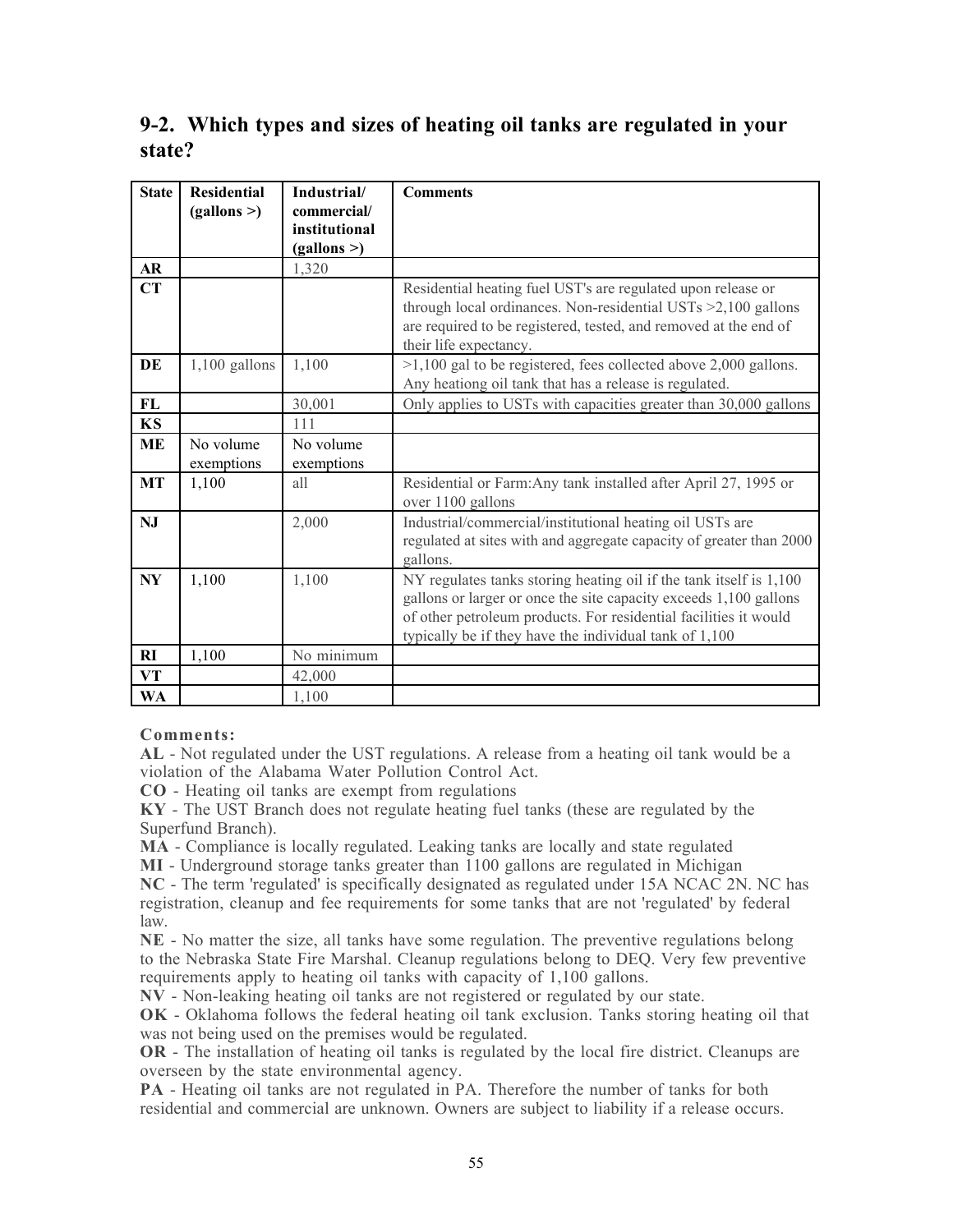## 9-2. Which types and sizes of heating oil tanks are regulated in your state?

| State | Residential (gallons >) | Industrial/ commercial/ institutional (gallons >) | Comments |
|---|---|---|---|
| AR | | 1,320 | |
| CT | | | Residential heating fuel UST's are regulated upon release or through local ordinances. Non-residential USTs >2,100 gallons are required to be registered, tested, and removed at the end of their life expectancy. |
| DE | 1,100 gallons | 1,100 | >1,100 gal to be registered, fees collected above 2,000 gallons. Any heationg oil tank that has a release is regulated. |
| FL | | 30,001 | Only applies to USTs with capacities greater than 30,000 gallons |
| KS | | 111 | |
| ME | No volume exemptions | No volume exemptions | |
| MT | 1,100 | all | Residential or Farm:Any tank installed after April 27, 1995 or over 1100 gallons |
| NJ | | 2,000 | Industrial/commercial/institutional heating oil USTs are regulated at sites with and aggregate capacity of greater than 2000 gallons. |
| NY | 1,100 | 1,100 | NY regulates tanks storing heating oil if the tank itself is 1,100 gallons or larger or once the site capacity exceeds 1,100 gallons of other petroleum products. For residential facilities it would typically be if they have the individual tank of 1,100 |
| RI | 1,100 | No minimum | |
| VT | | 42,000 | |
| WA | | 1,100 | |

**Comments:**

**AL** - Not regulated under the UST regulations. A release from a heating oil tank would be a violation of the Alabama Water Pollution Control Act.

**CO** - Heating oil tanks are exempt from regulations

**KY** - The UST Branch does not regulate heating fuel tanks (these are regulated by the Superfund Branch).

**MA** - Compliance is locally regulated. Leaking tanks are locally and state regulated

**MI** - Underground storage tanks greater than 1100 gallons are regulated in Michigan

**NC** - The term 'regulated' is specifically designated as regulated under 15A NCAC 2N. NC has registration, cleanup and fee requirements for some tanks that are not 'regulated' by federal law.

**NE** - No matter the size, all tanks have some regulation. The preventive regulations belong to the Nebraska State Fire Marshal. Cleanup regulations belong to DEQ. Very few preventive requirements apply to heating oil tanks with capacity of 1,100 gallons.

**NV** - Non-leaking heating oil tanks are not registered or regulated by our state.

**OK** - Oklahoma follows the federal heating oil tank exclusion. Tanks storing heating oil that was not being used on the premises would be regulated.

**OR** - The installation of heating oil tanks is regulated by the local fire district. Cleanups are overseen by the state environmental agency.

**PA** - Heating oil tanks are not regulated in PA. Therefore the number of tanks for both residential and commercial are unknown. Owners are subject to liability if a release occurs.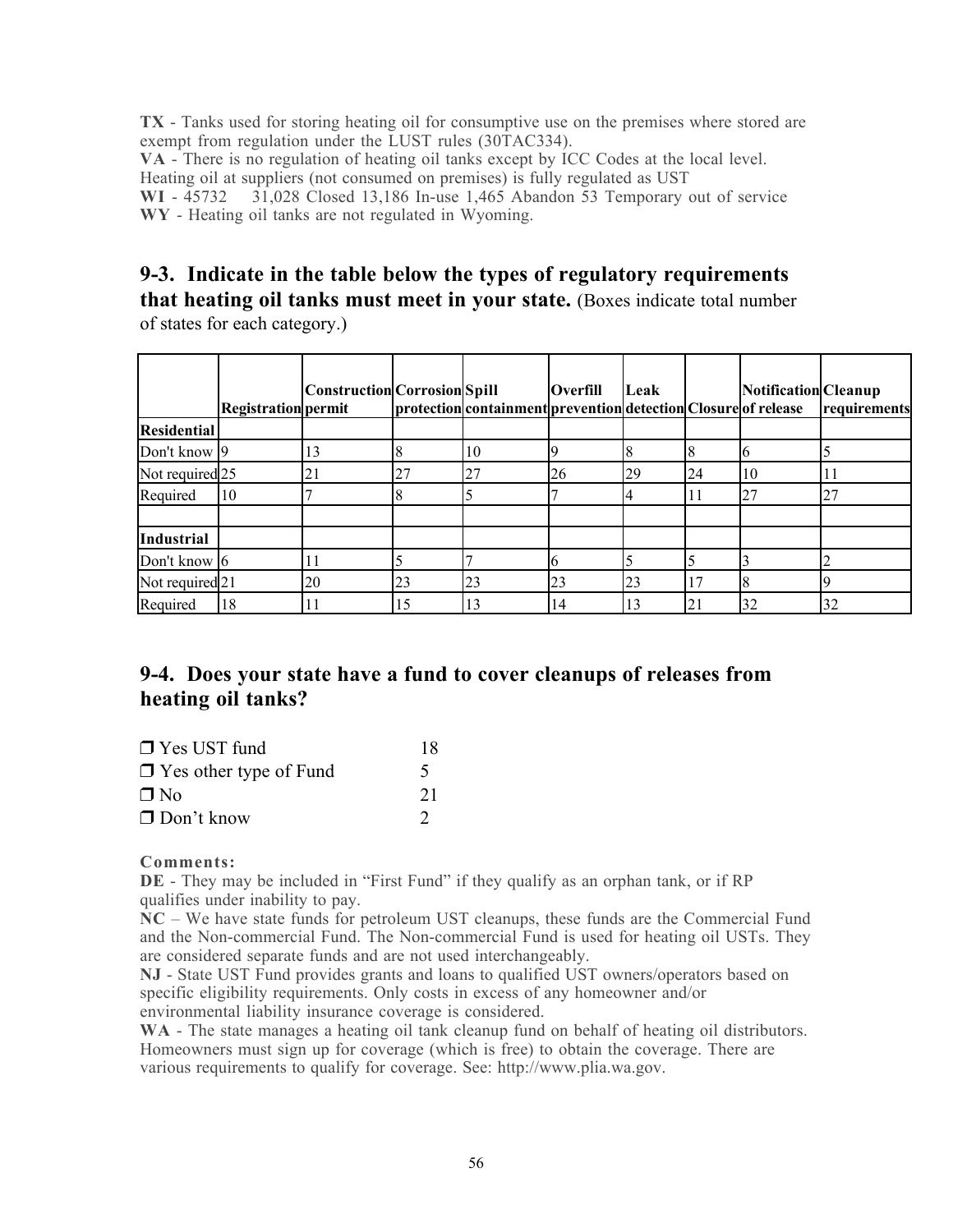**TX** - Tanks used for storing heating oil for consumptive use on the premises where stored are exempt from regulation under the LUST rules (30TAC334).

**VA** - There is no regulation of heating oil tanks except by ICC Codes at the local level. Heating oil at suppliers (not consumed on premises) is fully regulated as UST

**WI** - 45732 31,028 Closed 13,186 In-use 1,465 Abandon 53 Temporary out of service

**WY** - Heating oil tanks are not regulated in Wyoming.

## 9-3. Indicate in the table below the types of regulatory requirements that heating oil tanks must meet in your state. (Boxes indicate total number of states for each category.)

| | Registration | Construction permit | Corrosion protection | Spill containment | Overfill prevention | Leak detection | Closure | Notification of release | Cleanup requirements |
|---|---|---|---|---|---|---|---|---|---|
| **Residential** | | | | | | | | | |
| Don't know | 9 | 13 | 8 | 10 | 9 | 8 | 8 | 6 | 5 |
| Not required | 25 | 21 | 27 | 27 | 26 | 29 | 24 | 10 | 11 |
| Required | 10 | 7 | 8 | 5 | 7 | 4 | 11 | 27 | 27 |
| | | | | | | | | | |
| **Industrial** | | | | | | | | | |
| Don't know | 6 | 11 | 5 | 7 | 6 | 5 | 5 | 3 | 2 |
| Not required | 21 | 20 | 23 | 23 | 23 | 23 | 17 | 8 | 9 |
| Required | 18 | 11 | 15 | 13 | 14 | 13 | 21 | 32 | 32 |

## 9-4. Does your state have a fund to cover cleanups of releases from heating oil tanks?

- ❐ Yes UST fund 18
- ❐ Yes other type of Fund 5
- ❐ No 21
- ❐ Don't know 2

**Comments:**

**DE** - They may be included in "First Fund" if they qualify as an orphan tank, or if RP qualifies under inability to pay.

**NC** – We have state funds for petroleum UST cleanups, these funds are the Commercial Fund and the Non-commercial Fund. The Non-commercial Fund is used for heating oil USTs. They are considered separate funds and are not used interchangeably.

**NJ** - State UST Fund provides grants and loans to qualified UST owners/operators based on specific eligibility requirements. Only costs in excess of any homeowner and/or environmental liability insurance coverage is considered.

**WA** - The state manages a heating oil tank cleanup fund on behalf of heating oil distributors. Homeowners must sign up for coverage (which is free) to obtain the coverage. There are various requirements to qualify for coverage. See: http://www.plia.wa.gov.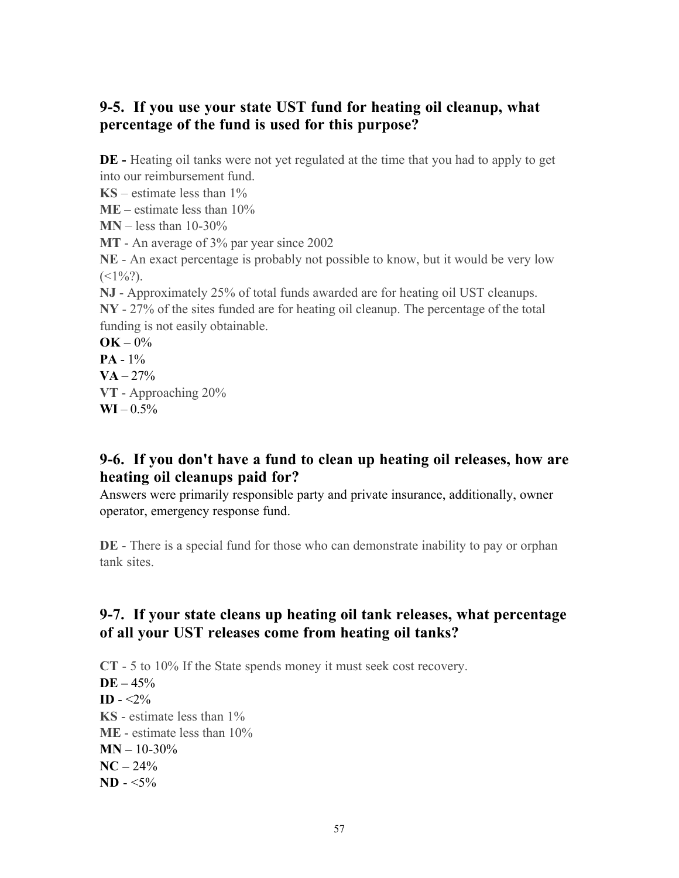## 9-5. If you use your state UST fund for heating oil cleanup, what percentage of the fund is used for this purpose?

**DE -** Heating oil tanks were not yet regulated at the time that you had to apply to get into our reimbursement fund.
**KS** – estimate less than 1%
**ME** – estimate less than 10%
**MN** – less than 10-30%
**MT** - An average of 3% par year since 2002
**NE** - An exact percentage is probably not possible to know, but it would be very low (<1%?).
**NJ** - Approximately 25% of total funds awarded are for heating oil UST cleanups.
**NY** - 27% of the sites funded are for heating oil cleanup. The percentage of the total funding is not easily obtainable.
**OK** – 0%
**PA** - 1%
**VA** – 27%
**VT** - Approaching 20%
**WI** – 0.5%

## 9-6. If you don't have a fund to clean up heating oil releases, how are heating oil cleanups paid for?

Answers were primarily responsible party and private insurance, additionally, owner operator, emergency response fund.

**DE** - There is a special fund for those who can demonstrate inability to pay or orphan tank sites.

## 9-7. If your state cleans up heating oil tank releases, what percentage of all your UST releases come from heating oil tanks?

**CT** - 5 to 10% If the State spends money it must seek cost recovery.
**DE –** 45%
**ID** - <2%
**KS** - estimate less than 1%
**ME** - estimate less than 10%
**MN –** 10-30%
**NC –** 24%
**ND** - <5%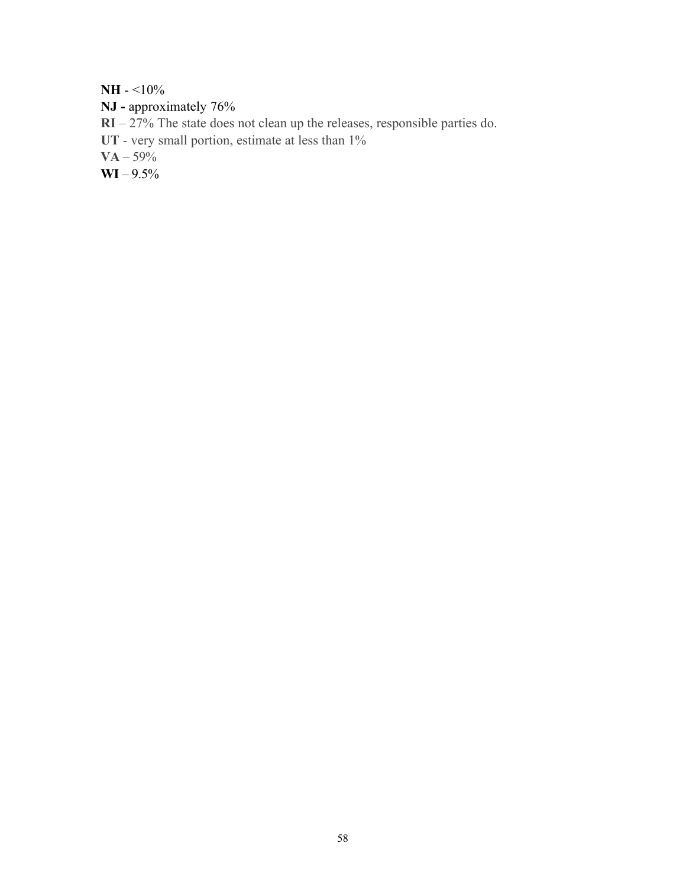**NH** - <10%

**NJ -** approximately 76%

**RI** – 27% The state does not clean up the releases, responsible parties do.

**UT** - very small portion, estimate at less than 1%

**VA** – 59%

**WI** – 9.5%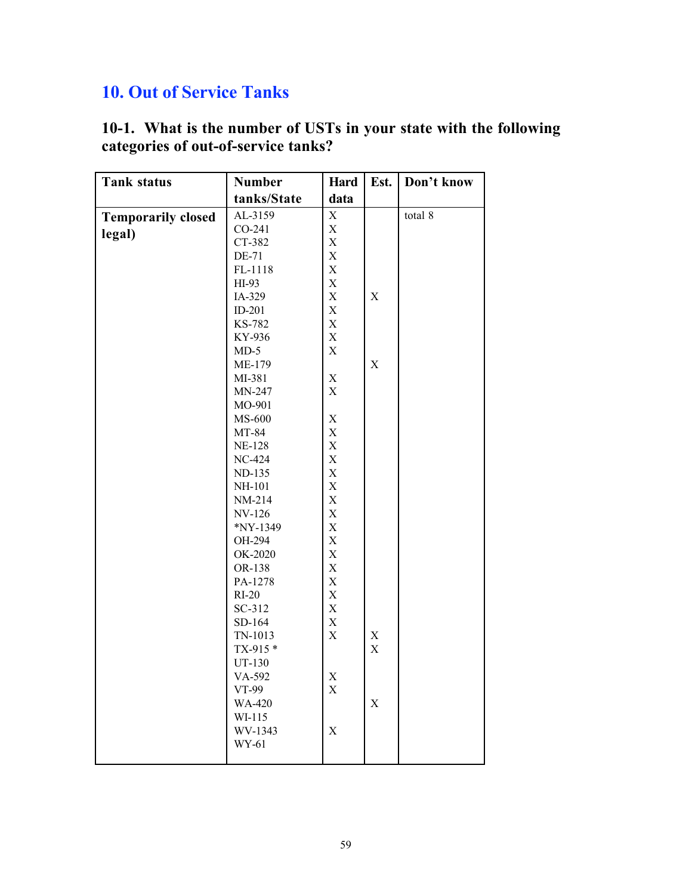## 10. Out of Service Tanks

### 10-1. What is the number of USTs in your state with the following categories of out-of-service tanks?

| Tank status | Number tanks/State | Hard data | Est. | Don't know |
|---|---|---|---|---|
| Temporarily closed legal) | AL-3159 | X | | total 8 |
| | CO-241 | X | | |
| | CT-382 | X | | |
| | DE-71 | X | | |
| | FL-1118 | X | | |
| | HI-93 | X | | |
| | IA-329 | X | X | |
| | ID-201 | X | | |
| | KS-782 | X | | |
| | KY-936 | X | | |
| | MD-5 | X | | |
| | ME-179 | | X | |
| | MI-381 | X | | |
| | MN-247 | X | | |
| | MO-901 | | | |
| | MS-600 | X | | |
| | MT-84 | X | | |
| | NE-128 | X | | |
| | NC-424 | X | | |
| | ND-135 | X | | |
| | NH-101 | X | | |
| | NM-214 | X | | |
| | NV-126 | X | | |
| | *NY-1349 | X | | |
| | OH-294 | X | | |
| | OK-2020 | X | | |
| | OR-138 | X | | |
| | PA-1278 | X | | |
| | RI-20 | X | | |
| | SC-312 | X | | |
| | SD-164 | X | | |
| | TN-1013 | X | X | |
| | TX-915 * | | X | |
| | UT-130 | | | |
| | VA-592 | X | | |
| | VT-99 | X | | |
| | WA-420 | | X | |
| | WI-115 | | | |
| | WV-1343 | X | | |
| | WY-61 | | | |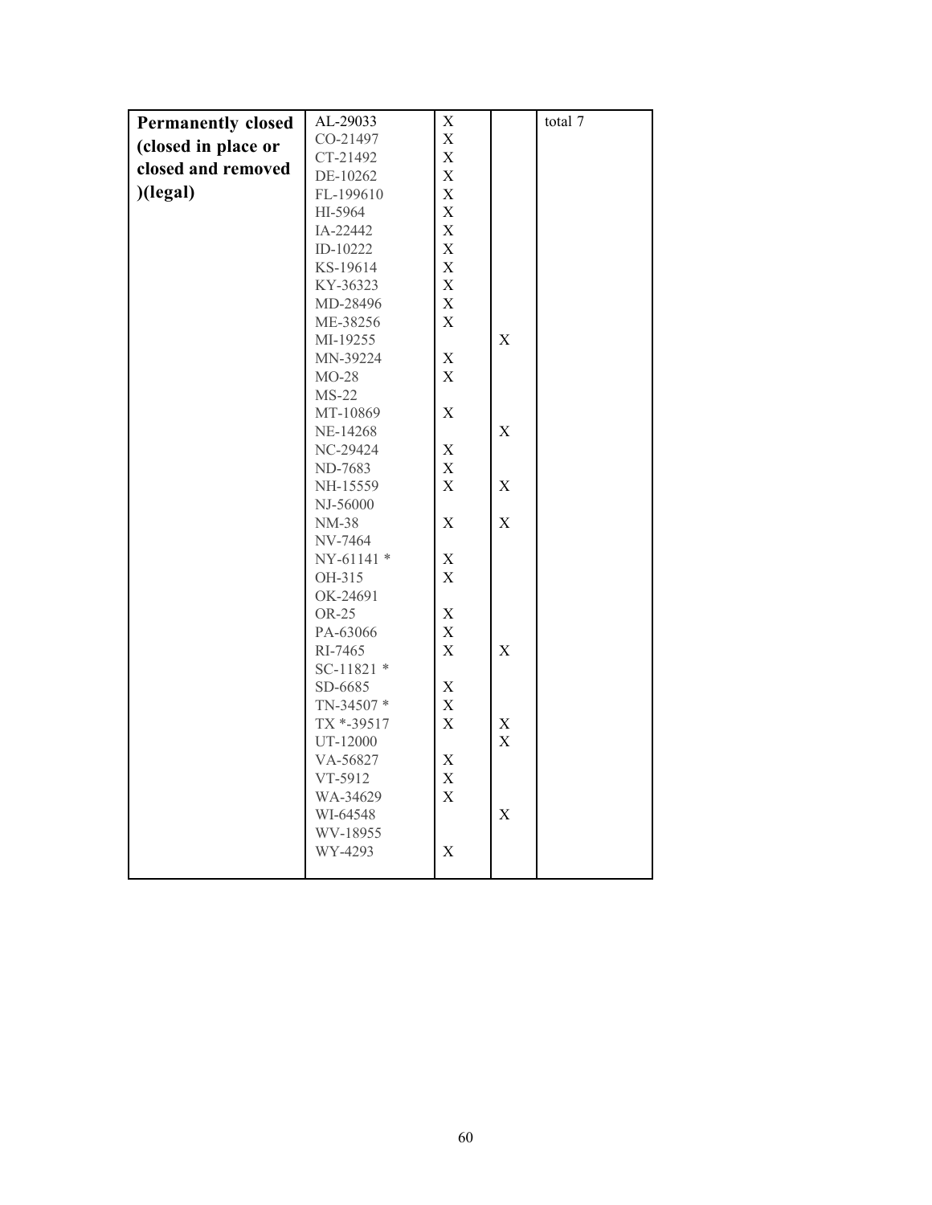| Permanently closed (closed in place or closed and removed )(legal) | AL-29033 | X | | total 7 |
|---|---|---|---|---|
| | CO-21497 | X | | |
| | CT-21492 | X | | |
| | DE-10262 | X | | |
| | FL-199610 | X | | |
| | HI-5964 | X | | |
| | IA-22442 | X | | |
| | ID-10222 | X | | |
| | KS-19614 | X | | |
| | KY-36323 | X | | |
| | MD-28496 | X | | |
| | ME-38256 | X | | |
| | MI-19255 | | X | |
| | MN-39224 | X | | |
| | MO-28 | X | | |
| | MS-22 | | | |
| | MT-10869 | X | | |
| | NE-14268 | | X | |
| | NC-29424 | X | | |
| | ND-7683 | X | | |
| | NH-15559 | X | X | |
| | NJ-56000 | | | |
| | NM-38 | X | X | |
| | NV-7464 | | | |
| | NY-61141 * | X | | |
| | OH-315 | X | | |
| | OK-24691 | | | |
| | OR-25 | X | | |
| | PA-63066 | X | | |
| | RI-7465 | X | X | |
| | SC-11821 * | | | |
| | SD-6685 | X | | |
| | TN-34507 * | X | | |
| | TX *-39517 | X | X | |
| | UT-12000 | | X | |
| | VA-56827 | X | | |
| | VT-5912 | X | | |
| | WA-34629 | X | | |
| | WI-64548 | | X | |
| | WV-18955 | | | |
| | WY-4293 | X | | |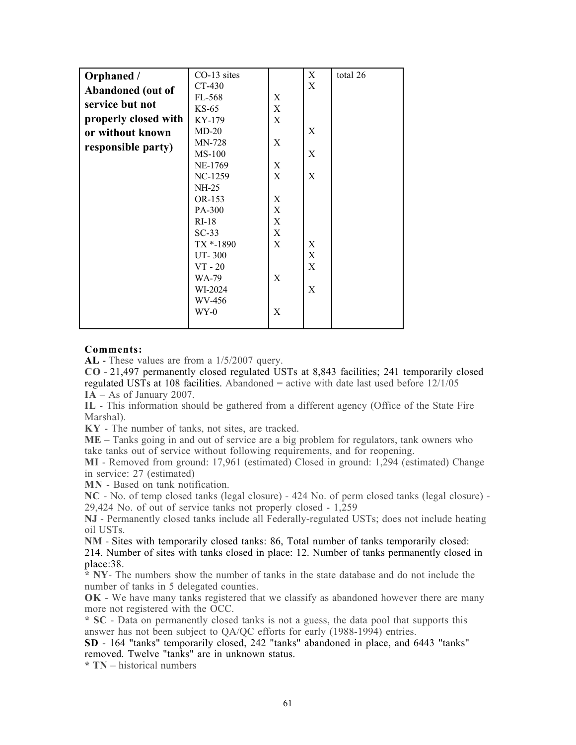| | | | | |
|---|---|---|---|---|
| **Orphaned / Abandoned (out of service but not properly closed with or without known responsible party)** | CO-13 sites | | X | total 26 |
| | CT-430 | | X | |
| | FL-568 | X | | |
| | KS-65 | X | | |
| | KY-179 | X | | |
| | MD-20 | | X | |
| | MN-728 | X | | |
| | MS-100 | | X | |
| | NE-1769 | X | | |
| | NC-1259 | X | X | |
| | NH-25 | | | |
| | OR-153 | X | | |
| | PA-300 | X | | |
| | RI-18 | X | | |
| | SC-33 | X | | |
| | TX *-1890 | X | X | |
| | UT- 300 | | X | |
| | VT - 20 | | X | |
| | WA-79 | X | | |
| | WI-2024 | | X | |
| | WV-456 | | | |
| | WY-0 | X | | |

**Comments:**

**AL** - These values are from a 1/5/2007 query.

**CO** - 21,497 permanently closed regulated USTs at 8,843 facilities; 241 temporarily closed regulated USTs at 108 facilities. Abandoned = active with date last used before 12/1/05

**IA** – As of January 2007.

**IL** - This information should be gathered from a different agency (Office of the State Fire Marshal).

**KY** - The number of tanks, not sites, are tracked.

**ME** – Tanks going in and out of service are a big problem for regulators, tank owners who take tanks out of service without following requirements, and for reopening.

**MI** - Removed from ground: 17,961 (estimated) Closed in ground: 1,294 (estimated) Change in service: 27 (estimated)

**MN** - Based on tank notification.

**NC** - No. of temp closed tanks (legal closure) - 424 No. of perm closed tanks (legal closure) - 29,424 No. of out of service tanks not properly closed - 1,259

**NJ** - Permanently closed tanks include all Federally-regulated USTs; does not include heating oil USTs.

**NM** - Sites with temporarily closed tanks: 86, Total number of tanks temporarily closed: 214. Number of sites with tanks closed in place: 12. Number of tanks permanently closed in place:38.

* **NY**- The numbers show the number of tanks in the state database and do not include the number of tanks in 5 delegated counties.

**OK** - We have many tanks registered that we classify as abandoned however there are many more not registered with the OCC.

* **SC** - Data on permanently closed tanks is not a guess, the data pool that supports this answer has not been subject to QA/QC efforts for early (1988-1994) entries.

**SD** - 164 "tanks" temporarily closed, 242 "tanks" abandoned in place, and 6443 "tanks" removed. Twelve "tanks" are in unknown status.

* **TN** – historical numbers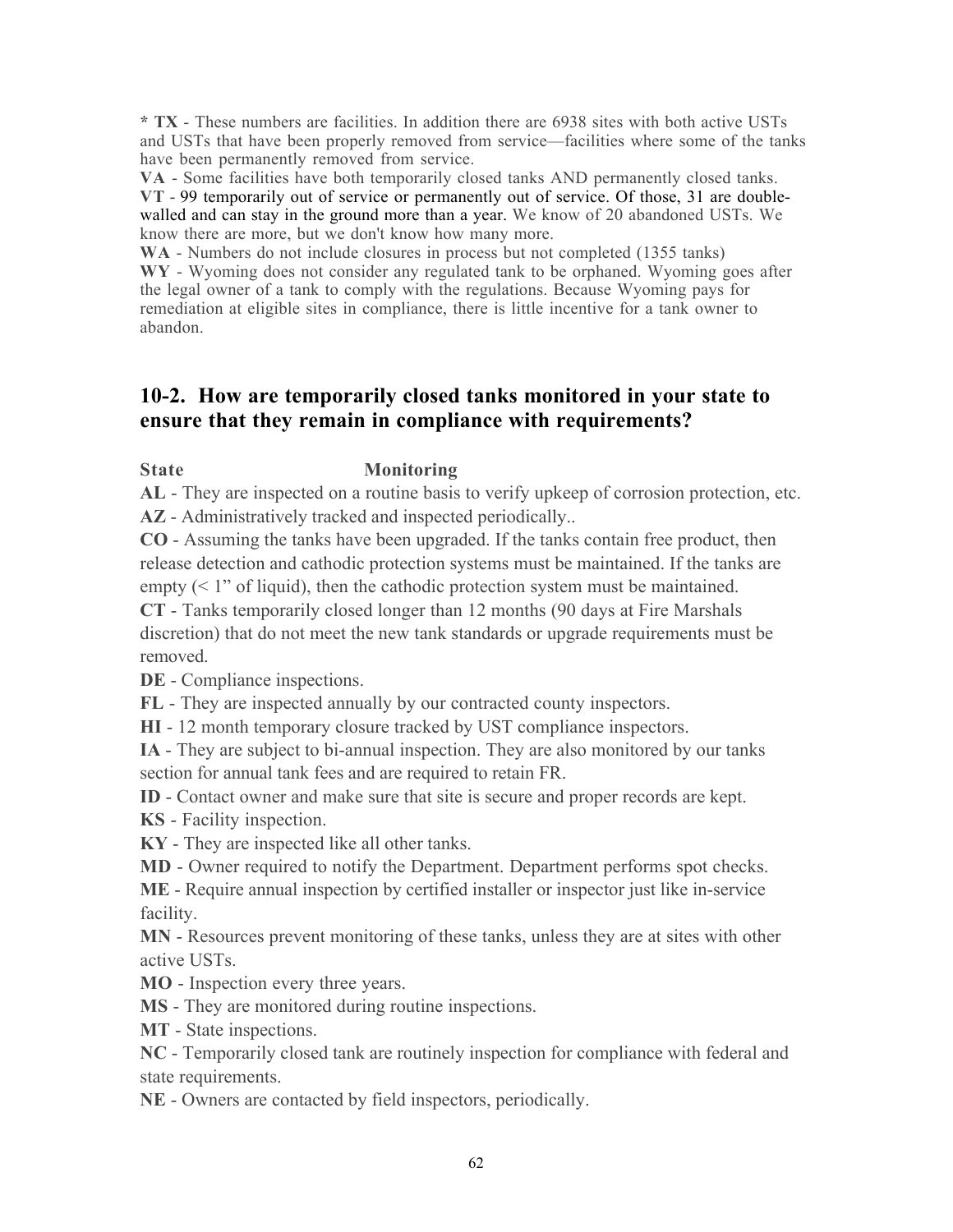**\* TX** - These numbers are facilities. In addition there are 6938 sites with both active USTs and USTs that have been properly removed from service—facilities where some of the tanks have been permanently removed from service.

**VA** - Some facilities have both temporarily closed tanks AND permanently closed tanks.

**VT** - 99 temporarily out of service or permanently out of service. Of those, 31 are double-walled and can stay in the ground more than a year. We know of 20 abandoned USTs. We know there are more, but we don't know how many more.

**WA** - Numbers do not include closures in process but not completed (1355 tanks)

**WY** - Wyoming does not consider any regulated tank to be orphaned. Wyoming goes after the legal owner of a tank to comply with the regulations. Because Wyoming pays for remediation at eligible sites in compliance, there is little incentive for a tank owner to abandon.

## 10-2. How are temporarily closed tanks monitored in your state to ensure that they remain in compliance with requirements?

**State** **Monitoring**

**AL** - They are inspected on a routine basis to verify upkeep of corrosion protection, etc.

**AZ** - Administratively tracked and inspected periodically..

**CO** - Assuming the tanks have been upgraded. If the tanks contain free product, then release detection and cathodic protection systems must be maintained. If the tanks are empty (< 1" of liquid), then the cathodic protection system must be maintained.

**CT** - Tanks temporarily closed longer than 12 months (90 days at Fire Marshals discretion) that do not meet the new tank standards or upgrade requirements must be removed.

**DE** - Compliance inspections.

**FL** - They are inspected annually by our contracted county inspectors.

**HI** - 12 month temporary closure tracked by UST compliance inspectors.

**IA** - They are subject to bi-annual inspection. They are also monitored by our tanks section for annual tank fees and are required to retain FR.

**ID** - Contact owner and make sure that site is secure and proper records are kept.

**KS** - Facility inspection.

**KY** - They are inspected like all other tanks.

**MD** - Owner required to notify the Department. Department performs spot checks.

**ME** - Require annual inspection by certified installer or inspector just like in-service facility.

**MN** - Resources prevent monitoring of these tanks, unless they are at sites with other active USTs.

**MO** - Inspection every three years.

**MS** - They are monitored during routine inspections.

**MT** - State inspections.

**NC** - Temporarily closed tank are routinely inspection for compliance with federal and state requirements.

**NE** - Owners are contacted by field inspectors, periodically.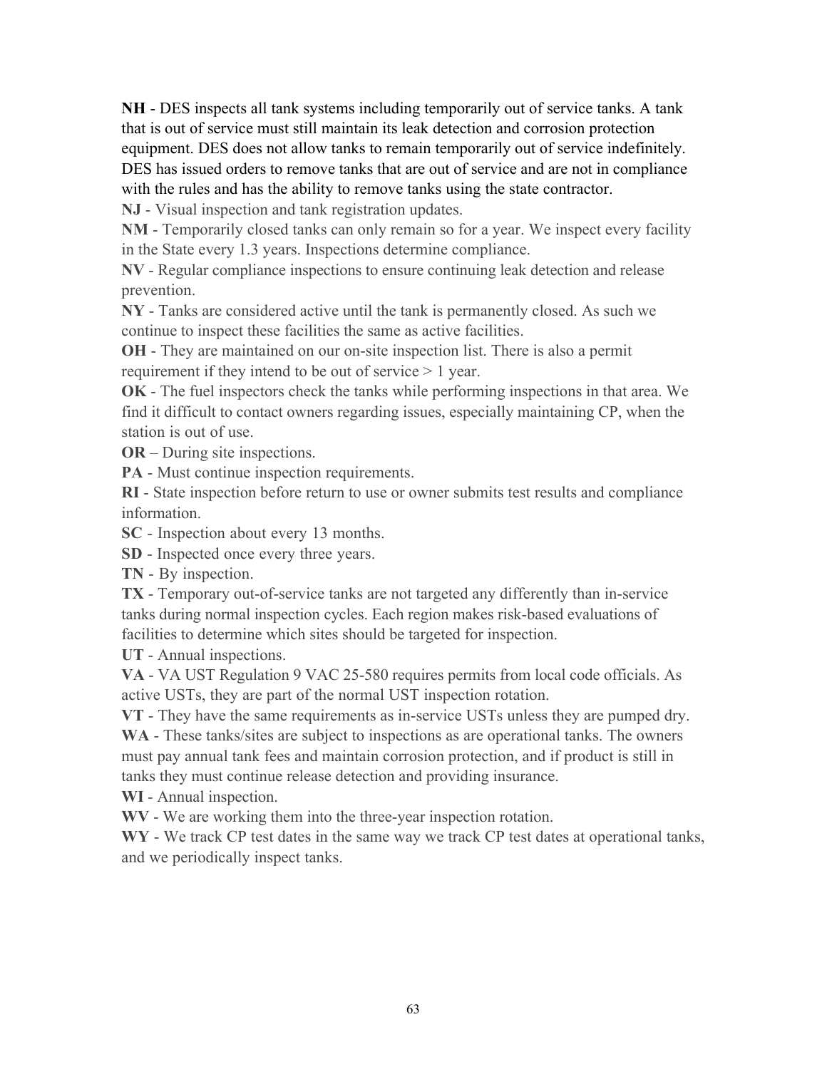**NH** - DES inspects all tank systems including temporarily out of service tanks. A tank that is out of service must still maintain its leak detection and corrosion protection equipment. DES does not allow tanks to remain temporarily out of service indefinitely. DES has issued orders to remove tanks that are out of service and are not in compliance with the rules and has the ability to remove tanks using the state contractor.

**NJ** - Visual inspection and tank registration updates.

**NM** - Temporarily closed tanks can only remain so for a year. We inspect every facility in the State every 1.3 years. Inspections determine compliance.

**NV** - Regular compliance inspections to ensure continuing leak detection and release prevention.

**NY** - Tanks are considered active until the tank is permanently closed. As such we continue to inspect these facilities the same as active facilities.

**OH** - They are maintained on our on-site inspection list. There is also a permit requirement if they intend to be out of service > 1 year.

**OK** - The fuel inspectors check the tanks while performing inspections in that area. We find it difficult to contact owners regarding issues, especially maintaining CP, when the station is out of use.

**OR** – During site inspections.

**PA** - Must continue inspection requirements.

**RI** - State inspection before return to use or owner submits test results and compliance information.

**SC** - Inspection about every 13 months.

**SD** - Inspected once every three years.

**TN** - By inspection.

**TX** - Temporary out-of-service tanks are not targeted any differently than in-service tanks during normal inspection cycles. Each region makes risk-based evaluations of facilities to determine which sites should be targeted for inspection.

**UT** - Annual inspections.

**VA** - VA UST Regulation 9 VAC 25-580 requires permits from local code officials. As active USTs, they are part of the normal UST inspection rotation.

**VT** - They have the same requirements as in-service USTs unless they are pumped dry.

**WA** - These tanks/sites are subject to inspections as are operational tanks. The owners must pay annual tank fees and maintain corrosion protection, and if product is still in tanks they must continue release detection and providing insurance.

**WI** - Annual inspection.

**WV** - We are working them into the three-year inspection rotation.

**WY** - We track CP test dates in the same way we track CP test dates at operational tanks, and we periodically inspect tanks.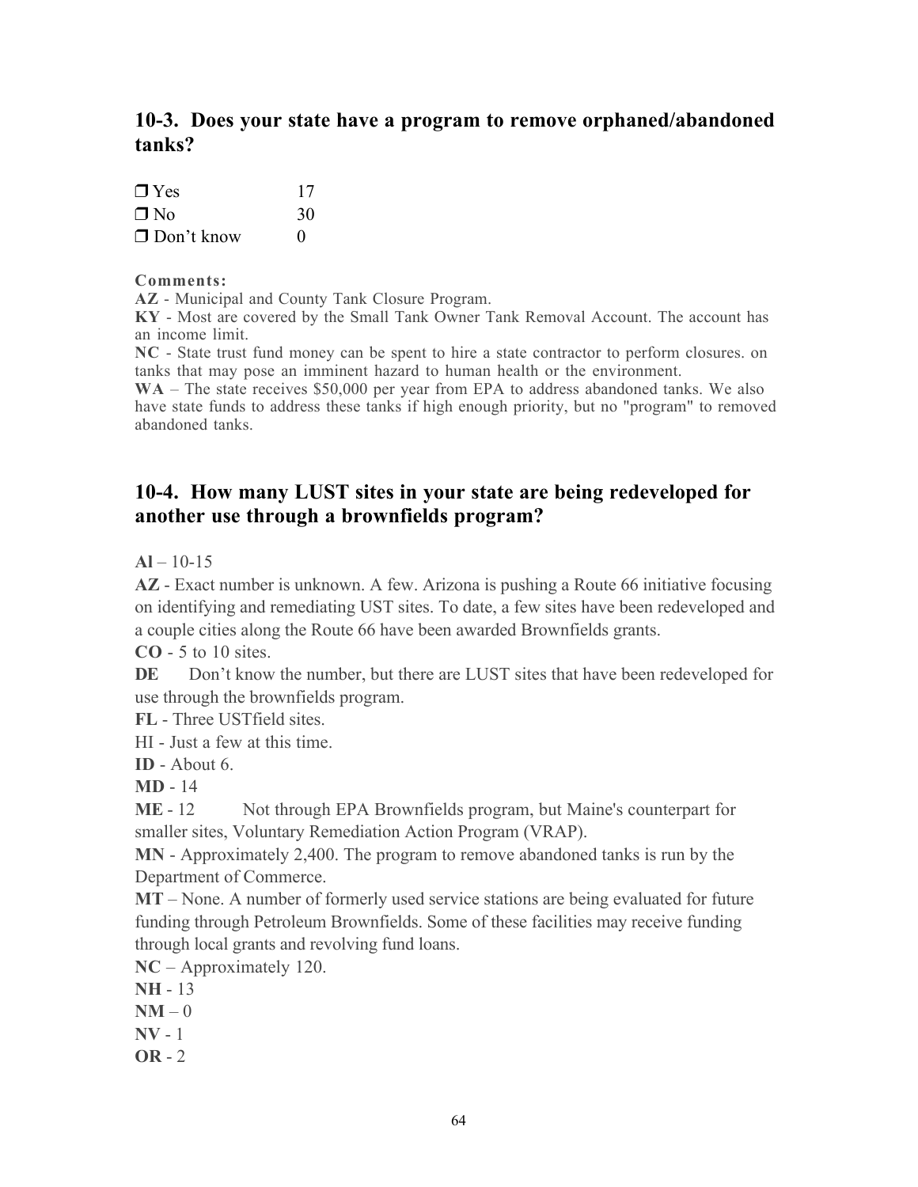## 10-3. Does your state have a program to remove orphaned/abandoned tanks?

| | |
|---|---|
| ❐ Yes | 17 |
| ❐ No | 30 |
| ❐ Don't know | 0 |

**Comments:**

**AZ** - Municipal and County Tank Closure Program.
**KY** - Most are covered by the Small Tank Owner Tank Removal Account. The account has an income limit.
**NC** - State trust fund money can be spent to hire a state contractor to perform closures. on tanks that may pose an imminent hazard to human health or the environment.
**WA** – The state receives $50,000 per year from EPA to address abandoned tanks. We also have state funds to address these tanks if high enough priority, but no "program" to removed abandoned tanks.

## 10-4. How many LUST sites in your state are being redeveloped for another use through a brownfields program?

**Al** – 10-15
**AZ** - Exact number is unknown. A few. Arizona is pushing a Route 66 initiative focusing on identifying and remediating UST sites. To date, a few sites have been redeveloped and a couple cities along the Route 66 have been awarded Brownfields grants.
**CO** - 5 to 10 sites.
**DE** Don't know the number, but there are LUST sites that have been redeveloped for use through the brownfields program.
**FL** - Three USTfield sites.
HI - Just a few at this time.
**ID** - About 6.
**MD** - 14
**ME** - 12 Not through EPA Brownfields program, but Maine's counterpart for smaller sites, Voluntary Remediation Action Program (VRAP).
**MN** - Approximately 2,400. The program to remove abandoned tanks is run by the Department of Commerce.
**MT** – None. A number of formerly used service stations are being evaluated for future funding through Petroleum Brownfields. Some of these facilities may receive funding through local grants and revolving fund loans.
**NC** – Approximately 120.
**NH** - 13
**NM** – 0
**NV** - 1
**OR** - 2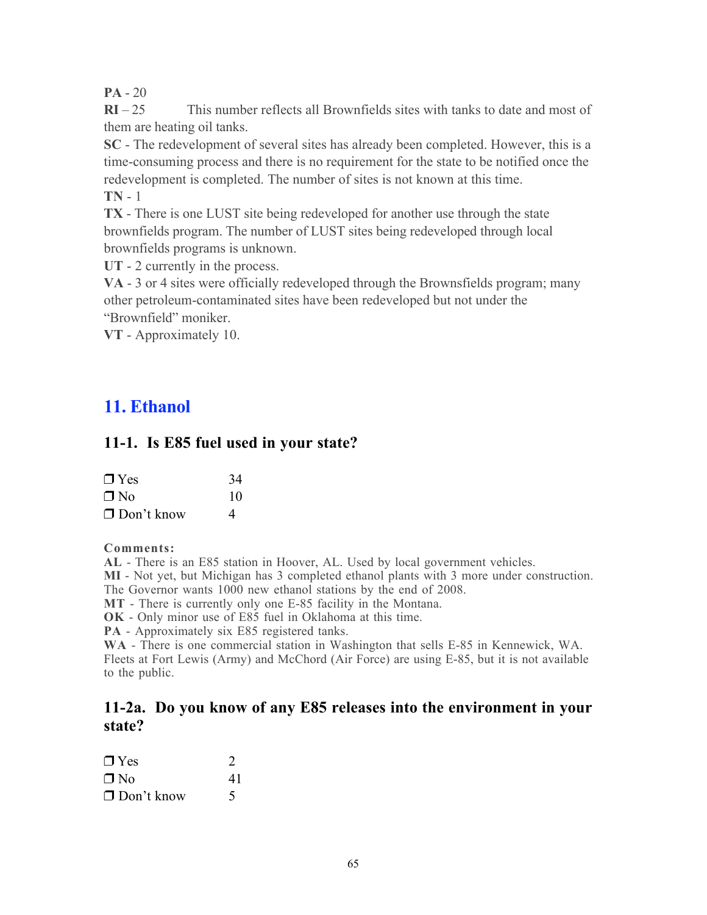**PA** - 20

**RI** – 25 This number reflects all Brownfields sites with tanks to date and most of them are heating oil tanks.

**SC** - The redevelopment of several sites has already been completed. However, this is a time-consuming process and there is no requirement for the state to be notified once the redevelopment is completed. The number of sites is not known at this time.

**TN** - 1

**TX** - There is one LUST site being redeveloped for another use through the state brownfields program. The number of LUST sites being redeveloped through local brownfields programs is unknown.

**UT** - 2 currently in the process.

**VA** - 3 or 4 sites were officially redeveloped through the Brownsfields program; many other petroleum-contaminated sites have been redeveloped but not under the "Brownfield" moniker.

**VT** - Approximately 10.

## 11. Ethanol

### 11-1. Is E85 fuel used in your state?

| | |
|---|---|
| ❒ Yes | 34 |
| ❒ No | 10 |
| ❒ Don't know | 4 |

**Comments:**

**AL** - There is an E85 station in Hoover, AL. Used by local government vehicles.

**MI** - Not yet, but Michigan has 3 completed ethanol plants with 3 more under construction. The Governor wants 1000 new ethanol stations by the end of 2008.

**MT** - There is currently only one E-85 facility in the Montana.

**OK** - Only minor use of E85 fuel in Oklahoma at this time.

**PA** - Approximately six E85 registered tanks.

**WA** - There is one commercial station in Washington that sells E-85 in Kennewick, WA. Fleets at Fort Lewis (Army) and McChord (Air Force) are using E-85, but it is not available to the public.

### 11-2a. Do you know of any E85 releases into the environment in your state?

| | |
|---|---|
| ❒ Yes | 2 |
| ❒ No | 41 |
| ❒ Don't know | 5 |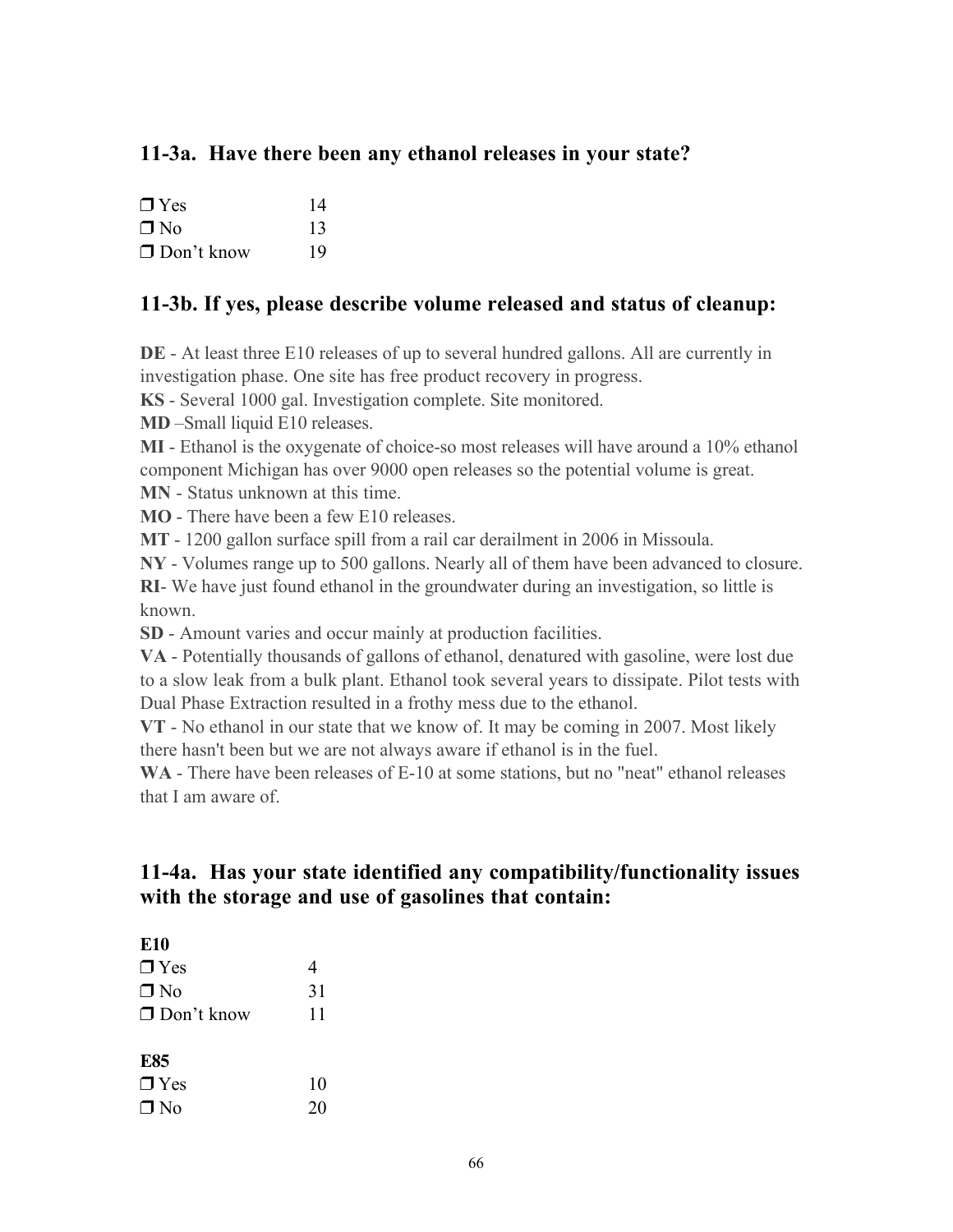## 11-3a. Have there been any ethanol releases in your state?

| | |
|---|---|
| ❒ Yes | 14 |
| ❒ No | 13 |
| ❒ Don't know | 19 |

## 11-3b. If yes, please describe volume released and status of cleanup:

**DE** - At least three E10 releases of up to several hundred gallons. All are currently in investigation phase. One site has free product recovery in progress.
**KS** - Several 1000 gal. Investigation complete. Site monitored.
**MD** –Small liquid E10 releases.
**MI** - Ethanol is the oxygenate of choice-so most releases will have around a 10% ethanol component Michigan has over 9000 open releases so the potential volume is great.
**MN** - Status unknown at this time.
**MO** - There have been a few E10 releases.
**MT** - 1200 gallon surface spill from a rail car derailment in 2006 in Missoula.
**NY** - Volumes range up to 500 gallons. Nearly all of them have been advanced to closure.
**RI**- We have just found ethanol in the groundwater during an investigation, so little is known.
**SD** - Amount varies and occur mainly at production facilities.
**VA** - Potentially thousands of gallons of ethanol, denatured with gasoline, were lost due to a slow leak from a bulk plant. Ethanol took several years to dissipate. Pilot tests with Dual Phase Extraction resulted in a frothy mess due to the ethanol.
**VT** - No ethanol in our state that we know of. It may be coming in 2007. Most likely there hasn't been but we are not always aware if ethanol is in the fuel.
**WA** - There have been releases of E-10 at some stations, but no "neat" ethanol releases that I am aware of.

## 11-4a. Has your state identified any compatibility/functionality issues with the storage and use of gasolines that contain:

**E10**

| | |
|---|---|
| ❒ Yes | 4 |
| ❒ No | 31 |
| ❒ Don't know | 11 |

**E85**

| | |
|---|---|
| ❒ Yes | 10 |
| ❒ No | 20 |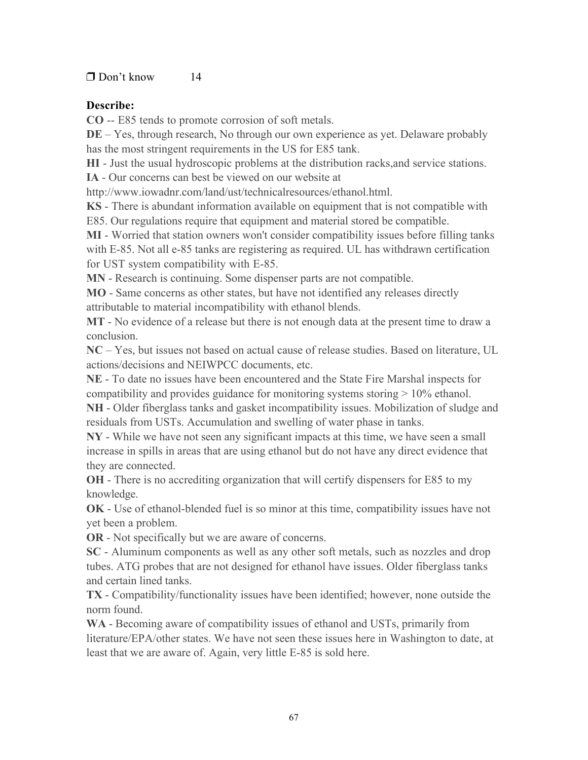❐ Don't know 14

**Describe:**

**CO** -- E85 tends to promote corrosion of soft metals.

**DE** – Yes, through research, No through our own experience as yet. Delaware probably has the most stringent requirements in the US for E85 tank.

**HI** - Just the usual hydroscopic problems at the distribution racks,and service stations.

**IA** - Our concerns can best be viewed on our website at http://www.iowadnr.com/land/ust/technicalresources/ethanol.html.

**KS** - There is abundant information available on equipment that is not compatible with E85. Our regulations require that equipment and material stored be compatible.

**MI** - Worried that station owners won't consider compatibility issues before filling tanks with E-85. Not all e-85 tanks are registering as required. UL has withdrawn certification for UST system compatibility with E-85.

**MN** - Research is continuing. Some dispenser parts are not compatible.

**MO** - Same concerns as other states, but have not identified any releases directly attributable to material incompatibility with ethanol blends.

**MT** - No evidence of a release but there is not enough data at the present time to draw a conclusion.

**NC** – Yes, but issues not based on actual cause of release studies. Based on literature, UL actions/decisions and NEIWPCC documents, etc.

**NE** - To date no issues have been encountered and the State Fire Marshal inspects for compatibility and provides guidance for monitoring systems storing > 10% ethanol.

**NH** - Older fiberglass tanks and gasket incompatibility issues. Mobilization of sludge and residuals from USTs. Accumulation and swelling of water phase in tanks.

**NY** - While we have not seen any significant impacts at this time, we have seen a small increase in spills in areas that are using ethanol but do not have any direct evidence that they are connected.

**OH** - There is no accrediting organization that will certify dispensers for E85 to my knowledge.

**OK** - Use of ethanol-blended fuel is so minor at this time, compatibility issues have not yet been a problem.

**OR** - Not specifically but we are aware of concerns.

**SC** - Aluminum components as well as any other soft metals, such as nozzles and drop tubes. ATG probes that are not designed for ethanol have issues. Older fiberglass tanks and certain lined tanks.

**TX** - Compatibility/functionality issues have been identified; however, none outside the norm found.

**WA** - Becoming aware of compatibility issues of ethanol and USTs, primarily from literature/EPA/other states. We have not seen these issues here in Washington to date, at least that we are aware of. Again, very little E-85 is sold here.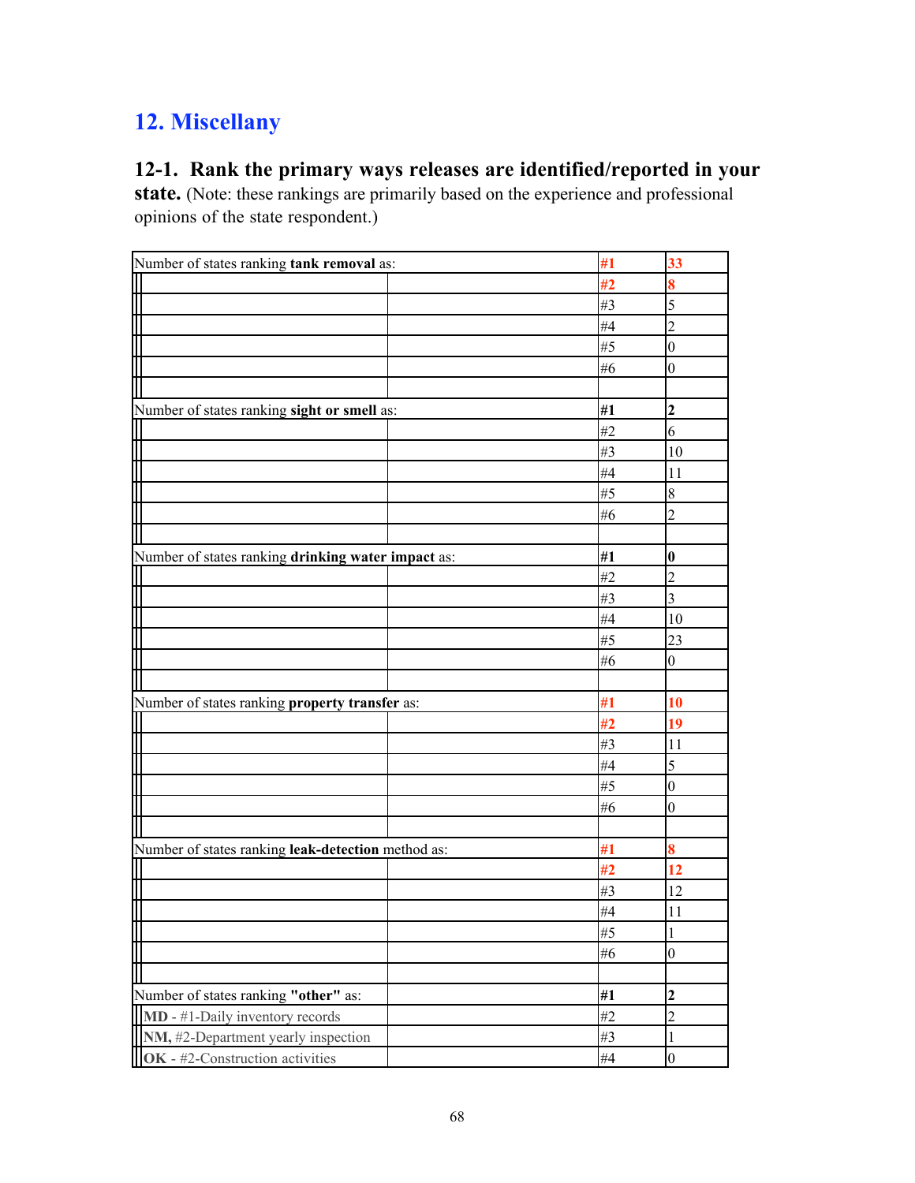## 12. Miscellany

### 12-1. Rank the primary ways releases are identified/reported in your state.

(Note: these rankings are primarily based on the experience and professional opinions of the state respondent.)

| | | | |
|---|---|---|---|
| Number of states ranking **tank removal** as: | | **#1** | **33** |
| | | **#2** | **8** |
| | | #3 | 5 |
| | | #4 | 2 |
| | | #5 | 0 |
| | | #6 | 0 |
| | | | |
| Number of states ranking **sight or smell** as: | | **#1** | **2** |
| | | #2 | 6 |
| | | #3 | 10 |
| | | #4 | 11 |
| | | #5 | 8 |
| | | #6 | 2 |
| | | | |
| Number of states ranking **drinking water impact** as: | | **#1** | **0** |
| | | #2 | 2 |
| | | #3 | 3 |
| | | #4 | 10 |
| | | #5 | 23 |
| | | #6 | 0 |
| | | | |
| Number of states ranking **property transfer** as: | | **#1** | **10** |
| | | **#2** | **19** |
| | | #3 | 11 |
| | | #4 | 5 |
| | | #5 | 0 |
| | | #6 | 0 |
| | | | |
| Number of states ranking **leak-detection** method as: | | **#1** | **8** |
| | | **#2** | **12** |
| | | #3 | 12 |
| | | #4 | 11 |
| | | #5 | 1 |
| | | #6 | 0 |
| | | | |
| Number of states ranking **"other"** as: | | **#1** | **2** |
| **MD** - #1-Daily inventory records | | #2 | 2 |
| **NM,** #2-Department yearly inspection | | #3 | 1 |
| **OK** - #2-Construction activities | | #4 | 0 |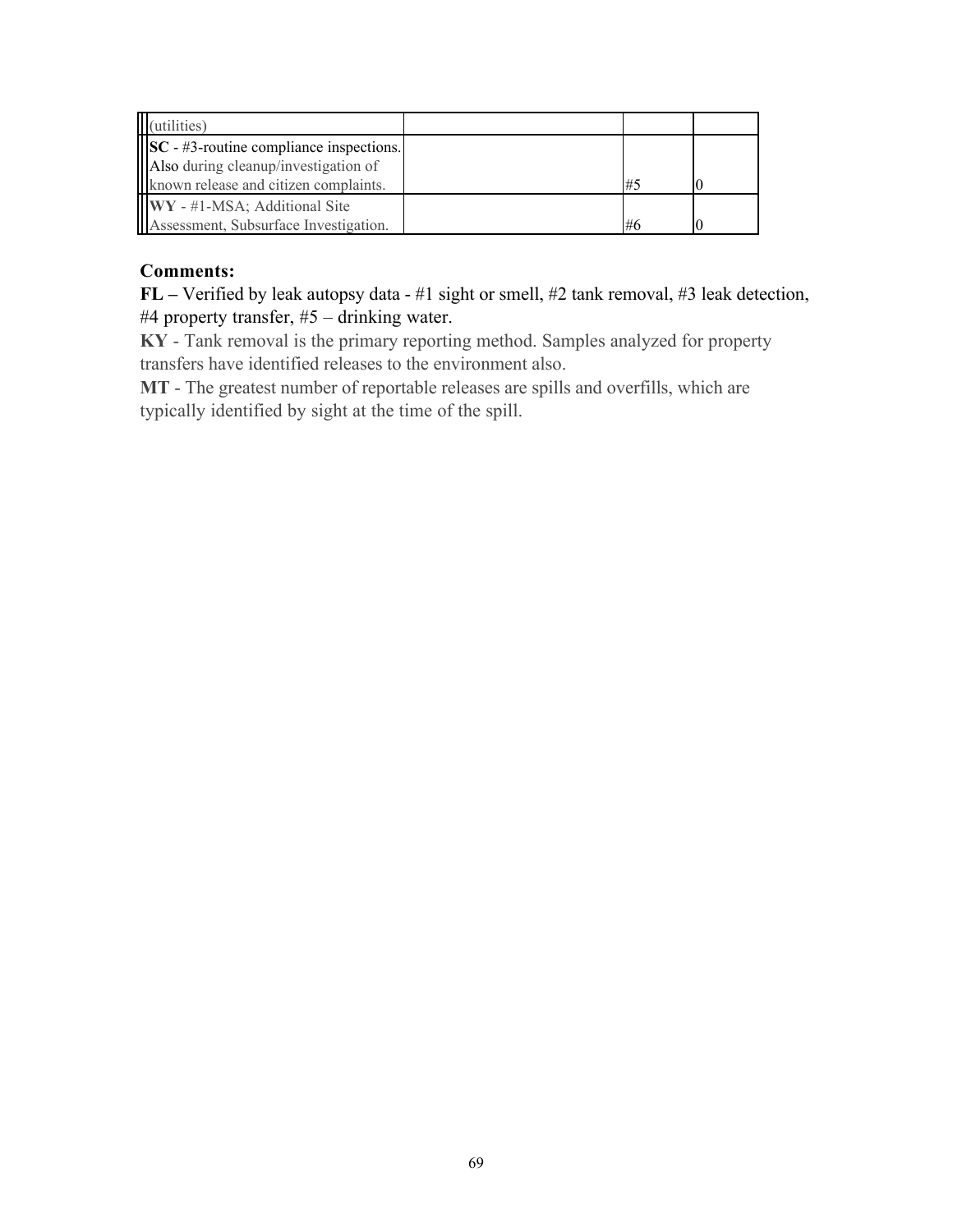| | | | |
|---|---|---|---|
| (utilities) | | | |
| **SC** - #3-routine compliance inspections. Also during cleanup/investigation of known release and citizen complaints. | | #5 | 0 |
| **WY** - #1-MSA; Additional Site Assessment, Subsurface Investigation. | | #6 | 0 |

**Comments:**

**FL –** Verified by leak autopsy data - #1 sight or smell, #2 tank removal, #3 leak detection, #4 property transfer, #5 – drinking water.

**KY** - Tank removal is the primary reporting method. Samples analyzed for property transfers have identified releases to the environment also.

**MT** - The greatest number of reportable releases are spills and overfills, which are typically identified by sight at the time of the spill.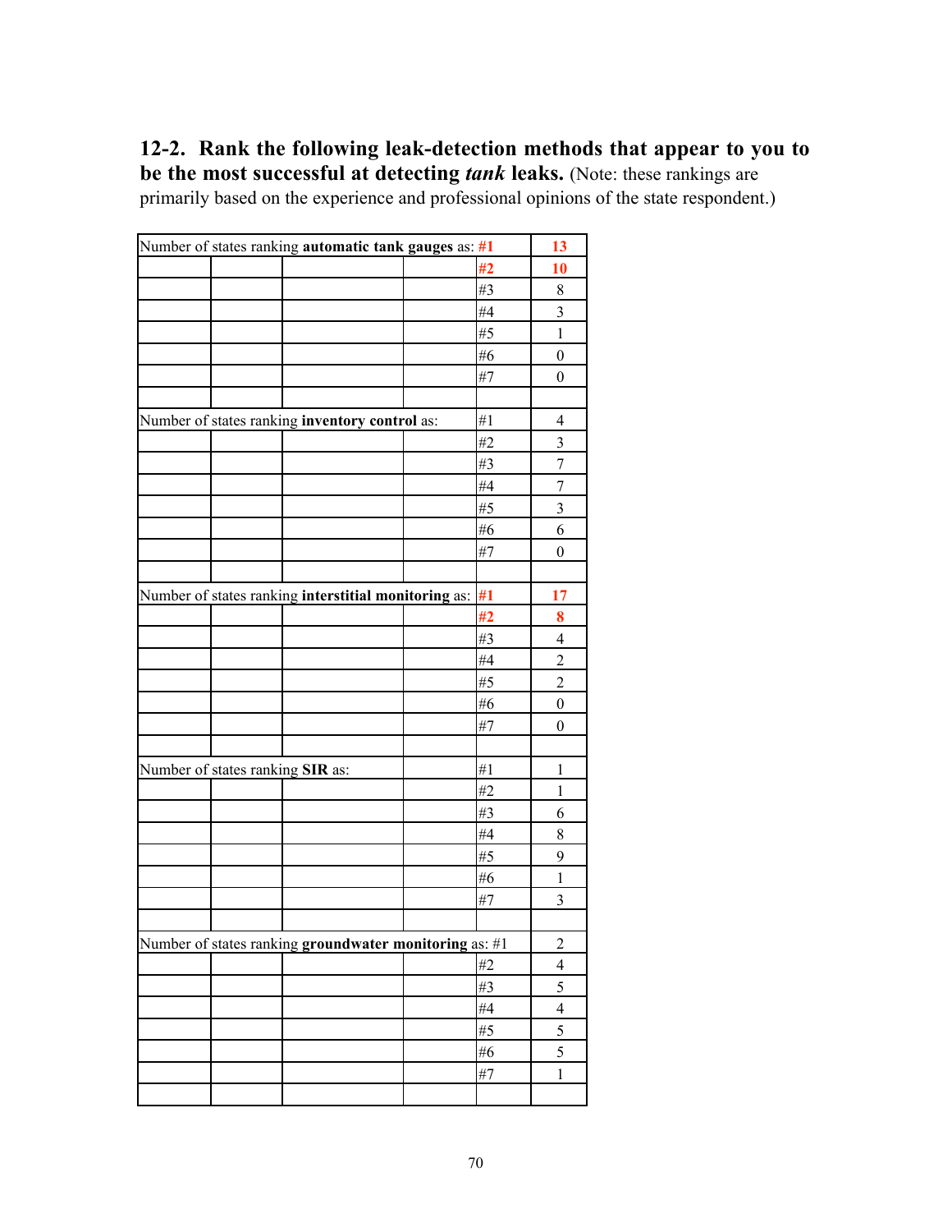**12-2. Rank the following leak-detection methods that appear to you to be the most successful at detecting *tank* leaks.** (Note: these rankings are primarily based on the experience and professional opinions of the state respondent.)

| Method | Rank | Number of states |
|---|---|---|
| Number of states ranking **automatic tank gauges** as: | **#1** | **13** |
| | **#2** | **10** |
| | #3 | 8 |
| | #4 | 3 |
| | #5 | 1 |
| | #6 | 0 |
| | #7 | 0 |
| | | |
| Number of states ranking **inventory control** as: | #1 | 4 |
| | #2 | 3 |
| | #3 | 7 |
| | #4 | 7 |
| | #5 | 3 |
| | #6 | 6 |
| | #7 | 0 |
| | | |
| Number of states ranking **interstitial monitoring** as: | **#1** | **17** |
| | **#2** | **8** |
| | #3 | 4 |
| | #4 | 2 |
| | #5 | 2 |
| | #6 | 0 |
| | #7 | 0 |
| | | |
| Number of states ranking **SIR** as: | #1 | 1 |
| | #2 | 1 |
| | #3 | 6 |
| | #4 | 8 |
| | #5 | 9 |
| | #6 | 1 |
| | #7 | 3 |
| | | |
| Number of states ranking **groundwater monitoring** as: | #1 | 2 |
| | #2 | 4 |
| | #3 | 5 |
| | #4 | 4 |
| | #5 | 5 |
| | #6 | 5 |
| | #7 | 1 |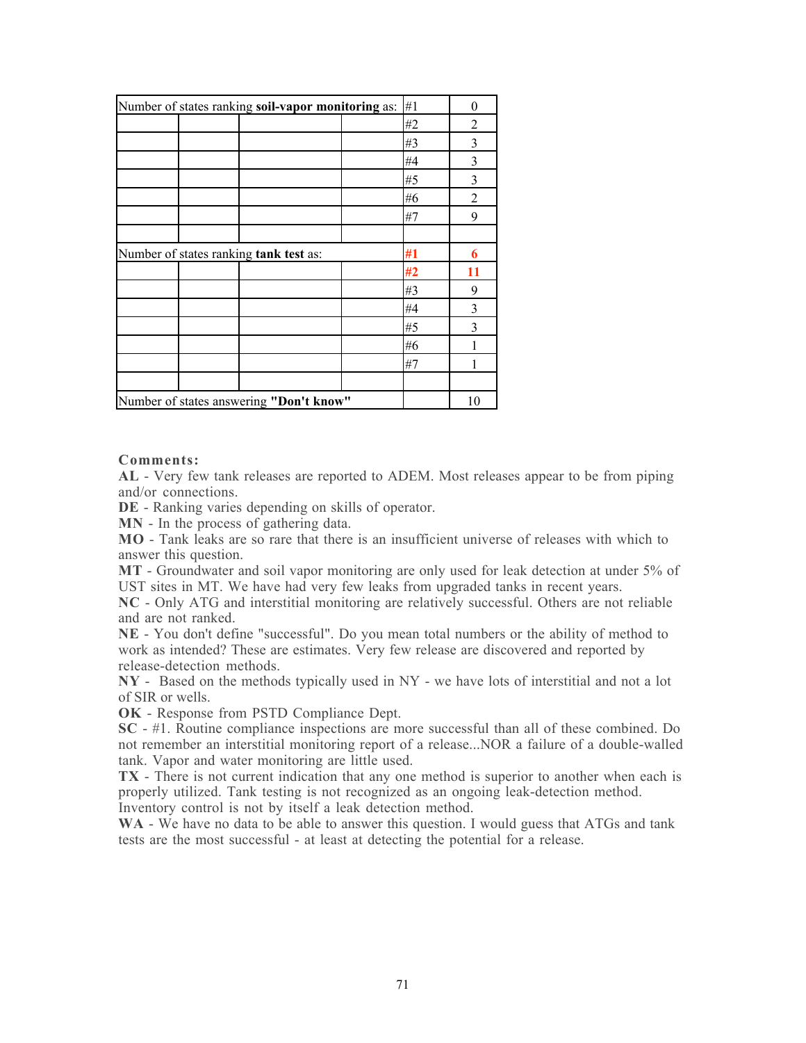| Number of states ranking **soil-vapor monitoring** as: | | | | | |
|---|---|---|---|---|---|
| Number of states ranking **soil-vapor monitoring** as: | | | | #1 | 0 |
| | | | | #2 | 2 |
| | | | | #3 | 3 |
| | | | | #4 | 3 |
| | | | | #5 | 3 |
| | | | | #6 | 2 |
| | | | | #7 | 9 |
| | | | | | |
| Number of states ranking **tank test** as: | | | | **#1** | **6** |
| | | | | **#2** | **11** |
| | | | | #3 | 9 |
| | | | | #4 | 3 |
| | | | | #5 | 3 |
| | | | | #6 | 1 |
| | | | | #7 | 1 |
| | | | | | |
| Number of states answering **"Don't know"** | | | | | 10 |

**Comments:**

**AL** - Very few tank releases are reported to ADEM. Most releases appear to be from piping and/or connections.

**DE** - Ranking varies depending on skills of operator.

**MN** - In the process of gathering data.

**MO** - Tank leaks are so rare that there is an insufficient universe of releases with which to answer this question.

**MT** - Groundwater and soil vapor monitoring are only used for leak detection at under 5% of UST sites in MT. We have had very few leaks from upgraded tanks in recent years.

**NC** - Only ATG and interstitial monitoring are relatively successful. Others are not reliable and are not ranked.

**NE** - You don't define "successful". Do you mean total numbers or the ability of method to work as intended? These are estimates. Very few release are discovered and reported by release-detection methods.

**NY** - Based on the methods typically used in NY - we have lots of interstitial and not a lot of SIR or wells.

**OK** - Response from PSTD Compliance Dept.

**SC** - #1. Routine compliance inspections are more successful than all of these combined. Do not remember an interstitial monitoring report of a release...NOR a failure of a double-walled tank. Vapor and water monitoring are little used.

**TX** - There is not current indication that any one method is superior to another when each is properly utilized. Tank testing is not recognized as an ongoing leak-detection method. Inventory control is not by itself a leak detection method.

**WA** - We have no data to be able to answer this question. I would guess that ATGs and tank tests are the most successful - at least at detecting the potential for a release.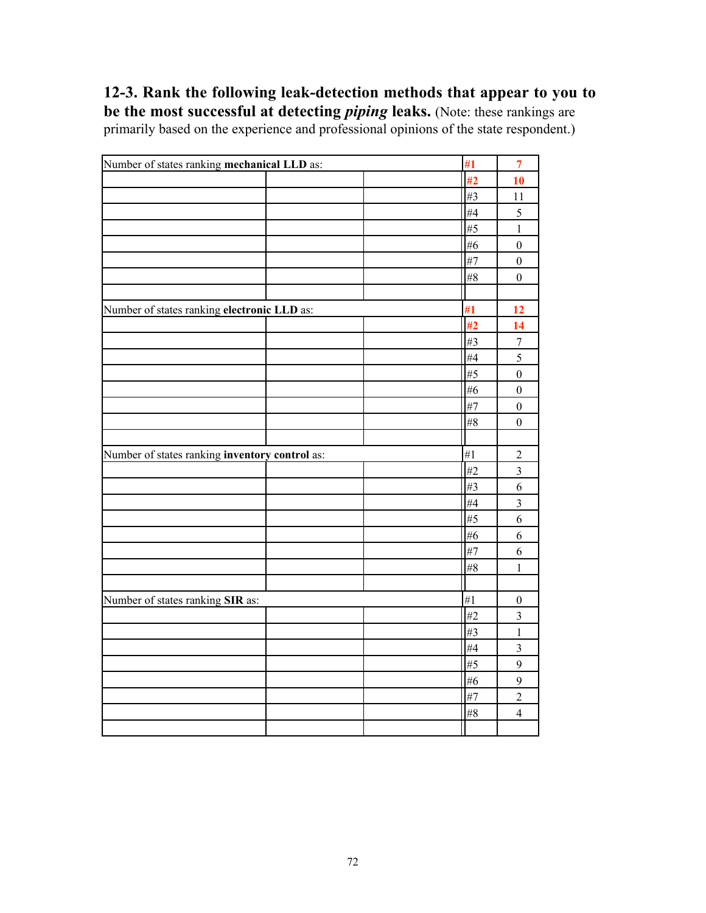**12-3. Rank the following leak-detection methods that appear to you to be the most successful at detecting *piping* leaks.** (Note: these rankings are primarily based on the experience and professional opinions of the state respondent.)

| Method | Rank | Number of states |
|---|---|---|
| Number of states ranking **mechanical LLD** as: | **#1** | **7** |
| | **#2** | **10** |
| | #3 | 11 |
| | #4 | 5 |
| | #5 | 1 |
| | #6 | 0 |
| | #7 | 0 |
| | #8 | 0 |
| | | |
| Number of states ranking **electronic LLD** as: | **#1** | **12** |
| | **#2** | **14** |
| | #3 | 7 |
| | #4 | 5 |
| | #5 | 0 |
| | #6 | 0 |
| | #7 | 0 |
| | #8 | 0 |
| | | |
| Number of states ranking **inventory control** as: | #1 | 2 |
| | #2 | 3 |
| | #3 | 6 |
| | #4 | 3 |
| | #5 | 6 |
| | #6 | 6 |
| | #7 | 6 |
| | #8 | 1 |
| | | |
| Number of states ranking **SIR** as: | #1 | 0 |
| | #2 | 3 |
| | #3 | 1 |
| | #4 | 3 |
| | #5 | 9 |
| | #6 | 9 |
| | #7 | 2 |
| | #8 | 4 |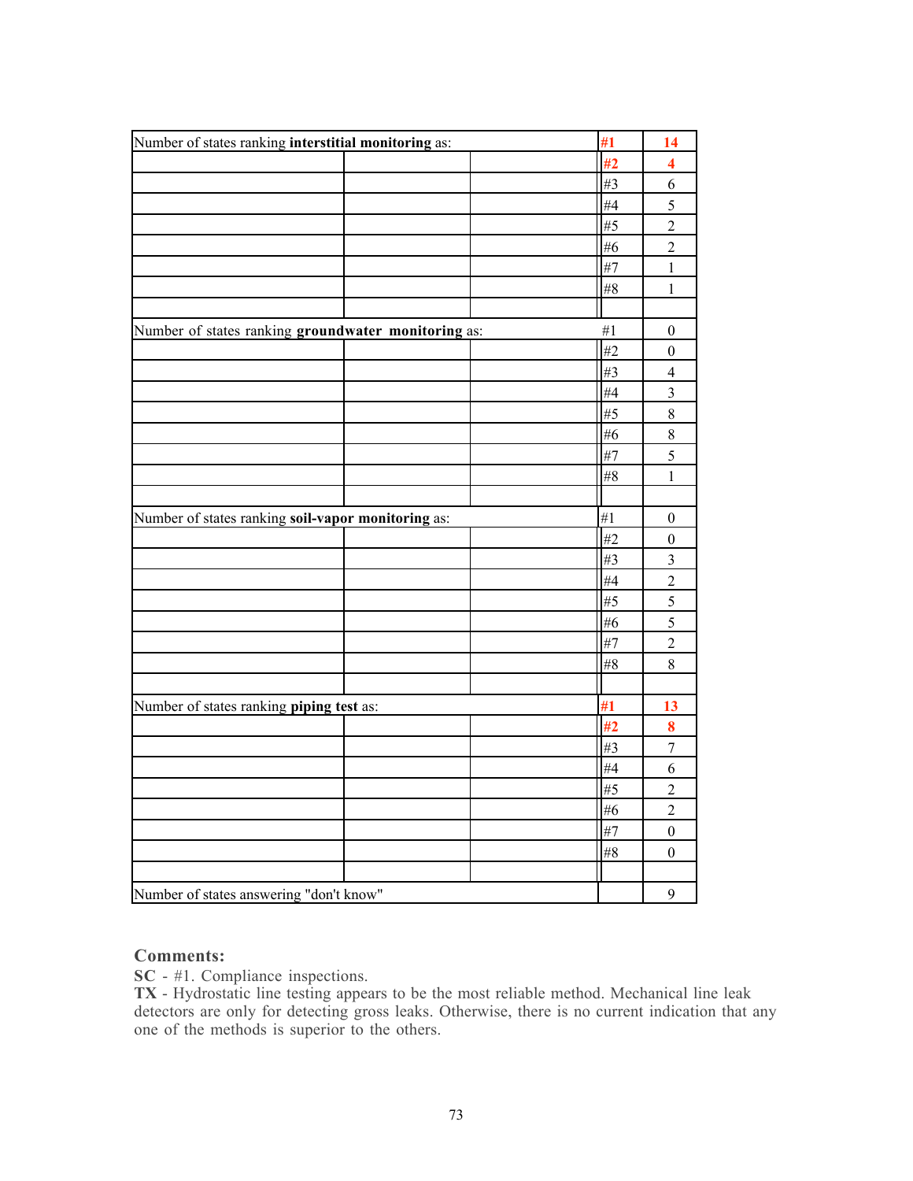| Number of states ranking **interstitial monitoring** as: | | | | |
|---|---|---|---|---|
| | | | **#1** | **14** |
| | | | **#2** | **4** |
| | | | #3 | 6 |
| | | | #4 | 5 |
| | | | #5 | 2 |
| | | | #6 | 2 |
| | | | #7 | 1 |
| | | | #8 | 1 |
| | | | | |
| Number of states ranking **groundwater monitoring** as: | | | #1 | 0 |
| | | | #2 | 0 |
| | | | #3 | 4 |
| | | | #4 | 3 |
| | | | #5 | 8 |
| | | | #6 | 8 |
| | | | #7 | 5 |
| | | | #8 | 1 |
| | | | | |
| Number of states ranking **soil-vapor monitoring** as: | | | #1 | 0 |
| | | | #2 | 0 |
| | | | #3 | 3 |
| | | | #4 | 2 |
| | | | #5 | 5 |
| | | | #6 | 5 |
| | | | #7 | 2 |
| | | | #8 | 8 |
| | | | | |
| Number of states ranking **piping test** as: | | | **#1** | **13** |
| | | | **#2** | **8** |
| | | | #3 | 7 |
| | | | #4 | 6 |
| | | | #5 | 2 |
| | | | #6 | 2 |
| | | | #7 | 0 |
| | | | #8 | 0 |
| | | | | |
| Number of states answering "don't know" | | | | 9 |

### Comments:

**SC** - #1. Compliance inspections.
**TX** - Hydrostatic line testing appears to be the most reliable method. Mechanical line leak detectors are only for detecting gross leaks. Otherwise, there is no current indication that any one of the methods is superior to the others.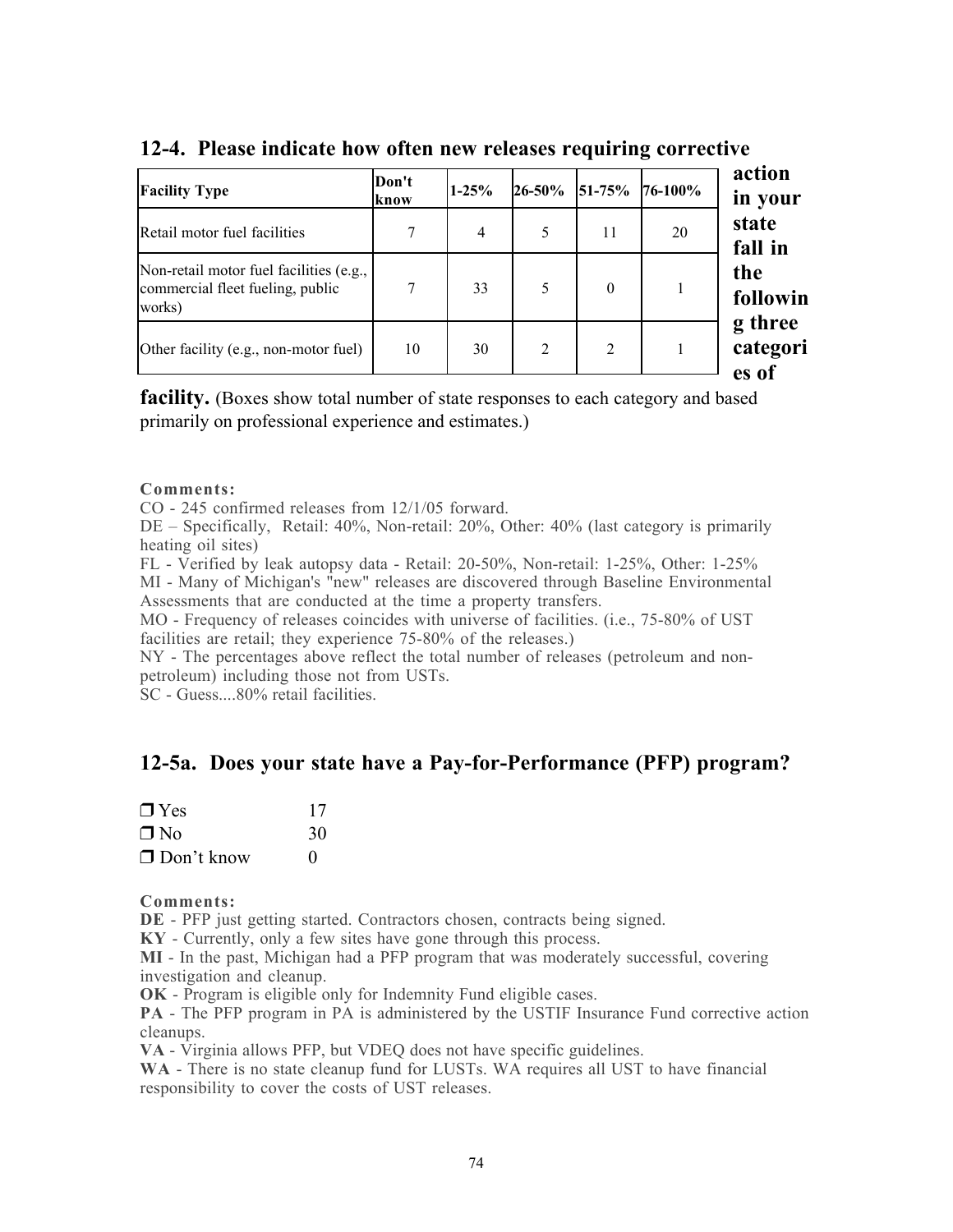## 12-4. Please indicate how often new releases requiring corrective action in your state fall in the following three categories of facility.

| Facility Type | Don't know | 1-25% | 26-50% | 51-75% | 76-100% |
|---|---|---|---|---|---|
| Retail motor fuel facilities | 7 | 4 | 5 | 11 | 20 |
| Non-retail motor fuel facilities (e.g., commercial fleet fueling, public works) | 7 | 33 | 5 | 0 | 1 |
| Other facility (e.g., non-motor fuel) | 10 | 30 | 2 | 2 | 1 |

(Boxes show total number of state responses to each category and based primarily on professional experience and estimates.)

**Comments:**

CO - 245 confirmed releases from 12/1/05 forward.
DE – Specifically, Retail: 40%, Non-retail: 20%, Other: 40% (last category is primarily heating oil sites)
FL - Verified by leak autopsy data - Retail: 20-50%, Non-retail: 1-25%, Other: 1-25%
MI - Many of Michigan's "new" releases are discovered through Baseline Environmental Assessments that are conducted at the time a property transfers.
MO - Frequency of releases coincides with universe of facilities. (i.e., 75-80% of UST facilities are retail; they experience 75-80% of the releases.)
NY - The percentages above reflect the total number of releases (petroleum and non-petroleum) including those not from USTs.
SC - Guess....80% retail facilities.

## 12-5a. Does your state have a Pay-for-Performance (PFP) program?

| | |
|---|---|
| ❒ Yes | 17 |
| ❒ No | 30 |
| ❒ Don't know | 0 |

**Comments:**

**DE** - PFP just getting started. Contractors chosen, contracts being signed.
**KY** - Currently, only a few sites have gone through this process.
**MI** - In the past, Michigan had a PFP program that was moderately successful, covering investigation and cleanup.
**OK** - Program is eligible only for Indemnity Fund eligible cases.
**PA** - The PFP program in PA is administered by the USTIF Insurance Fund corrective action cleanups.
**VA** - Virginia allows PFP, but VDEQ does not have specific guidelines.
**WA** - There is no state cleanup fund for LUSTs. WA requires all UST to have financial responsibility to cover the costs of UST releases.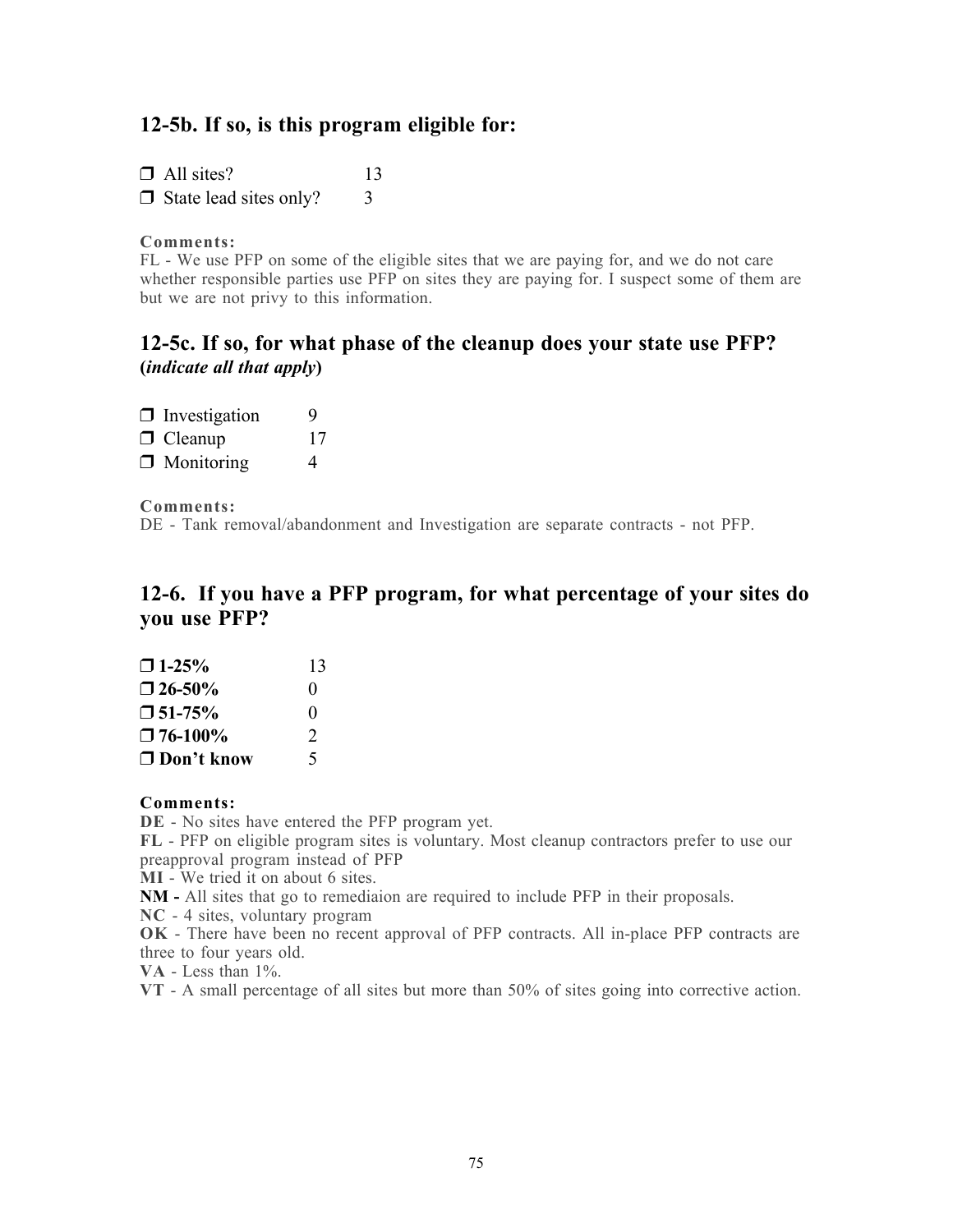## 12-5b. If so, is this program eligible for:

| | |
|---|---|
| ❒ All sites? | 13 |
| ❒ State lead sites only? | 3 |

**Comments:**
FL - We use PFP on some of the eligible sites that we are paying for, and we do not care whether responsible parties use PFP on sites they are paying for. I suspect some of them are but we are not privy to this information.

## 12-5c. If so, for what phase of the cleanup does your state use PFP? (*indicate all that apply*)

| | |
|---|---|
| ❒ Investigation | 9 |
| ❒ Cleanup | 17 |
| ❒ Monitoring | 4 |

**Comments:**
DE - Tank removal/abandonment and Investigation are separate contracts - not PFP.

## 12-6. If you have a PFP program, for what percentage of your sites do you use PFP?

| | |
|---|---|
| **❒ 1-25%** | 13 |
| **❒ 26-50%** | 0 |
| **❒ 51-75%** | 0 |
| **❒ 76-100%** | 2 |
| **❒ Don't know** | 5 |

**Comments:**
**DE** - No sites have entered the PFP program yet.
**FL** - PFP on eligible program sites is voluntary. Most cleanup contractors prefer to use our preapproval program instead of PFP
**MI** - We tried it on about 6 sites.
**NM -** All sites that go to remediaion are required to include PFP in their proposals.
**NC** - 4 sites, voluntary program
**OK** - There have been no recent approval of PFP contracts. All in-place PFP contracts are three to four years old.
**VA** - Less than 1%.
**VT** - A small percentage of all sites but more than 50% of sites going into corrective action.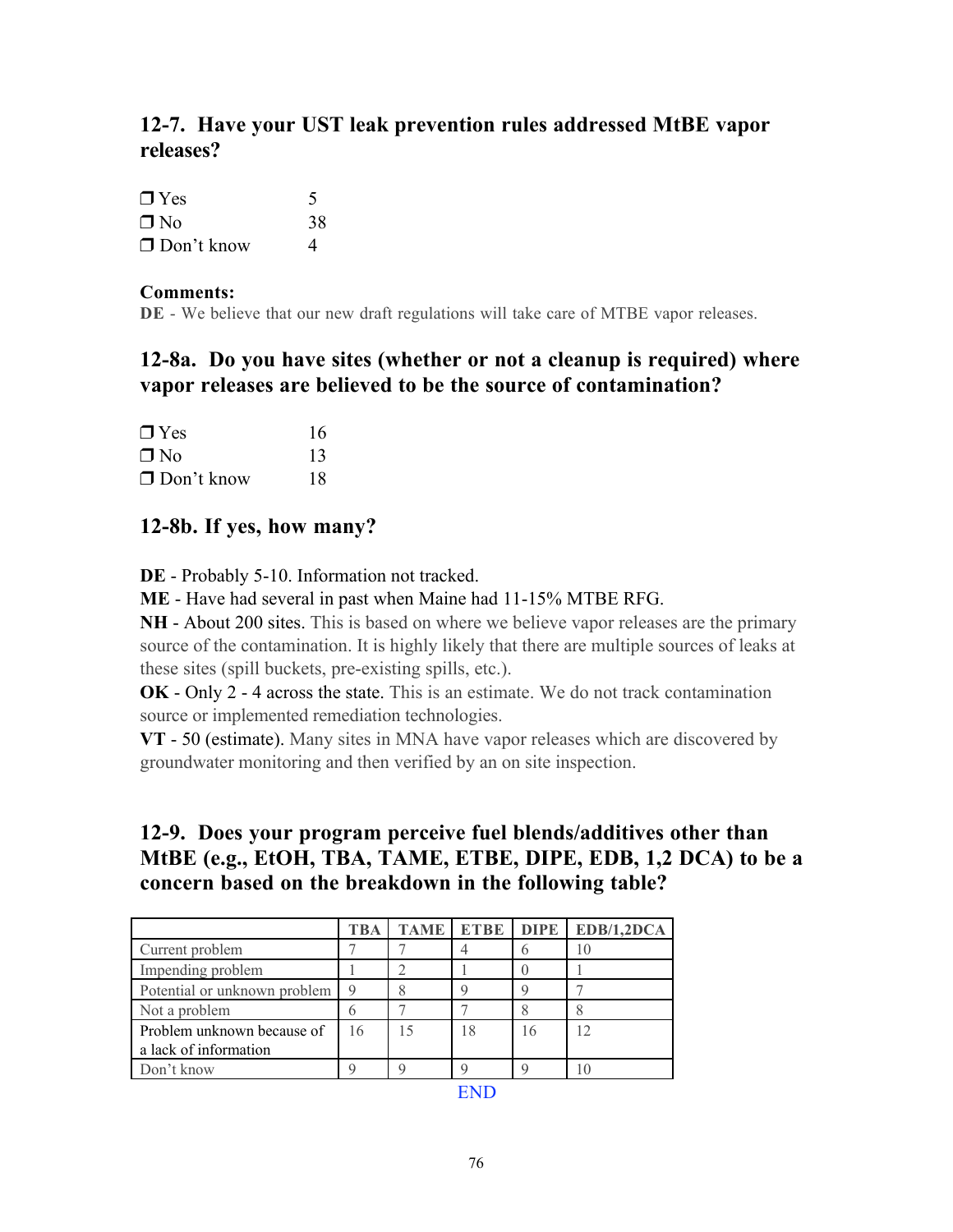## 12-7. Have your UST leak prevention rules addressed MtBE vapor releases?

❒ Yes 5
❒ No 38
❒ Don't know 4

**Comments:**
**DE** - We believe that our new draft regulations will take care of MTBE vapor releases.

## 12-8a. Do you have sites (whether or not a cleanup is required) where vapor releases are believed to be the source of contamination?

❒ Yes 16
❒ No 13
❒ Don't know 18

## 12-8b. If yes, how many?

**DE** - Probably 5-10. Information not tracked.
**ME** - Have had several in past when Maine had 11-15% MTBE RFG.
**NH** - About 200 sites. This is based on where we believe vapor releases are the primary source of the contamination. It is highly likely that there are multiple sources of leaks at these sites (spill buckets, pre-existing spills, etc.).
**OK** - Only 2 - 4 across the state. This is an estimate. We do not track contamination source or implemented remediation technologies.
**VT** - 50 (estimate). Many sites in MNA have vapor releases which are discovered by groundwater monitoring and then verified by an on site inspection.

## 12-9. Does your program perceive fuel blends/additives other than MtBE (e.g., EtOH, TBA, TAME, ETBE, DIPE, EDB, 1,2 DCA) to be a concern based on the breakdown in the following table?

| | TBA | TAME | ETBE | DIPE | EDB/1,2DCA |
|---|---|---|---|---|---|
| Current problem | 7 | 7 | 4 | 6 | 10 |
| Impending problem | 1 | 2 | 1 | 0 | 1 |
| Potential or unknown problem | 9 | 8 | 9 | 9 | 7 |
| Not a problem | 6 | 7 | 7 | 8 | 8 |
| Problem unknown because of a lack of information | 16 | 15 | 18 | 16 | 12 |
| Don't know | 9 | 9 | 9 | 9 | 10 |

END